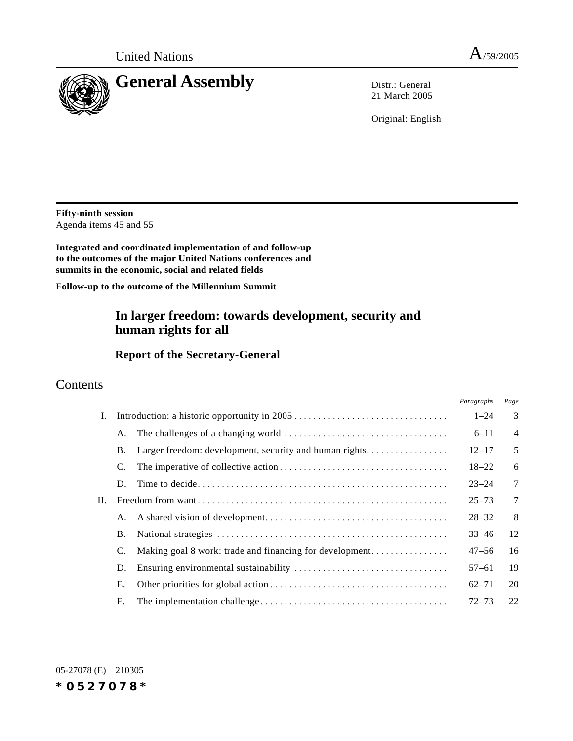United Nations A/59/2005

# General Assembly

Distr.: General
21 March 2005

Original: English

**Fifty-ninth session**
Agenda items 45 and 55

**Integrated and coordinated implementation of and follow-up to the outcomes of the major United Nations conferences and summits in the economic, social and related fields**

**Follow-up to the outcome of the Millennium Summit**

# In larger freedom: towards development, security and human rights for all

## Report of the Secretary-General

## Contents

| | | | *Paragraphs* | *Page* |
|---|---|---|---|---|
| I. | Introduction: a historic opportunity in 2005 | | 1–24 | 3 |
| | A. | The challenges of a changing world | 6–11 | 4 |
| | B. | Larger freedom: development, security and human rights | 12–17 | 5 |
| | C. | The imperative of collective action | 18–22 | 6 |
| | D. | Time to decide | 23–24 | 7 |
| II. | Freedom from want | | 25–73 | 7 |
| | A. | A shared vision of development | 28–32 | 8 |
| | B. | National strategies | 33–46 | 12 |
| | C. | Making goal 8 work: trade and financing for development | 47–56 | 16 |
| | D. | Ensuring environmental sustainability | 57–61 | 19 |
| | E. | Other priorities for global action | 62–71 | 20 |
| | F. | The implementation challenge | 72–73 | 22 |

05-27078 (E) 210305

*0527078*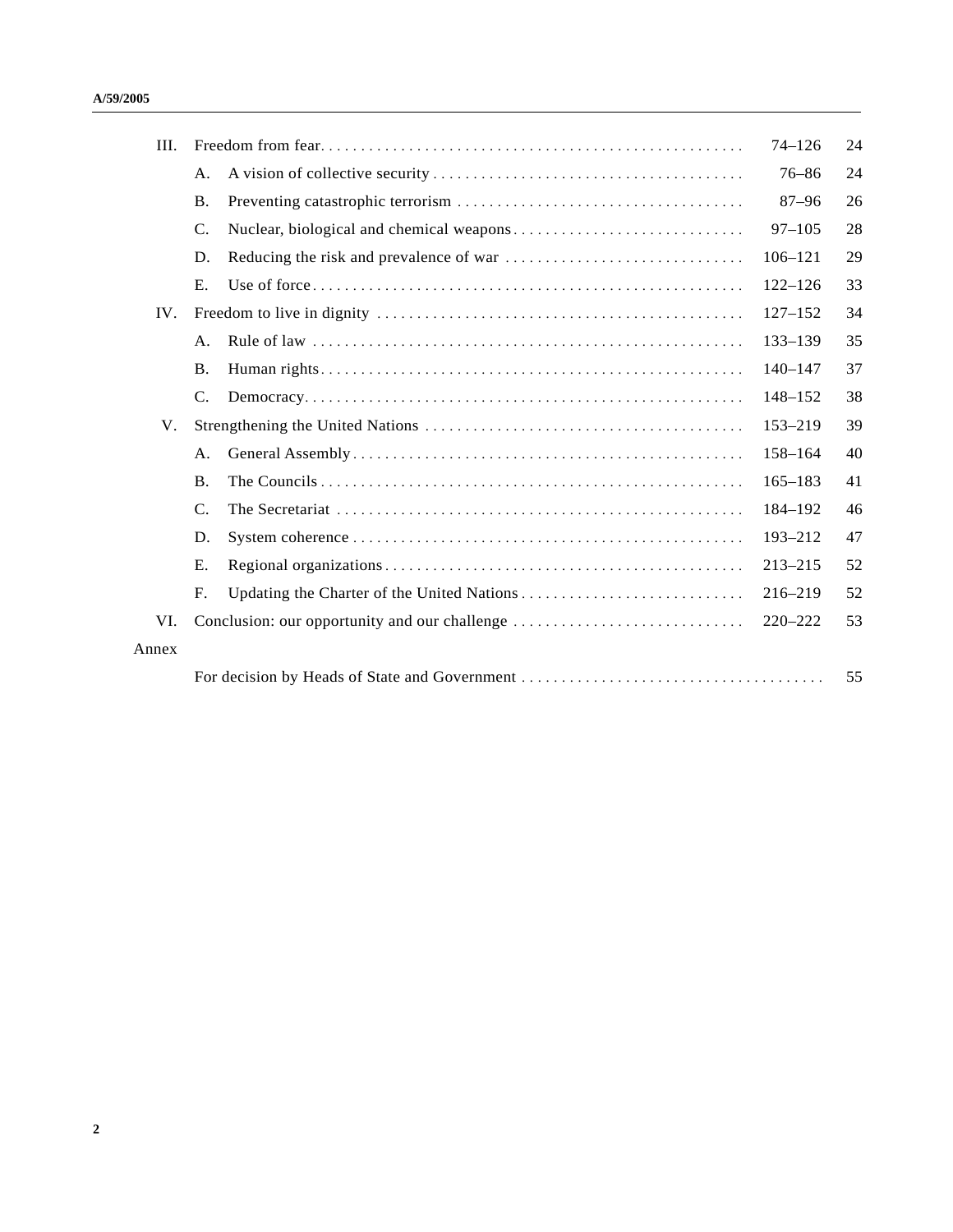| | | | Paragraphs | Page |
|---|---|---|---|---|
| III. | Freedom from fear | | 74–126 | 24 |
| | A. | A vision of collective security | 76–86 | 24 |
| | B. | Preventing catastrophic terrorism | 87–96 | 26 |
| | C. | Nuclear, biological and chemical weapons | 97–105 | 28 |
| | D. | Reducing the risk and prevalence of war | 106–121 | 29 |
| | E. | Use of force | 122–126 | 33 |
| IV. | Freedom to live in dignity | | 127–152 | 34 |
| | A. | Rule of law | 133–139 | 35 |
| | B. | Human rights | 140–147 | 37 |
| | C. | Democracy | 148–152 | 38 |
| V. | Strengthening the United Nations | | 153–219 | 39 |
| | A. | General Assembly | 158–164 | 40 |
| | B. | The Councils | 165–183 | 41 |
| | C. | The Secretariat | 184–192 | 46 |
| | D. | System coherence | 193–212 | 47 |
| | E. | Regional organizations | 213–215 | 52 |
| | F. | Updating the Charter of the United Nations | 216–219 | 52 |
| VI. | Conclusion: our opportunity and our challenge | | 220–222 | 53 |
| Annex | | | | |
| | For decision by Heads of State and Government | | | 55 |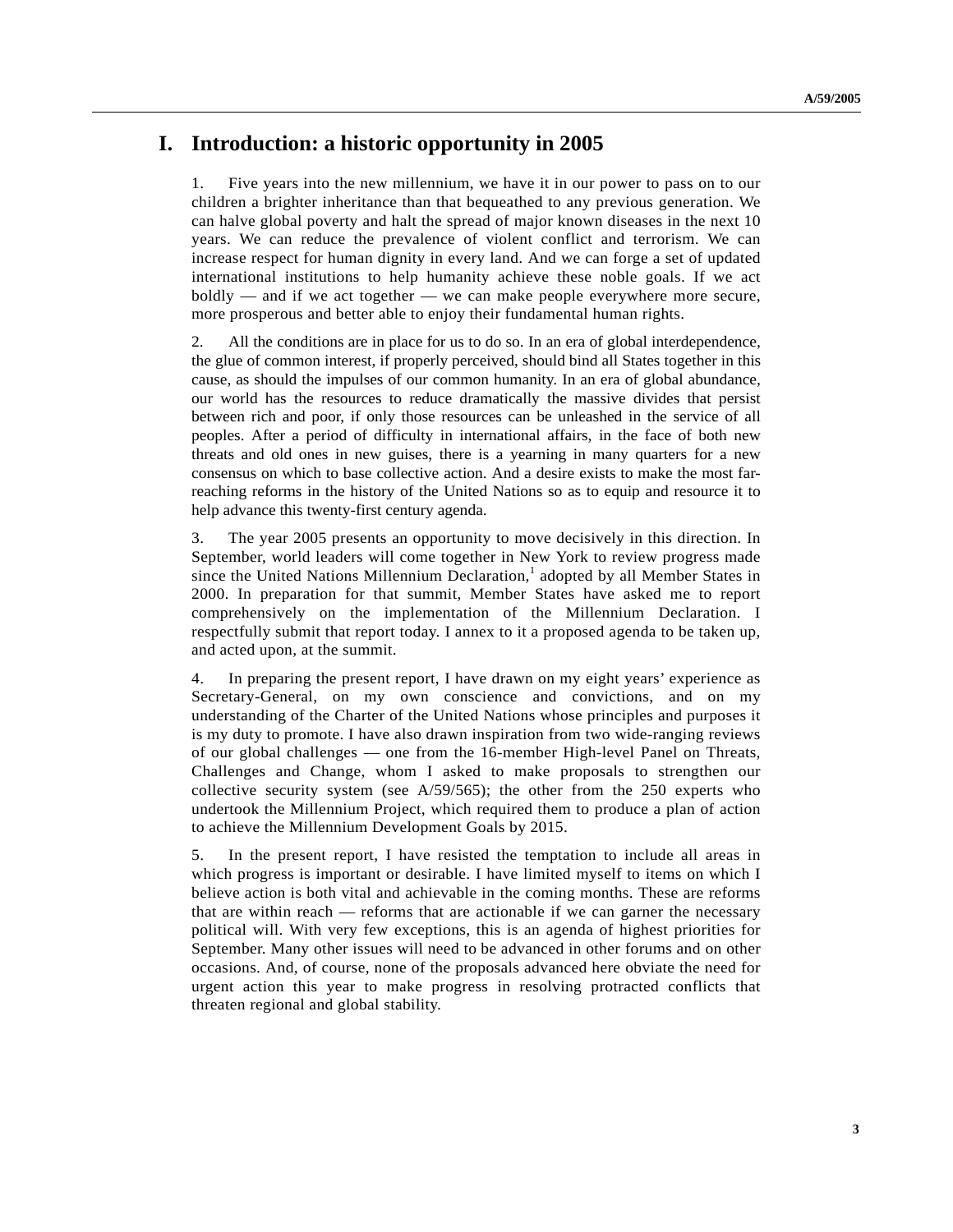# I. Introduction: a historic opportunity in 2005

1. Five years into the new millennium, we have it in our power to pass on to our children a brighter inheritance than that bequeathed to any previous generation. We can halve global poverty and halt the spread of major known diseases in the next 10 years. We can reduce the prevalence of violent conflict and terrorism. We can increase respect for human dignity in every land. And we can forge a set of updated international institutions to help humanity achieve these noble goals. If we act boldly — and if we act together — we can make people everywhere more secure, more prosperous and better able to enjoy their fundamental human rights.

2. All the conditions are in place for us to do so. In an era of global interdependence, the glue of common interest, if properly perceived, should bind all States together in this cause, as should the impulses of our common humanity. In an era of global abundance, our world has the resources to reduce dramatically the massive divides that persist between rich and poor, if only those resources can be unleashed in the service of all peoples. After a period of difficulty in international affairs, in the face of both new threats and old ones in new guises, there is a yearning in many quarters for a new consensus on which to base collective action. And a desire exists to make the most far-reaching reforms in the history of the United Nations so as to equip and resource it to help advance this twenty-first century agenda.

3. The year 2005 presents an opportunity to move decisively in this direction. In September, world leaders will come together in New York to review progress made since the United Nations Millennium Declaration,[1] adopted by all Member States in 2000. In preparation for that summit, Member States have asked me to report comprehensively on the implementation of the Millennium Declaration. I respectfully submit that report today. I annex to it a proposed agenda to be taken up, and acted upon, at the summit.

4. In preparing the present report, I have drawn on my eight years' experience as Secretary-General, on my own conscience and convictions, and on my understanding of the Charter of the United Nations whose principles and purposes it is my duty to promote. I have also drawn inspiration from two wide-ranging reviews of our global challenges — one from the 16-member High-level Panel on Threats, Challenges and Change, whom I asked to make proposals to strengthen our collective security system (see A/59/565); the other from the 250 experts who undertook the Millennium Project, which required them to produce a plan of action to achieve the Millennium Development Goals by 2015.

5. In the present report, I have resisted the temptation to include all areas in which progress is important or desirable. I have limited myself to items on which I believe action is both vital and achievable in the coming months. These are reforms that are within reach — reforms that are actionable if we can garner the necessary political will. With very few exceptions, this is an agenda of highest priorities for September. Many other issues will need to be advanced in other forums and on other occasions. And, of course, none of the proposals advanced here obviate the need for urgent action this year to make progress in resolving protracted conflicts that threaten regional and global stability.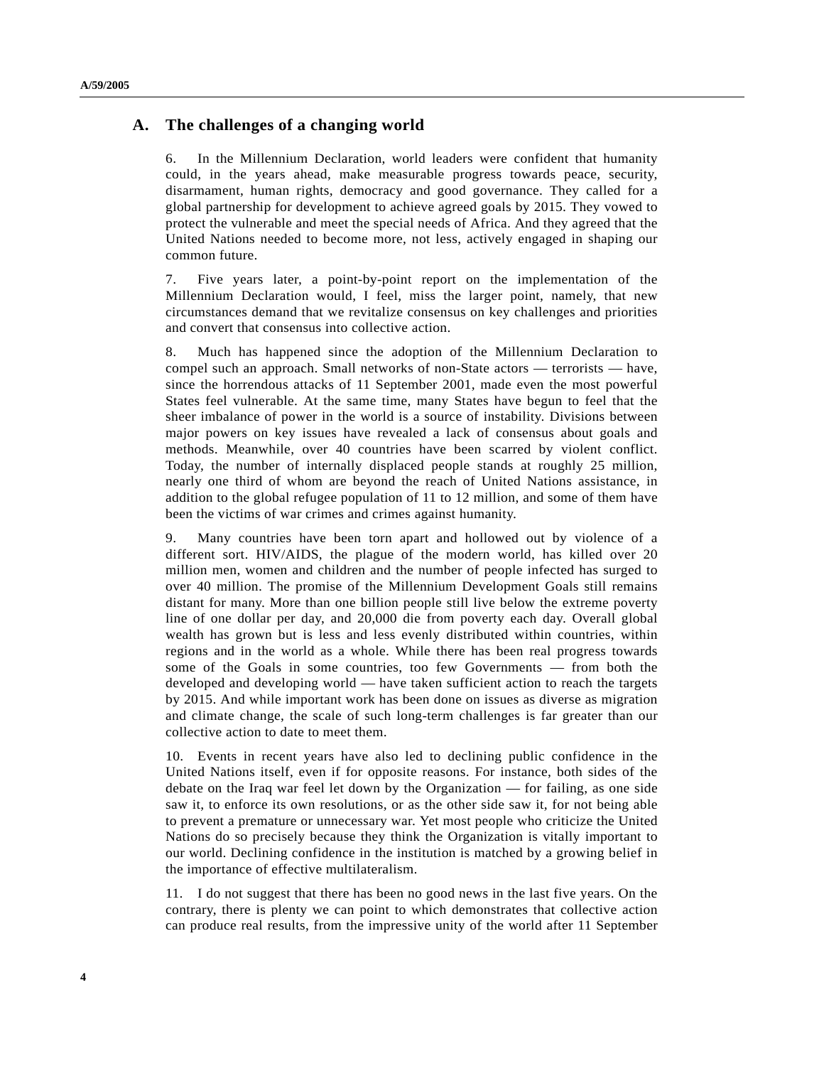## A. The challenges of a changing world

6. In the Millennium Declaration, world leaders were confident that humanity could, in the years ahead, make measurable progress towards peace, security, disarmament, human rights, democracy and good governance. They called for a global partnership for development to achieve agreed goals by 2015. They vowed to protect the vulnerable and meet the special needs of Africa. And they agreed that the United Nations needed to become more, not less, actively engaged in shaping our common future.

7. Five years later, a point-by-point report on the implementation of the Millennium Declaration would, I feel, miss the larger point, namely, that new circumstances demand that we revitalize consensus on key challenges and priorities and convert that consensus into collective action.

8. Much has happened since the adoption of the Millennium Declaration to compel such an approach. Small networks of non-State actors — terrorists — have, since the horrendous attacks of 11 September 2001, made even the most powerful States feel vulnerable. At the same time, many States have begun to feel that the sheer imbalance of power in the world is a source of instability. Divisions between major powers on key issues have revealed a lack of consensus about goals and methods. Meanwhile, over 40 countries have been scarred by violent conflict. Today, the number of internally displaced people stands at roughly 25 million, nearly one third of whom are beyond the reach of United Nations assistance, in addition to the global refugee population of 11 to 12 million, and some of them have been the victims of war crimes and crimes against humanity.

9. Many countries have been torn apart and hollowed out by violence of a different sort. HIV/AIDS, the plague of the modern world, has killed over 20 million men, women and children and the number of people infected has surged to over 40 million. The promise of the Millennium Development Goals still remains distant for many. More than one billion people still live below the extreme poverty line of one dollar per day, and 20,000 die from poverty each day. Overall global wealth has grown but is less and less evenly distributed within countries, within regions and in the world as a whole. While there has been real progress towards some of the Goals in some countries, too few Governments — from both the developed and developing world — have taken sufficient action to reach the targets by 2015. And while important work has been done on issues as diverse as migration and climate change, the scale of such long-term challenges is far greater than our collective action to date to meet them.

10. Events in recent years have also led to declining public confidence in the United Nations itself, even if for opposite reasons. For instance, both sides of the debate on the Iraq war feel let down by the Organization — for failing, as one side saw it, to enforce its own resolutions, or as the other side saw it, for not being able to prevent a premature or unnecessary war. Yet most people who criticize the United Nations do so precisely because they think the Organization is vitally important to our world. Declining confidence in the institution is matched by a growing belief in the importance of effective multilateralism.

11. I do not suggest that there has been no good news in the last five years. On the contrary, there is plenty we can point to which demonstrates that collective action can produce real results, from the impressive unity of the world after 11 September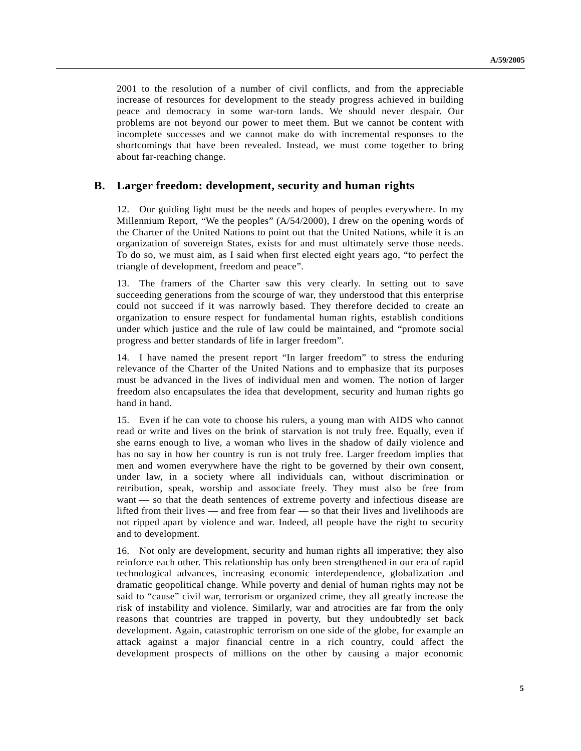2001 to the resolution of a number of civil conflicts, and from the appreciable increase of resources for development to the steady progress achieved in building peace and democracy in some war-torn lands. We should never despair. Our problems are not beyond our power to meet them. But we cannot be content with incomplete successes and we cannot make do with incremental responses to the shortcomings that have been revealed. Instead, we must come together to bring about far-reaching change.

## B. Larger freedom: development, security and human rights

12. Our guiding light must be the needs and hopes of peoples everywhere. In my Millennium Report, "We the peoples" (A/54/2000), I drew on the opening words of the Charter of the United Nations to point out that the United Nations, while it is an organization of sovereign States, exists for and must ultimately serve those needs. To do so, we must aim, as I said when first elected eight years ago, "to perfect the triangle of development, freedom and peace".

13. The framers of the Charter saw this very clearly. In setting out to save succeeding generations from the scourge of war, they understood that this enterprise could not succeed if it was narrowly based. They therefore decided to create an organization to ensure respect for fundamental human rights, establish conditions under which justice and the rule of law could be maintained, and "promote social progress and better standards of life in larger freedom".

14. I have named the present report "In larger freedom" to stress the enduring relevance of the Charter of the United Nations and to emphasize that its purposes must be advanced in the lives of individual men and women. The notion of larger freedom also encapsulates the idea that development, security and human rights go hand in hand.

15. Even if he can vote to choose his rulers, a young man with AIDS who cannot read or write and lives on the brink of starvation is not truly free. Equally, even if she earns enough to live, a woman who lives in the shadow of daily violence and has no say in how her country is run is not truly free. Larger freedom implies that men and women everywhere have the right to be governed by their own consent, under law, in a society where all individuals can, without discrimination or retribution, speak, worship and associate freely. They must also be free from want — so that the death sentences of extreme poverty and infectious disease are lifted from their lives — and free from fear — so that their lives and livelihoods are not ripped apart by violence and war. Indeed, all people have the right to security and to development.

16. Not only are development, security and human rights all imperative; they also reinforce each other. This relationship has only been strengthened in our era of rapid technological advances, increasing economic interdependence, globalization and dramatic geopolitical change. While poverty and denial of human rights may not be said to "cause" civil war, terrorism or organized crime, they all greatly increase the risk of instability and violence. Similarly, war and atrocities are far from the only reasons that countries are trapped in poverty, but they undoubtedly set back development. Again, catastrophic terrorism on one side of the globe, for example an attack against a major financial centre in a rich country, could affect the development prospects of millions on the other by causing a major economic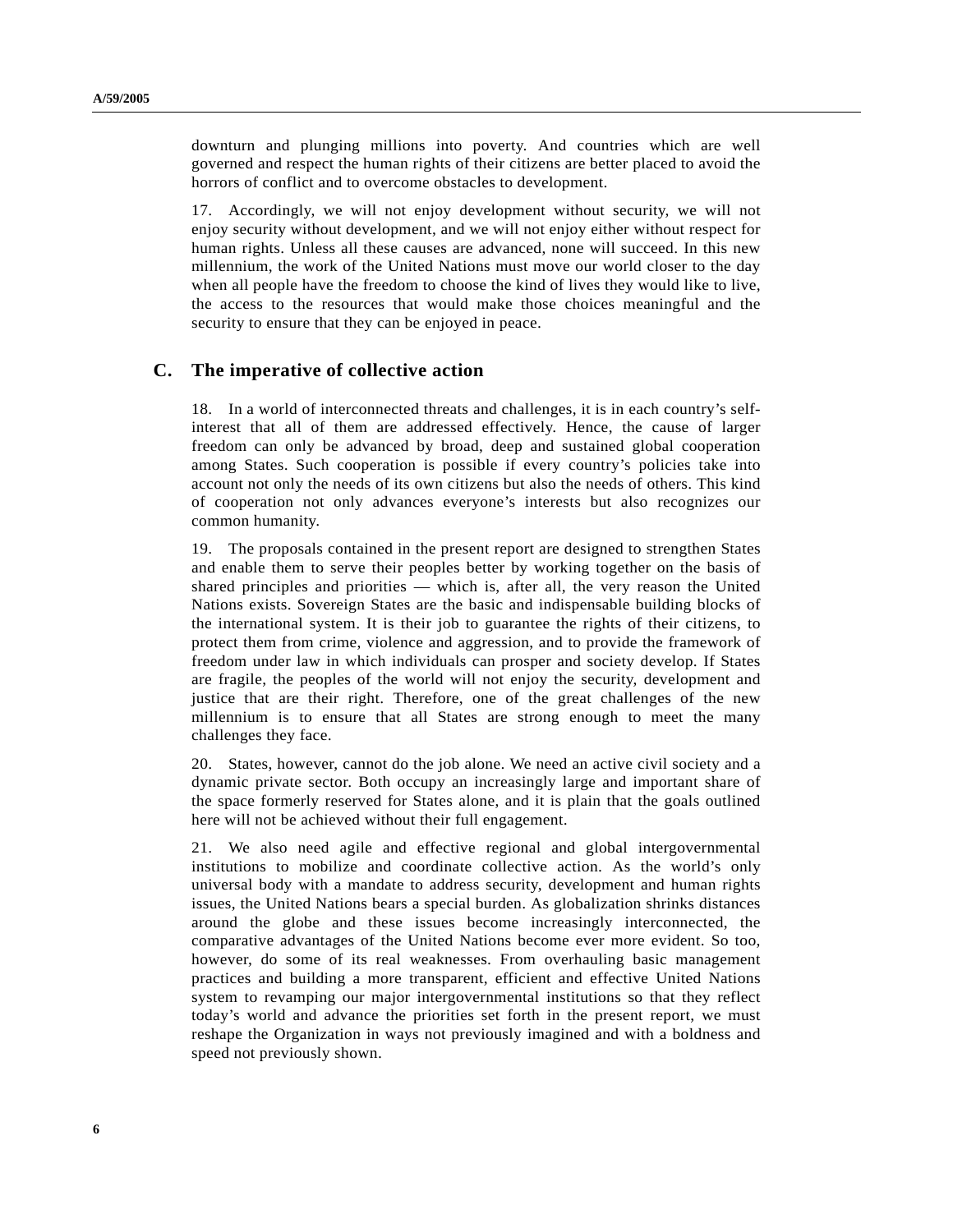downturn and plunging millions into poverty. And countries which are well governed and respect the human rights of their citizens are better placed to avoid the horrors of conflict and to overcome obstacles to development.

17. Accordingly, we will not enjoy development without security, we will not enjoy security without development, and we will not enjoy either without respect for human rights. Unless all these causes are advanced, none will succeed. In this new millennium, the work of the United Nations must move our world closer to the day when all people have the freedom to choose the kind of lives they would like to live, the access to the resources that would make those choices meaningful and the security to ensure that they can be enjoyed in peace.

## C. The imperative of collective action

18. In a world of interconnected threats and challenges, it is in each country's self-interest that all of them are addressed effectively. Hence, the cause of larger freedom can only be advanced by broad, deep and sustained global cooperation among States. Such cooperation is possible if every country's policies take into account not only the needs of its own citizens but also the needs of others. This kind of cooperation not only advances everyone's interests but also recognizes our common humanity.

19. The proposals contained in the present report are designed to strengthen States and enable them to serve their peoples better by working together on the basis of shared principles and priorities — which is, after all, the very reason the United Nations exists. Sovereign States are the basic and indispensable building blocks of the international system. It is their job to guarantee the rights of their citizens, to protect them from crime, violence and aggression, and to provide the framework of freedom under law in which individuals can prosper and society develop. If States are fragile, the peoples of the world will not enjoy the security, development and justice that are their right. Therefore, one of the great challenges of the new millennium is to ensure that all States are strong enough to meet the many challenges they face.

20. States, however, cannot do the job alone. We need an active civil society and a dynamic private sector. Both occupy an increasingly large and important share of the space formerly reserved for States alone, and it is plain that the goals outlined here will not be achieved without their full engagement.

21. We also need agile and effective regional and global intergovernmental institutions to mobilize and coordinate collective action. As the world's only universal body with a mandate to address security, development and human rights issues, the United Nations bears a special burden. As globalization shrinks distances around the globe and these issues become increasingly interconnected, the comparative advantages of the United Nations become ever more evident. So too, however, do some of its real weaknesses. From overhauling basic management practices and building a more transparent, efficient and effective United Nations system to revamping our major intergovernmental institutions so that they reflect today's world and advance the priorities set forth in the present report, we must reshape the Organization in ways not previously imagined and with a boldness and speed not previously shown.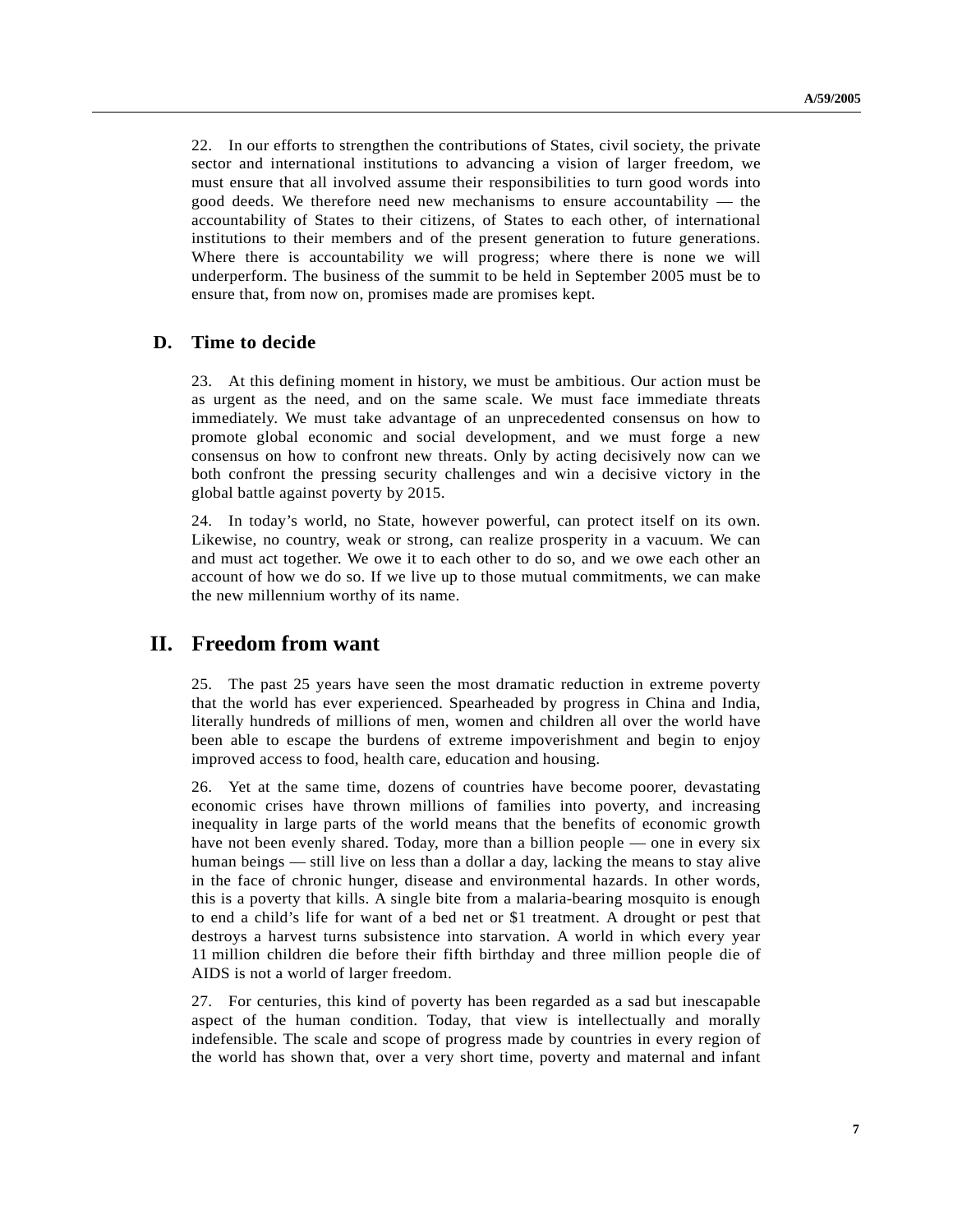22. In our efforts to strengthen the contributions of States, civil society, the private sector and international institutions to advancing a vision of larger freedom, we must ensure that all involved assume their responsibilities to turn good words into good deeds. We therefore need new mechanisms to ensure accountability — the accountability of States to their citizens, of States to each other, of international institutions to their members and of the present generation to future generations. Where there is accountability we will progress; where there is none we will underperform. The business of the summit to be held in September 2005 must be to ensure that, from now on, promises made are promises kept.

### D. Time to decide

23. At this defining moment in history, we must be ambitious. Our action must be as urgent as the need, and on the same scale. We must face immediate threats immediately. We must take advantage of an unprecedented consensus on how to promote global economic and social development, and we must forge a new consensus on how to confront new threats. Only by acting decisively now can we both confront the pressing security challenges and win a decisive victory in the global battle against poverty by 2015.

24. In today's world, no State, however powerful, can protect itself on its own. Likewise, no country, weak or strong, can realize prosperity in a vacuum. We can and must act together. We owe it to each other to do so, and we owe each other an account of how we do so. If we live up to those mutual commitments, we can make the new millennium worthy of its name.

## II. Freedom from want

25. The past 25 years have seen the most dramatic reduction in extreme poverty that the world has ever experienced. Spearheaded by progress in China and India, literally hundreds of millions of men, women and children all over the world have been able to escape the burdens of extreme impoverishment and begin to enjoy improved access to food, health care, education and housing.

26. Yet at the same time, dozens of countries have become poorer, devastating economic crises have thrown millions of families into poverty, and increasing inequality in large parts of the world means that the benefits of economic growth have not been evenly shared. Today, more than a billion people — one in every six human beings — still live on less than a dollar a day, lacking the means to stay alive in the face of chronic hunger, disease and environmental hazards. In other words, this is a poverty that kills. A single bite from a malaria-bearing mosquito is enough to end a child's life for want of a bed net or $1 treatment. A drought or pest that destroys a harvest turns subsistence into starvation. A world in which every year 11 million children die before their fifth birthday and three million people die of AIDS is not a world of larger freedom.

27. For centuries, this kind of poverty has been regarded as a sad but inescapable aspect of the human condition. Today, that view is intellectually and morally indefensible. The scale and scope of progress made by countries in every region of the world has shown that, over a very short time, poverty and maternal and infant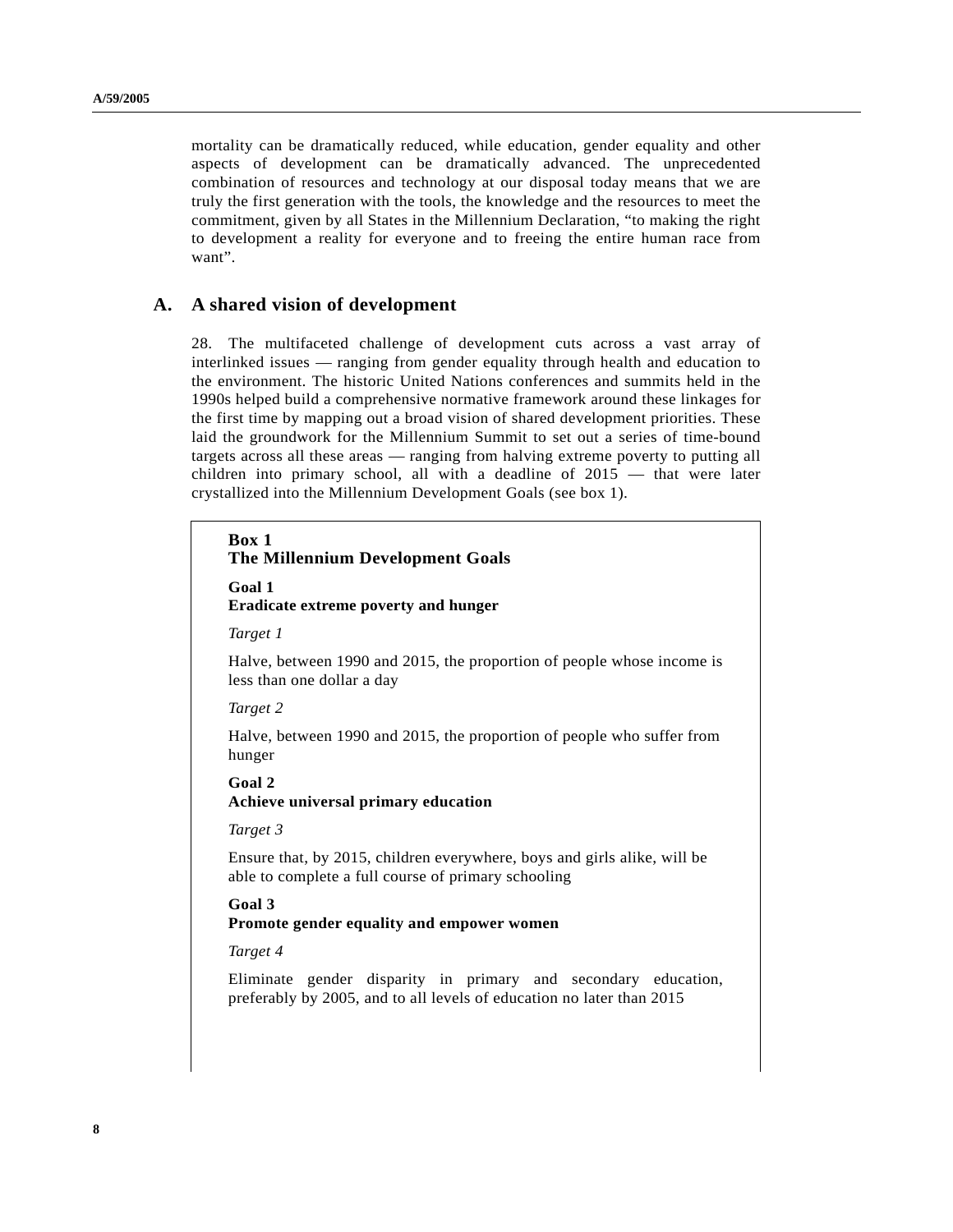mortality can be dramatically reduced, while education, gender equality and other aspects of development can be dramatically advanced. The unprecedented combination of resources and technology at our disposal today means that we are truly the first generation with the tools, the knowledge and the resources to meet the commitment, given by all States in the Millennium Declaration, "to making the right to development a reality for everyone and to freeing the entire human race from want".

## A. A shared vision of development

28. The multifaceted challenge of development cuts across a vast array of interlinked issues — ranging from gender equality through health and education to the environment. The historic United Nations conferences and summits held in the 1990s helped build a comprehensive normative framework around these linkages for the first time by mapping out a broad vision of shared development priorities. These laid the groundwork for the Millennium Summit to set out a series of time-bound targets across all these areas — ranging from halving extreme poverty to putting all children into primary school, all with a deadline of 2015 — that were later crystallized into the Millennium Development Goals (see box 1).

**Box 1**
**The Millennium Development Goals**

**Goal 1**
**Eradicate extreme poverty and hunger**

*Target 1*

Halve, between 1990 and 2015, the proportion of people whose income is less than one dollar a day

*Target 2*

Halve, between 1990 and 2015, the proportion of people who suffer from hunger

**Goal 2**
**Achieve universal primary education**

*Target 3*

Ensure that, by 2015, children everywhere, boys and girls alike, will be able to complete a full course of primary schooling

**Goal 3**
**Promote gender equality and empower women**

*Target 4*

Eliminate gender disparity in primary and secondary education, preferably by 2005, and to all levels of education no later than 2015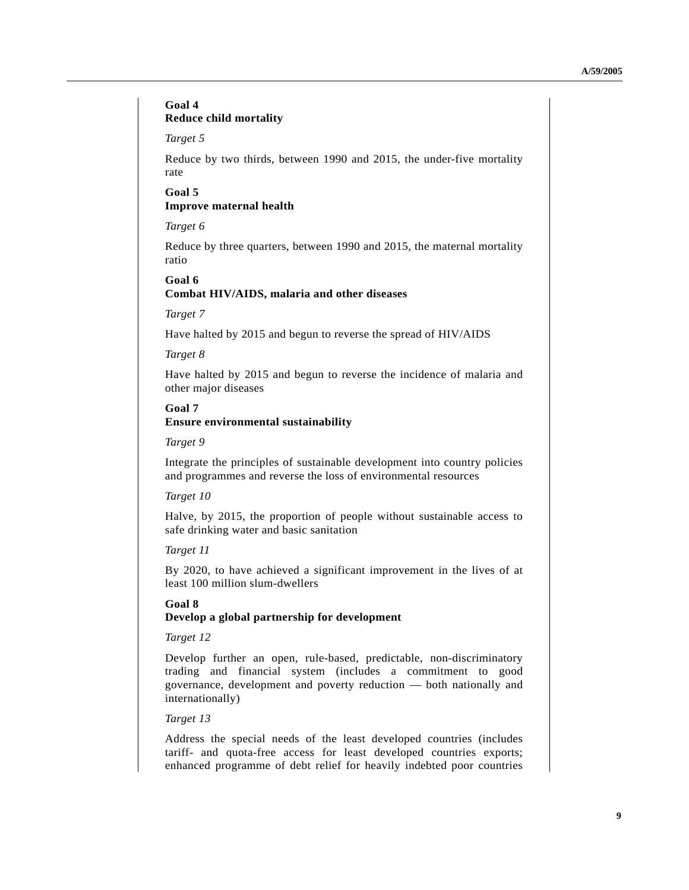**Goal 4**
**Reduce child mortality**

*Target 5*

Reduce by two thirds, between 1990 and 2015, the under-five mortality rate

**Goal 5**
**Improve maternal health**

*Target 6*

Reduce by three quarters, between 1990 and 2015, the maternal mortality ratio

**Goal 6**
**Combat HIV/AIDS, malaria and other diseases**

*Target 7*

Have halted by 2015 and begun to reverse the spread of HIV/AIDS

*Target 8*

Have halted by 2015 and begun to reverse the incidence of malaria and other major diseases

**Goal 7**
**Ensure environmental sustainability**

*Target 9*

Integrate the principles of sustainable development into country policies and programmes and reverse the loss of environmental resources

*Target 10*

Halve, by 2015, the proportion of people without sustainable access to safe drinking water and basic sanitation

*Target 11*

By 2020, to have achieved a significant improvement in the lives of at least 100 million slum-dwellers

**Goal 8**
**Develop a global partnership for development**

*Target 12*

Develop further an open, rule-based, predictable, non-discriminatory trading and financial system (includes a commitment to good governance, development and poverty reduction — both nationally and internationally)

*Target 13*

Address the special needs of the least developed countries (includes tariff- and quota-free access for least developed countries exports; enhanced programme of debt relief for heavily indebted poor countries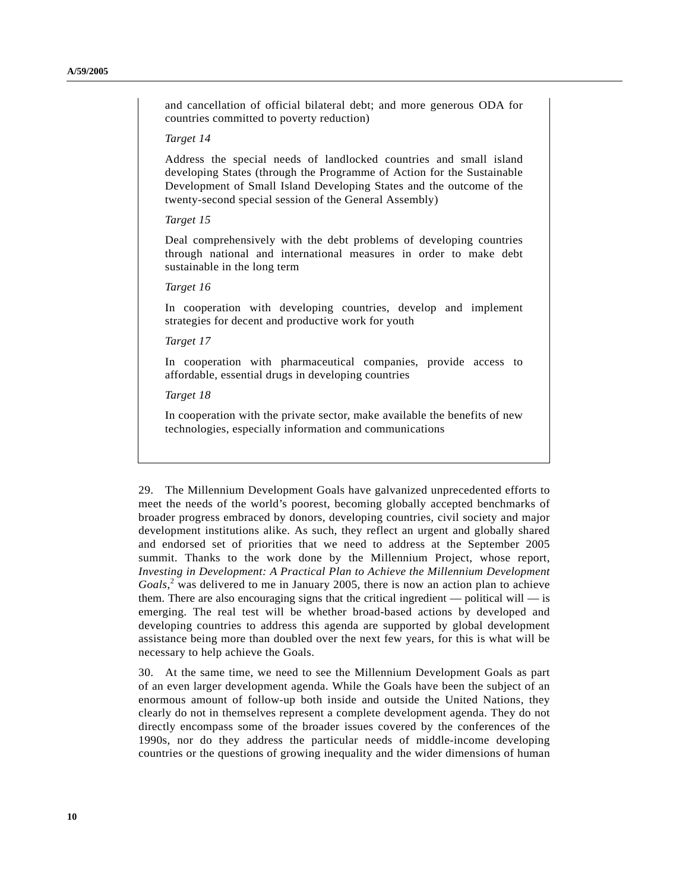and cancellation of official bilateral debt; and more generous ODA for countries committed to poverty reduction)

*Target 14*

Address the special needs of landlocked countries and small island developing States (through the Programme of Action for the Sustainable Development of Small Island Developing States and the outcome of the twenty-second special session of the General Assembly)

*Target 15*

Deal comprehensively with the debt problems of developing countries through national and international measures in order to make debt sustainable in the long term

*Target 16*

In cooperation with developing countries, develop and implement strategies for decent and productive work for youth

*Target 17*

In cooperation with pharmaceutical companies, provide access to affordable, essential drugs in developing countries

*Target 18*

In cooperation with the private sector, make available the benefits of new technologies, especially information and communications

29. The Millennium Development Goals have galvanized unprecedented efforts to meet the needs of the world's poorest, becoming globally accepted benchmarks of broader progress embraced by donors, developing countries, civil society and major development institutions alike. As such, they reflect an urgent and globally shared and endorsed set of priorities that we need to address at the September 2005 summit. Thanks to the work done by the Millennium Project, whose report, *Investing in Development: A Practical Plan to Achieve the Millennium Development Goals*,[2] was delivered to me in January 2005, there is now an action plan to achieve them. There are also encouraging signs that the critical ingredient — political will — is emerging. The real test will be whether broad-based actions by developed and developing countries to address this agenda are supported by global development assistance being more than doubled over the next few years, for this is what will be necessary to help achieve the Goals.

30. At the same time, we need to see the Millennium Development Goals as part of an even larger development agenda. While the Goals have been the subject of an enormous amount of follow-up both inside and outside the United Nations, they clearly do not in themselves represent a complete development agenda. They do not directly encompass some of the broader issues covered by the conferences of the 1990s, nor do they address the particular needs of middle-income developing countries or the questions of growing inequality and the wider dimensions of human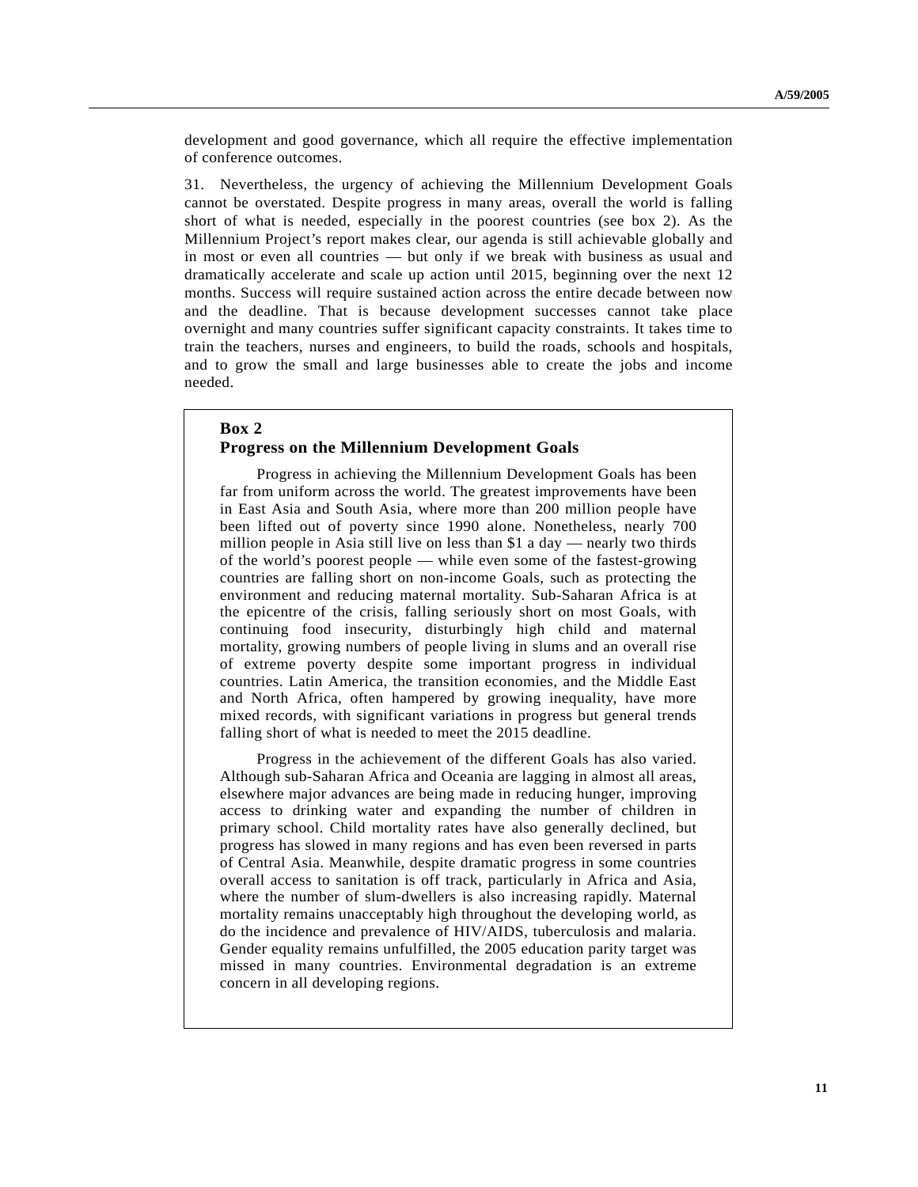development and good governance, which all require the effective implementation of conference outcomes.

31. Nevertheless, the urgency of achieving the Millennium Development Goals cannot be overstated. Despite progress in many areas, overall the world is falling short of what is needed, especially in the poorest countries (see box 2). As the Millennium Project's report makes clear, our agenda is still achievable globally and in most or even all countries — but only if we break with business as usual and dramatically accelerate and scale up action until 2015, beginning over the next 12 months. Success will require sustained action across the entire decade between now and the deadline. That is because development successes cannot take place overnight and many countries suffer significant capacity constraints. It takes time to train the teachers, nurses and engineers, to build the roads, schools and hospitals, and to grow the small and large businesses able to create the jobs and income needed.

> **Box 2**
> **Progress on the Millennium Development Goals**
>
> Progress in achieving the Millennium Development Goals has been far from uniform across the world. The greatest improvements have been in East Asia and South Asia, where more than 200 million people have been lifted out of poverty since 1990 alone. Nonetheless, nearly 700 million people in Asia still live on less than $1 a day — nearly two thirds of the world's poorest people — while even some of the fastest-growing countries are falling short on non-income Goals, such as protecting the environment and reducing maternal mortality. Sub-Saharan Africa is at the epicentre of the crisis, falling seriously short on most Goals, with continuing food insecurity, disturbingly high child and maternal mortality, growing numbers of people living in slums and an overall rise of extreme poverty despite some important progress in individual countries. Latin America, the transition economies, and the Middle East and North Africa, often hampered by growing inequality, have more mixed records, with significant variations in progress but general trends falling short of what is needed to meet the 2015 deadline.
>
> Progress in the achievement of the different Goals has also varied. Although sub-Saharan Africa and Oceania are lagging in almost all areas, elsewhere major advances are being made in reducing hunger, improving access to drinking water and expanding the number of children in primary school. Child mortality rates have also generally declined, but progress has slowed in many regions and has even been reversed in parts of Central Asia. Meanwhile, despite dramatic progress in some countries overall access to sanitation is off track, particularly in Africa and Asia, where the number of slum-dwellers is also increasing rapidly. Maternal mortality remains unacceptably high throughout the developing world, as do the incidence and prevalence of HIV/AIDS, tuberculosis and malaria. Gender equality remains unfulfilled, the 2005 education parity target was missed in many countries. Environmental degradation is an extreme concern in all developing regions.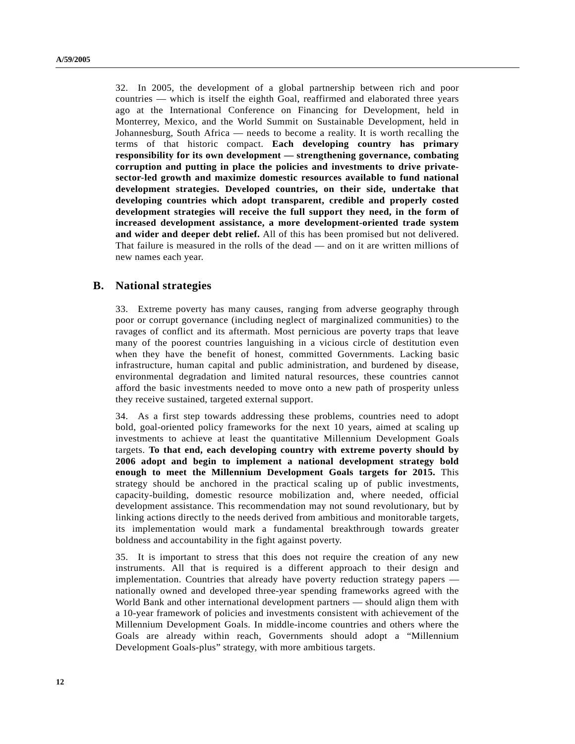32. In 2005, the development of a global partnership between rich and poor countries — which is itself the eighth Goal, reaffirmed and elaborated three years ago at the International Conference on Financing for Development, held in Monterrey, Mexico, and the World Summit on Sustainable Development, held in Johannesburg, South Africa — needs to become a reality. It is worth recalling the terms of that historic compact. **Each developing country has primary responsibility for its own development — strengthening governance, combating corruption and putting in place the policies and investments to drive private-sector-led growth and maximize domestic resources available to fund national development strategies. Developed countries, on their side, undertake that developing countries which adopt transparent, credible and properly costed development strategies will receive the full support they need, in the form of increased development assistance, a more development-oriented trade system and wider and deeper debt relief.** All of this has been promised but not delivered. That failure is measured in the rolls of the dead — and on it are written millions of new names each year.

## B. National strategies

33. Extreme poverty has many causes, ranging from adverse geography through poor or corrupt governance (including neglect of marginalized communities) to the ravages of conflict and its aftermath. Most pernicious are poverty traps that leave many of the poorest countries languishing in a vicious circle of destitution even when they have the benefit of honest, committed Governments. Lacking basic infrastructure, human capital and public administration, and burdened by disease, environmental degradation and limited natural resources, these countries cannot afford the basic investments needed to move onto a new path of prosperity unless they receive sustained, targeted external support.

34. As a first step towards addressing these problems, countries need to adopt bold, goal-oriented policy frameworks for the next 10 years, aimed at scaling up investments to achieve at least the quantitative Millennium Development Goals targets. **To that end, each developing country with extreme poverty should by 2006 adopt and begin to implement a national development strategy bold enough to meet the Millennium Development Goals targets for 2015.** This strategy should be anchored in the practical scaling up of public investments, capacity-building, domestic resource mobilization and, where needed, official development assistance. This recommendation may not sound revolutionary, but by linking actions directly to the needs derived from ambitious and monitorable targets, its implementation would mark a fundamental breakthrough towards greater boldness and accountability in the fight against poverty.

35. It is important to stress that this does not require the creation of any new instruments. All that is required is a different approach to their design and implementation. Countries that already have poverty reduction strategy papers — nationally owned and developed three-year spending frameworks agreed with the World Bank and other international development partners — should align them with a 10-year framework of policies and investments consistent with achievement of the Millennium Development Goals. In middle-income countries and others where the Goals are already within reach, Governments should adopt a "Millennium Development Goals-plus" strategy, with more ambitious targets.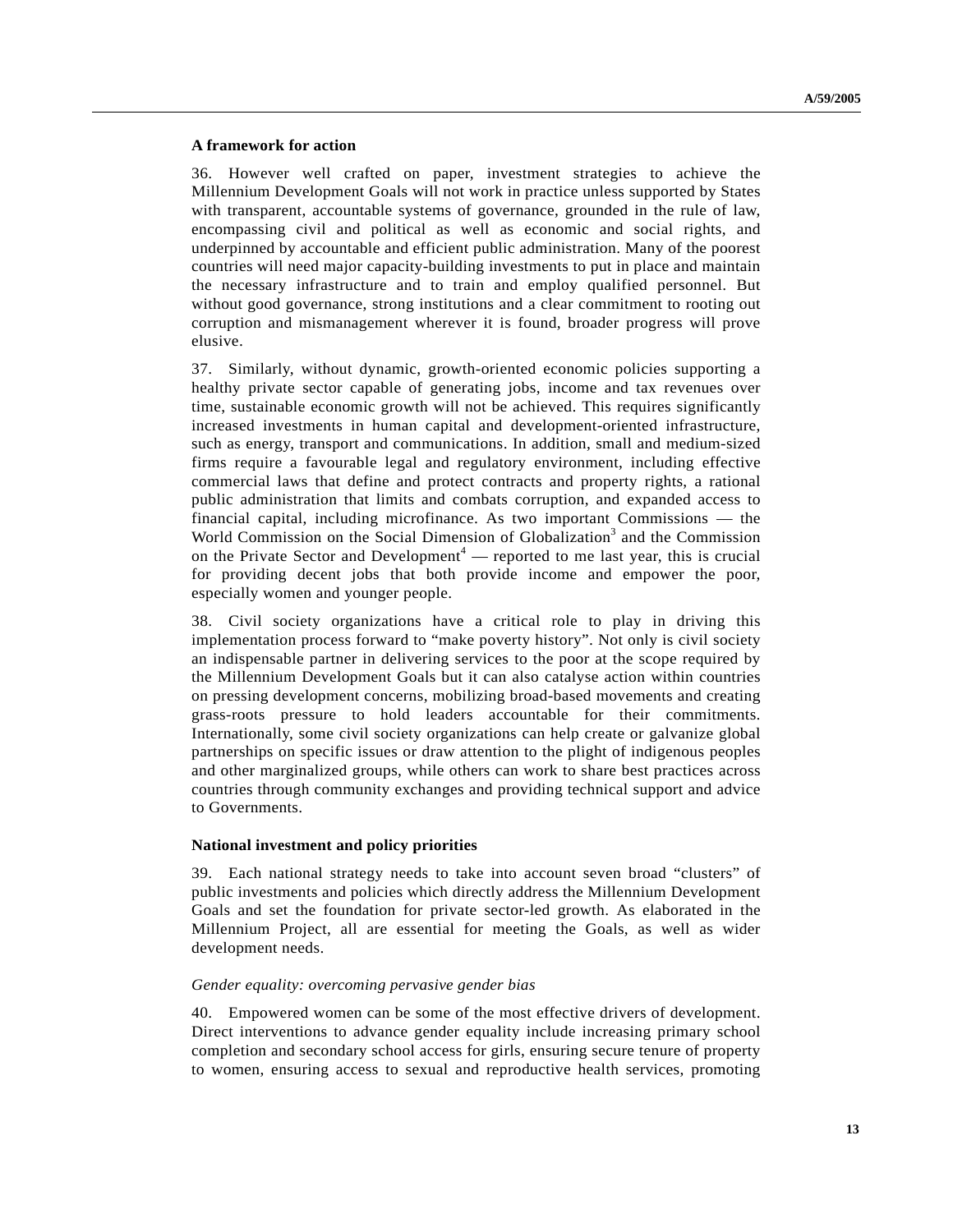### A framework for action

36. However well crafted on paper, investment strategies to achieve the Millennium Development Goals will not work in practice unless supported by States with transparent, accountable systems of governance, grounded in the rule of law, encompassing civil and political as well as economic and social rights, and underpinned by accountable and efficient public administration. Many of the poorest countries will need major capacity-building investments to put in place and maintain the necessary infrastructure and to train and employ qualified personnel. But without good governance, strong institutions and a clear commitment to rooting out corruption and mismanagement wherever it is found, broader progress will prove elusive.

37. Similarly, without dynamic, growth-oriented economic policies supporting a healthy private sector capable of generating jobs, income and tax revenues over time, sustainable economic growth will not be achieved. This requires significantly increased investments in human capital and development-oriented infrastructure, such as energy, transport and communications. In addition, small and medium-sized firms require a favourable legal and regulatory environment, including effective commercial laws that define and protect contracts and property rights, a rational public administration that limits and combats corruption, and expanded access to financial capital, including microfinance. As two important Commissions — the World Commission on the Social Dimension of Globalization[3] and the Commission on the Private Sector and Development[4] — reported to me last year, this is crucial for providing decent jobs that both provide income and empower the poor, especially women and younger people.

38. Civil society organizations have a critical role to play in driving this implementation process forward to "make poverty history". Not only is civil society an indispensable partner in delivering services to the poor at the scope required by the Millennium Development Goals but it can also catalyse action within countries on pressing development concerns, mobilizing broad-based movements and creating grass-roots pressure to hold leaders accountable for their commitments. Internationally, some civil society organizations can help create or galvanize global partnerships on specific issues or draw attention to the plight of indigenous peoples and other marginalized groups, while others can work to share best practices across countries through community exchanges and providing technical support and advice to Governments.

### National investment and policy priorities

39. Each national strategy needs to take into account seven broad "clusters" of public investments and policies which directly address the Millennium Development Goals and set the foundation for private sector-led growth. As elaborated in the Millennium Project, all are essential for meeting the Goals, as well as wider development needs.

#### *Gender equality: overcoming pervasive gender bias*

40. Empowered women can be some of the most effective drivers of development. Direct interventions to advance gender equality include increasing primary school completion and secondary school access for girls, ensuring secure tenure of property to women, ensuring access to sexual and reproductive health services, promoting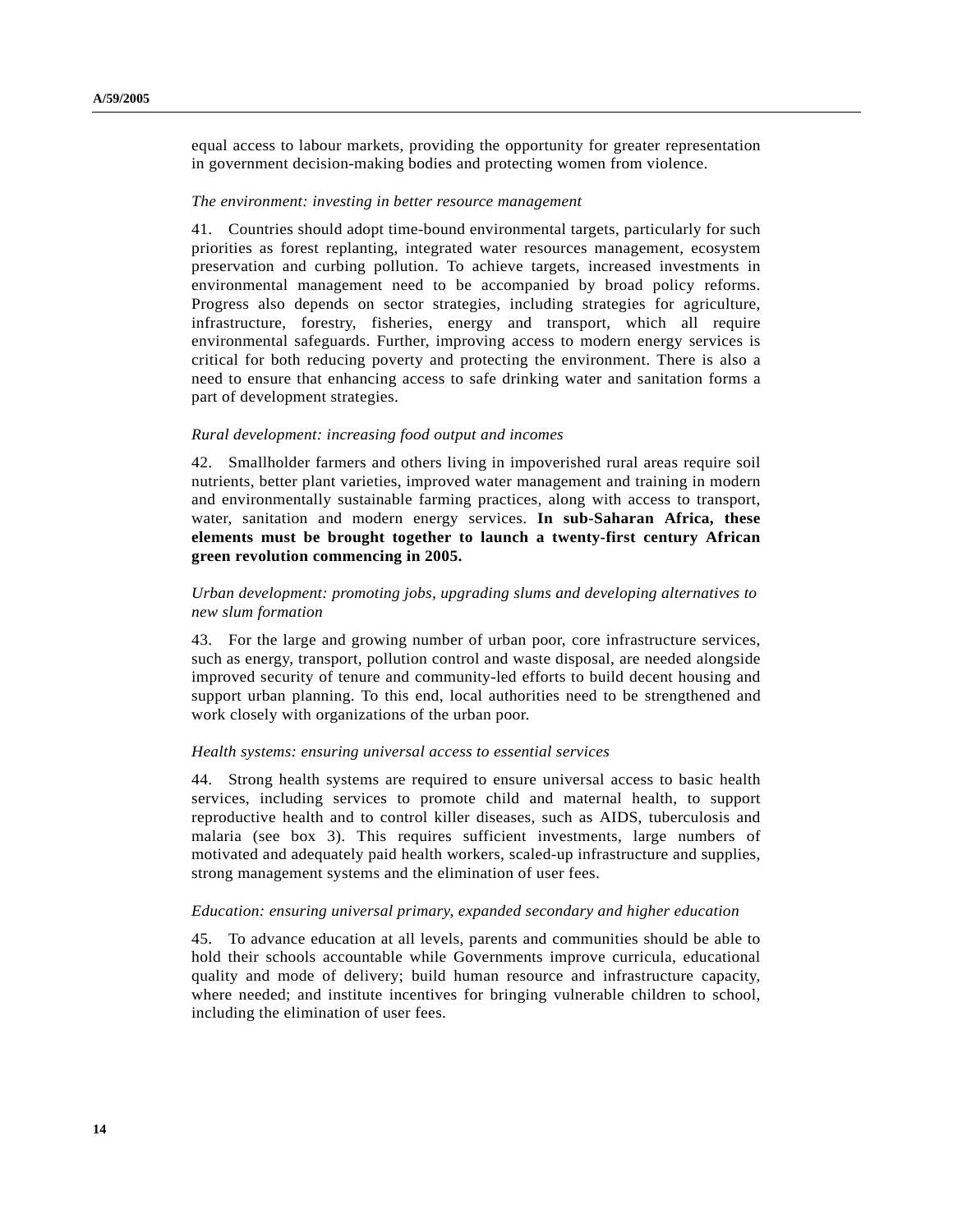equal access to labour markets, providing the opportunity for greater representation in government decision-making bodies and protecting women from violence.

*The environment: investing in better resource management*

41. Countries should adopt time-bound environmental targets, particularly for such priorities as forest replanting, integrated water resources management, ecosystem preservation and curbing pollution. To achieve targets, increased investments in environmental management need to be accompanied by broad policy reforms. Progress also depends on sector strategies, including strategies for agriculture, infrastructure, forestry, fisheries, energy and transport, which all require environmental safeguards. Further, improving access to modern energy services is critical for both reducing poverty and protecting the environment. There is also a need to ensure that enhancing access to safe drinking water and sanitation forms a part of development strategies.

*Rural development: increasing food output and incomes*

42. Smallholder farmers and others living in impoverished rural areas require soil nutrients, better plant varieties, improved water management and training in modern and environmentally sustainable farming practices, along with access to transport, water, sanitation and modern energy services. **In sub-Saharan Africa, these elements must be brought together to launch a twenty-first century African green revolution commencing in 2005.**

*Urban development: promoting jobs, upgrading slums and developing alternatives to new slum formation*

43. For the large and growing number of urban poor, core infrastructure services, such as energy, transport, pollution control and waste disposal, are needed alongside improved security of tenure and community-led efforts to build decent housing and support urban planning. To this end, local authorities need to be strengthened and work closely with organizations of the urban poor.

*Health systems: ensuring universal access to essential services*

44. Strong health systems are required to ensure universal access to basic health services, including services to promote child and maternal health, to support reproductive health and to control killer diseases, such as AIDS, tuberculosis and malaria (see box 3). This requires sufficient investments, large numbers of motivated and adequately paid health workers, scaled-up infrastructure and supplies, strong management systems and the elimination of user fees.

*Education: ensuring universal primary, expanded secondary and higher education*

45. To advance education at all levels, parents and communities should be able to hold their schools accountable while Governments improve curricula, educational quality and mode of delivery; build human resource and infrastructure capacity, where needed; and institute incentives for bringing vulnerable children to school, including the elimination of user fees.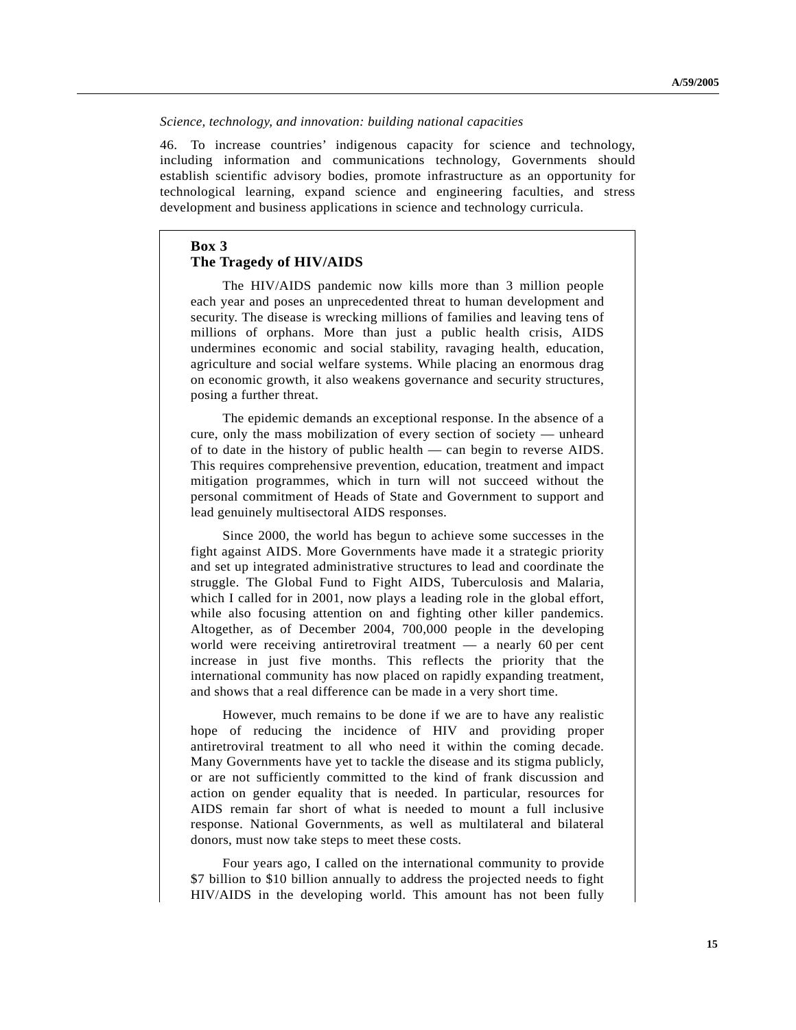*Science, technology, and innovation: building national capacities*

46. To increase countries' indigenous capacity for science and technology, including information and communications technology, Governments should establish scientific advisory bodies, promote infrastructure as an opportunity for technological learning, expand science and engineering faculties, and stress development and business applications in science and technology curricula.

**Box 3**
**The Tragedy of HIV/AIDS**

The HIV/AIDS pandemic now kills more than 3 million people each year and poses an unprecedented threat to human development and security. The disease is wrecking millions of families and leaving tens of millions of orphans. More than just a public health crisis, AIDS undermines economic and social stability, ravaging health, education, agriculture and social welfare systems. While placing an enormous drag on economic growth, it also weakens governance and security structures, posing a further threat.

The epidemic demands an exceptional response. In the absence of a cure, only the mass mobilization of every section of society — unheard of to date in the history of public health — can begin to reverse AIDS. This requires comprehensive prevention, education, treatment and impact mitigation programmes, which in turn will not succeed without the personal commitment of Heads of State and Government to support and lead genuinely multisectoral AIDS responses.

Since 2000, the world has begun to achieve some successes in the fight against AIDS. More Governments have made it a strategic priority and set up integrated administrative structures to lead and coordinate the struggle. The Global Fund to Fight AIDS, Tuberculosis and Malaria, which I called for in 2001, now plays a leading role in the global effort, while also focusing attention on and fighting other killer pandemics. Altogether, as of December 2004, 700,000 people in the developing world were receiving antiretroviral treatment — a nearly 60 per cent increase in just five months. This reflects the priority that the international community has now placed on rapidly expanding treatment, and shows that a real difference can be made in a very short time.

However, much remains to be done if we are to have any realistic hope of reducing the incidence of HIV and providing proper antiretroviral treatment to all who need it within the coming decade. Many Governments have yet to tackle the disease and its stigma publicly, or are not sufficiently committed to the kind of frank discussion and action on gender equality that is needed. In particular, resources for AIDS remain far short of what is needed to mount a full inclusive response. National Governments, as well as multilateral and bilateral donors, must now take steps to meet these costs.

Four years ago, I called on the international community to provide $7 billion to $10 billion annually to address the projected needs to fight HIV/AIDS in the developing world. This amount has not been fully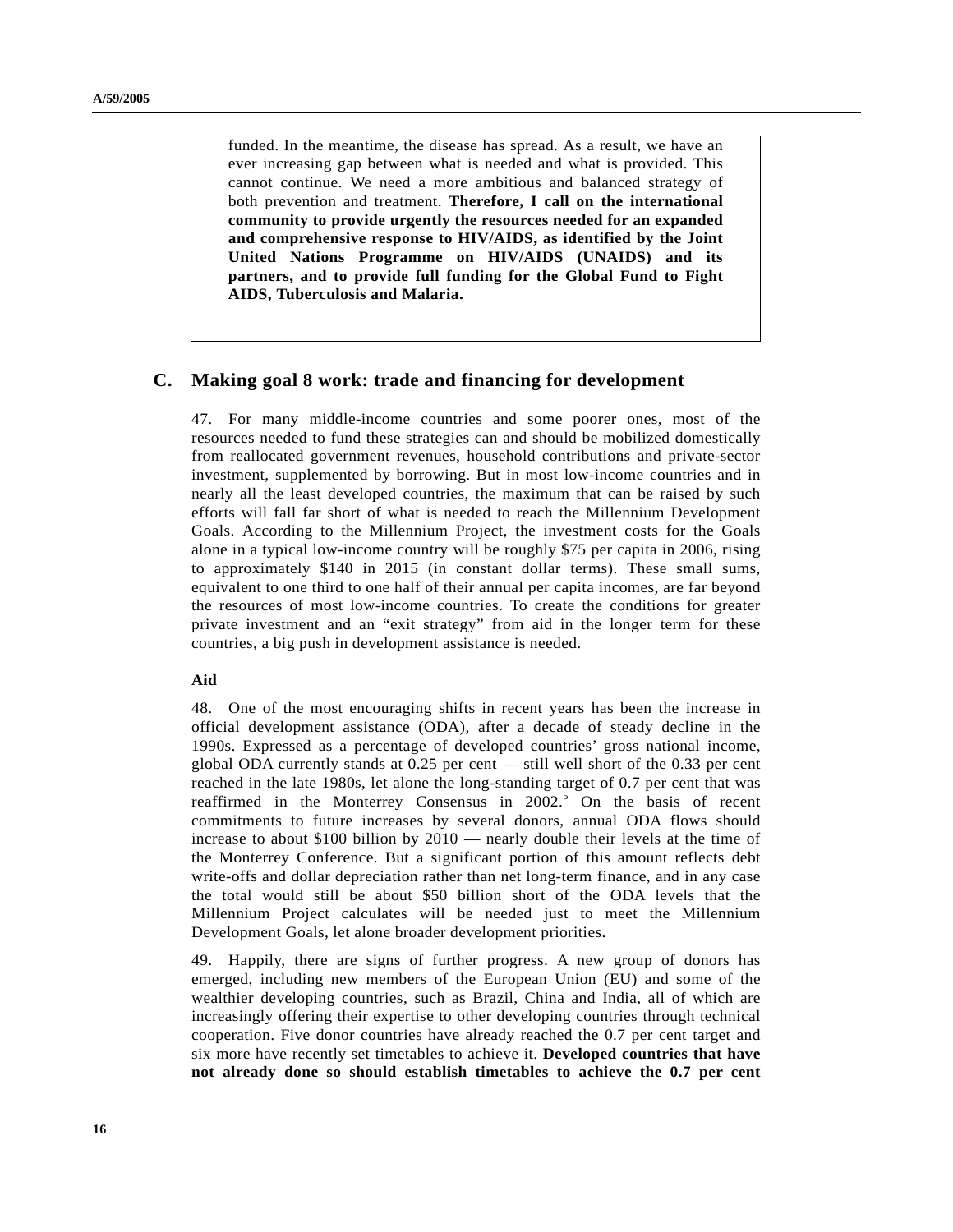funded. In the meantime, the disease has spread. As a result, we have an ever increasing gap between what is needed and what is provided. This cannot continue. We need a more ambitious and balanced strategy of both prevention and treatment. **Therefore, I call on the international community to provide urgently the resources needed for an expanded and comprehensive response to HIV/AIDS, as identified by the Joint United Nations Programme on HIV/AIDS (UNAIDS) and its partners, and to provide full funding for the Global Fund to Fight AIDS, Tuberculosis and Malaria.**

## C. Making goal 8 work: trade and financing for development

47. For many middle-income countries and some poorer ones, most of the resources needed to fund these strategies can and should be mobilized domestically from reallocated government revenues, household contributions and private-sector investment, supplemented by borrowing. But in most low-income countries and in nearly all the least developed countries, the maximum that can be raised by such efforts will fall far short of what is needed to reach the Millennium Development Goals. According to the Millennium Project, the investment costs for the Goals alone in a typical low-income country will be roughly $75 per capita in 2006, rising to approximately $140 in 2015 (in constant dollar terms). These small sums, equivalent to one third to one half of their annual per capita incomes, are far beyond the resources of most low-income countries. To create the conditions for greater private investment and an "exit strategy" from aid in the longer term for these countries, a big push in development assistance is needed.

### Aid

48. One of the most encouraging shifts in recent years has been the increase in official development assistance (ODA), after a decade of steady decline in the 1990s. Expressed as a percentage of developed countries' gross national income, global ODA currently stands at 0.25 per cent — still well short of the 0.33 per cent reached in the late 1980s, let alone the long-standing target of 0.7 per cent that was reaffirmed in the Monterrey Consensus in 2002.[5] On the basis of recent commitments to future increases by several donors, annual ODA flows should increase to about $100 billion by 2010 — nearly double their levels at the time of the Monterrey Conference. But a significant portion of this amount reflects debt write-offs and dollar depreciation rather than net long-term finance, and in any case the total would still be about $50 billion short of the ODA levels that the Millennium Project calculates will be needed just to meet the Millennium Development Goals, let alone broader development priorities.

49. Happily, there are signs of further progress. A new group of donors has emerged, including new members of the European Union (EU) and some of the wealthier developing countries, such as Brazil, China and India, all of which are increasingly offering their expertise to other developing countries through technical cooperation. Five donor countries have already reached the 0.7 per cent target and six more have recently set timetables to achieve it. **Developed countries that have not already done so should establish timetables to achieve the 0.7 per cent**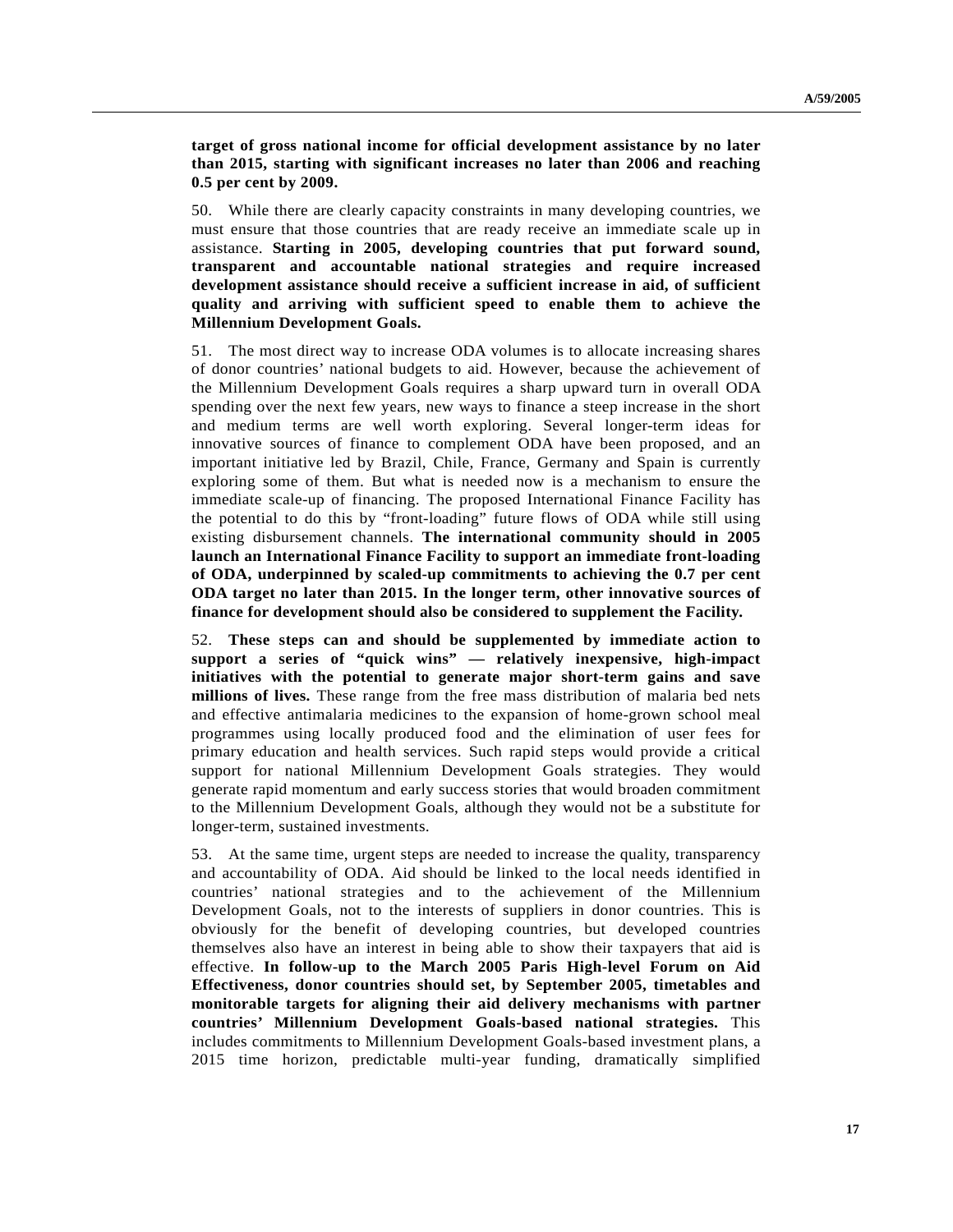**target of gross national income for official development assistance by no later than 2015, starting with significant increases no later than 2006 and reaching 0.5 per cent by 2009.**

50. While there are clearly capacity constraints in many developing countries, we must ensure that those countries that are ready receive an immediate scale up in assistance. **Starting in 2005, developing countries that put forward sound, transparent and accountable national strategies and require increased development assistance should receive a sufficient increase in aid, of sufficient quality and arriving with sufficient speed to enable them to achieve the Millennium Development Goals.**

51. The most direct way to increase ODA volumes is to allocate increasing shares of donor countries' national budgets to aid. However, because the achievement of the Millennium Development Goals requires a sharp upward turn in overall ODA spending over the next few years, new ways to finance a steep increase in the short and medium terms are well worth exploring. Several longer-term ideas for innovative sources of finance to complement ODA have been proposed, and an important initiative led by Brazil, Chile, France, Germany and Spain is currently exploring some of them. But what is needed now is a mechanism to ensure the immediate scale-up of financing. The proposed International Finance Facility has the potential to do this by "front-loading" future flows of ODA while still using existing disbursement channels. **The international community should in 2005 launch an International Finance Facility to support an immediate front-loading of ODA, underpinned by scaled-up commitments to achieving the 0.7 per cent ODA target no later than 2015. In the longer term, other innovative sources of finance for development should also be considered to supplement the Facility.**

52. **These steps can and should be supplemented by immediate action to support a series of "quick wins" — relatively inexpensive, high-impact initiatives with the potential to generate major short-term gains and save millions of lives.** These range from the free mass distribution of malaria bed nets and effective antimalaria medicines to the expansion of home-grown school meal programmes using locally produced food and the elimination of user fees for primary education and health services. Such rapid steps would provide a critical support for national Millennium Development Goals strategies. They would generate rapid momentum and early success stories that would broaden commitment to the Millennium Development Goals, although they would not be a substitute for longer-term, sustained investments.

53. At the same time, urgent steps are needed to increase the quality, transparency and accountability of ODA. Aid should be linked to the local needs identified in countries' national strategies and to the achievement of the Millennium Development Goals, not to the interests of suppliers in donor countries. This is obviously for the benefit of developing countries, but developed countries themselves also have an interest in being able to show their taxpayers that aid is effective. **In follow-up to the March 2005 Paris High-level Forum on Aid Effectiveness, donor countries should set, by September 2005, timetables and monitorable targets for aligning their aid delivery mechanisms with partner countries' Millennium Development Goals-based national strategies.** This includes commitments to Millennium Development Goals-based investment plans, a 2015 time horizon, predictable multi-year funding, dramatically simplified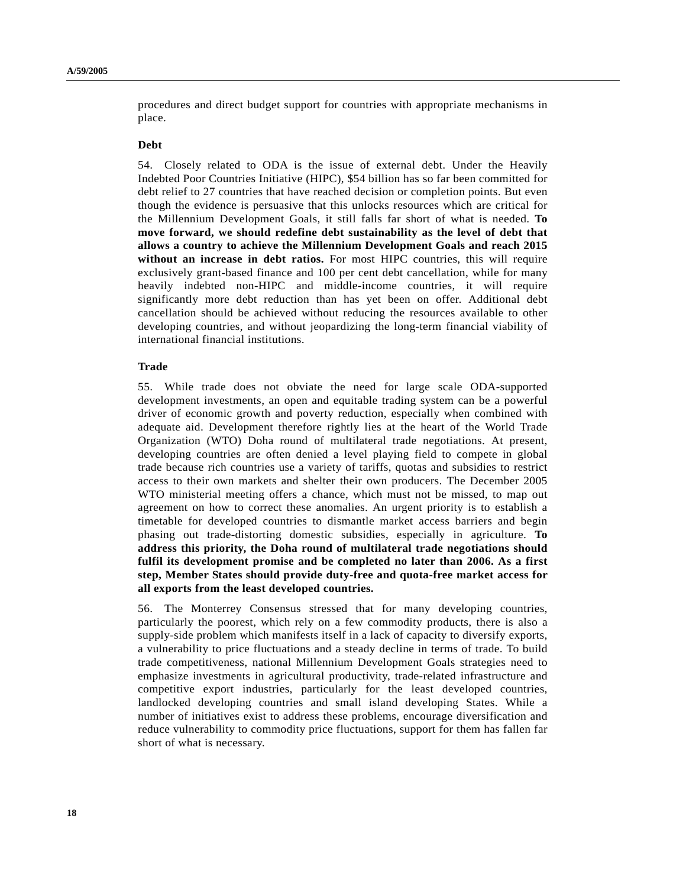procedures and direct budget support for countries with appropriate mechanisms in place.

**Debt**

54. Closely related to ODA is the issue of external debt. Under the Heavily Indebted Poor Countries Initiative (HIPC), $54 billion has so far been committed for debt relief to 27 countries that have reached decision or completion points. But even though the evidence is persuasive that this unlocks resources which are critical for the Millennium Development Goals, it still falls far short of what is needed. **To move forward, we should redefine debt sustainability as the level of debt that allows a country to achieve the Millennium Development Goals and reach 2015 without an increase in debt ratios.** For most HIPC countries, this will require exclusively grant-based finance and 100 per cent debt cancellation, while for many heavily indebted non-HIPC and middle-income countries, it will require significantly more debt reduction than has yet been on offer. Additional debt cancellation should be achieved without reducing the resources available to other developing countries, and without jeopardizing the long-term financial viability of international financial institutions.

**Trade**

55. While trade does not obviate the need for large scale ODA-supported development investments, an open and equitable trading system can be a powerful driver of economic growth and poverty reduction, especially when combined with adequate aid. Development therefore rightly lies at the heart of the World Trade Organization (WTO) Doha round of multilateral trade negotiations. At present, developing countries are often denied a level playing field to compete in global trade because rich countries use a variety of tariffs, quotas and subsidies to restrict access to their own markets and shelter their own producers. The December 2005 WTO ministerial meeting offers a chance, which must not be missed, to map out agreement on how to correct these anomalies. An urgent priority is to establish a timetable for developed countries to dismantle market access barriers and begin phasing out trade-distorting domestic subsidies, especially in agriculture. **To address this priority, the Doha round of multilateral trade negotiations should fulfil its development promise and be completed no later than 2006. As a first step, Member States should provide duty-free and quota-free market access for all exports from the least developed countries.**

56. The Monterrey Consensus stressed that for many developing countries, particularly the poorest, which rely on a few commodity products, there is also a supply-side problem which manifests itself in a lack of capacity to diversify exports, a vulnerability to price fluctuations and a steady decline in terms of trade. To build trade competitiveness, national Millennium Development Goals strategies need to emphasize investments in agricultural productivity, trade-related infrastructure and competitive export industries, particularly for the least developed countries, landlocked developing countries and small island developing States. While a number of initiatives exist to address these problems, encourage diversification and reduce vulnerability to commodity price fluctuations, support for them has fallen far short of what is necessary.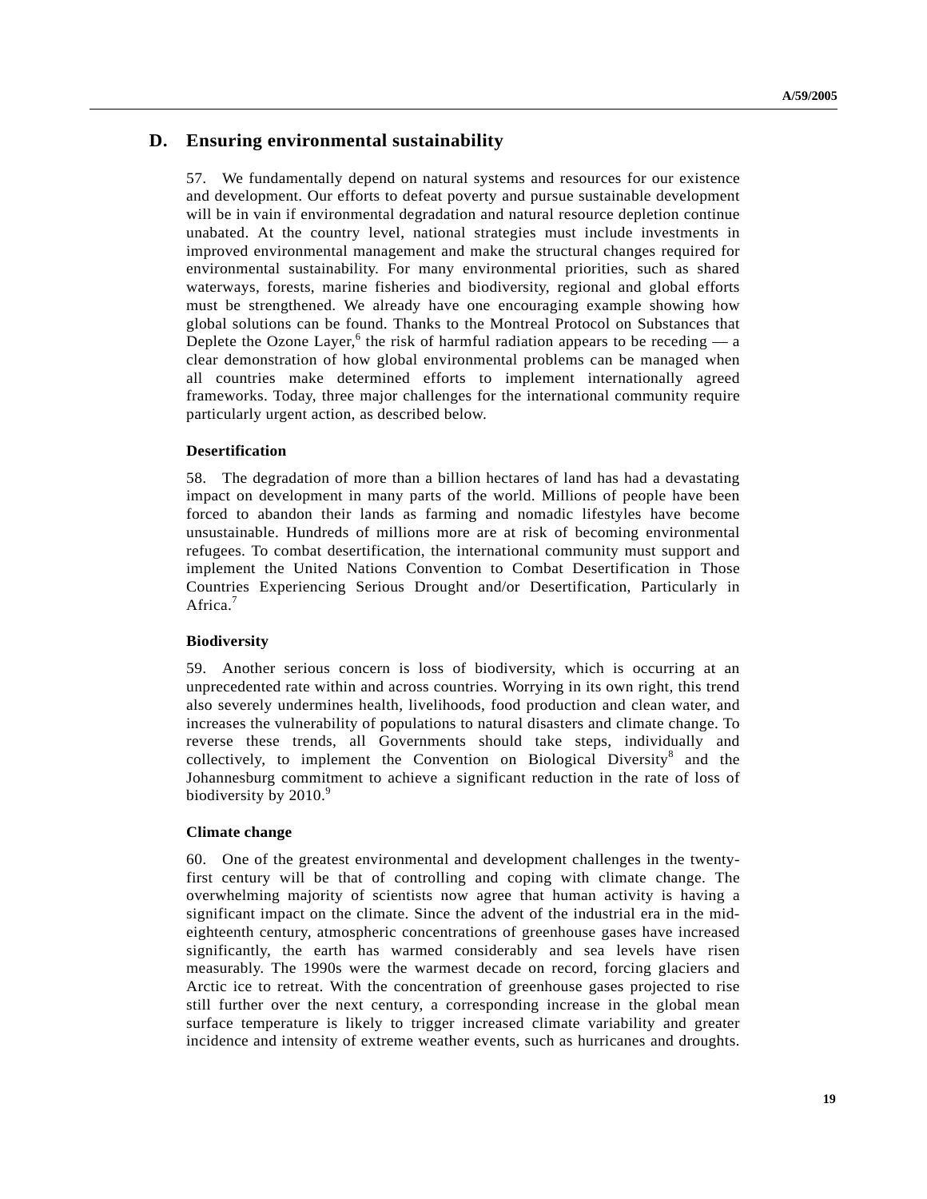## D. Ensuring environmental sustainability

57. We fundamentally depend on natural systems and resources for our existence and development. Our efforts to defeat poverty and pursue sustainable development will be in vain if environmental degradation and natural resource depletion continue unabated. At the country level, national strategies must include investments in improved environmental management and make the structural changes required for environmental sustainability. For many environmental priorities, such as shared waterways, forests, marine fisheries and biodiversity, regional and global efforts must be strengthened. We already have one encouraging example showing how global solutions can be found. Thanks to the Montreal Protocol on Substances that Deplete the Ozone Layer,[6] the risk of harmful radiation appears to be receding — a clear demonstration of how global environmental problems can be managed when all countries make determined efforts to implement internationally agreed frameworks. Today, three major challenges for the international community require particularly urgent action, as described below.

**Desertification**

58. The degradation of more than a billion hectares of land has had a devastating impact on development in many parts of the world. Millions of people have been forced to abandon their lands as farming and nomadic lifestyles have become unsustainable. Hundreds of millions more are at risk of becoming environmental refugees. To combat desertification, the international community must support and implement the United Nations Convention to Combat Desertification in Those Countries Experiencing Serious Drought and/or Desertification, Particularly in Africa.[7]

**Biodiversity**

59. Another serious concern is loss of biodiversity, which is occurring at an unprecedented rate within and across countries. Worrying in its own right, this trend also severely undermines health, livelihoods, food production and clean water, and increases the vulnerability of populations to natural disasters and climate change. To reverse these trends, all Governments should take steps, individually and collectively, to implement the Convention on Biological Diversity[8] and the Johannesburg commitment to achieve a significant reduction in the rate of loss of biodiversity by 2010.[9]

**Climate change**

60. One of the greatest environmental and development challenges in the twenty-first century will be that of controlling and coping with climate change. The overwhelming majority of scientists now agree that human activity is having a significant impact on the climate. Since the advent of the industrial era in the mid-eighteenth century, atmospheric concentrations of greenhouse gases have increased significantly, the earth has warmed considerably and sea levels have risen measurably. The 1990s were the warmest decade on record, forcing glaciers and Arctic ice to retreat. With the concentration of greenhouse gases projected to rise still further over the next century, a corresponding increase in the global mean surface temperature is likely to trigger increased climate variability and greater incidence and intensity of extreme weather events, such as hurricanes and droughts.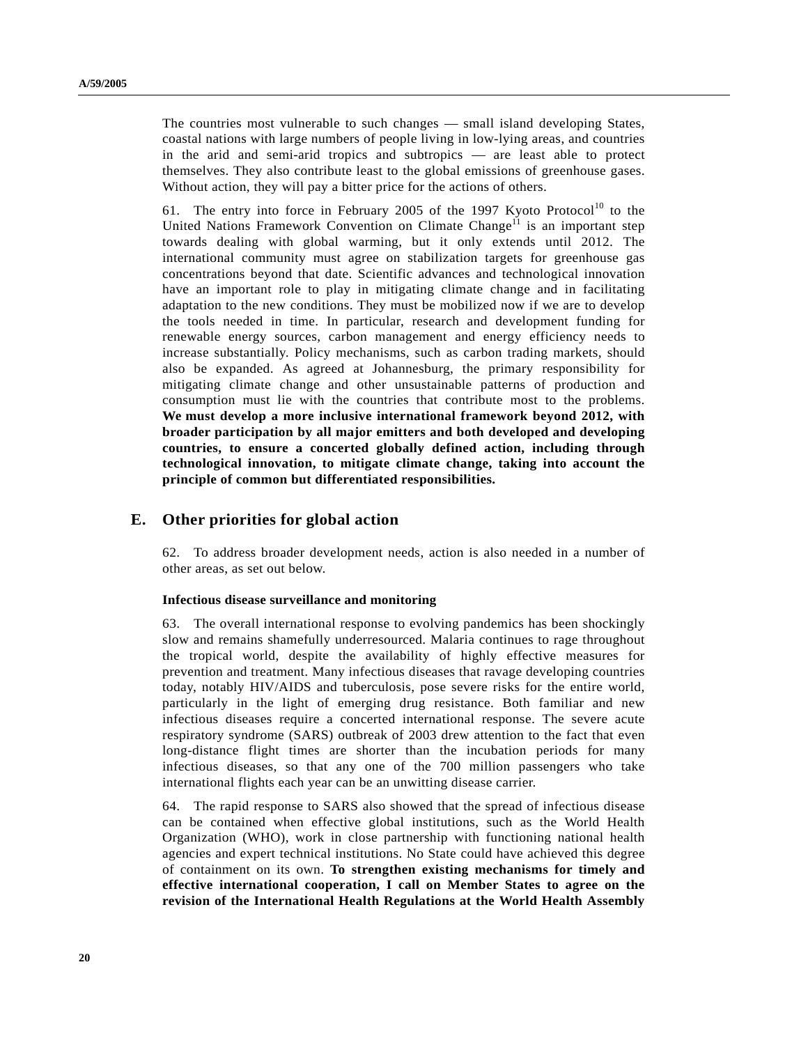The countries most vulnerable to such changes — small island developing States, coastal nations with large numbers of people living in low-lying areas, and countries in the arid and semi-arid tropics and subtropics — are least able to protect themselves. They also contribute least to the global emissions of greenhouse gases. Without action, they will pay a bitter price for the actions of others.

61. The entry into force in February 2005 of the 1997 Kyoto Protocol[10] to the United Nations Framework Convention on Climate Change[11] is an important step towards dealing with global warming, but it only extends until 2012. The international community must agree on stabilization targets for greenhouse gas concentrations beyond that date. Scientific advances and technological innovation have an important role to play in mitigating climate change and in facilitating adaptation to the new conditions. They must be mobilized now if we are to develop the tools needed in time. In particular, research and development funding for renewable energy sources, carbon management and energy efficiency needs to increase substantially. Policy mechanisms, such as carbon trading markets, should also be expanded. As agreed at Johannesburg, the primary responsibility for mitigating climate change and other unsustainable patterns of production and consumption must lie with the countries that contribute most to the problems. **We must develop a more inclusive international framework beyond 2012, with broader participation by all major emitters and both developed and developing countries, to ensure a concerted globally defined action, including through technological innovation, to mitigate climate change, taking into account the principle of common but differentiated responsibilities.**

## E. Other priorities for global action

62. To address broader development needs, action is also needed in a number of other areas, as set out below.

### Infectious disease surveillance and monitoring

63. The overall international response to evolving pandemics has been shockingly slow and remains shamefully underresourced. Malaria continues to rage throughout the tropical world, despite the availability of highly effective measures for prevention and treatment. Many infectious diseases that ravage developing countries today, notably HIV/AIDS and tuberculosis, pose severe risks for the entire world, particularly in the light of emerging drug resistance. Both familiar and new infectious diseases require a concerted international response. The severe acute respiratory syndrome (SARS) outbreak of 2003 drew attention to the fact that even long-distance flight times are shorter than the incubation periods for many infectious diseases, so that any one of the 700 million passengers who take international flights each year can be an unwitting disease carrier.

64. The rapid response to SARS also showed that the spread of infectious disease can be contained when effective global institutions, such as the World Health Organization (WHO), work in close partnership with functioning national health agencies and expert technical institutions. No State could have achieved this degree of containment on its own. **To strengthen existing mechanisms for timely and effective international cooperation, I call on Member States to agree on the revision of the International Health Regulations at the World Health Assembly**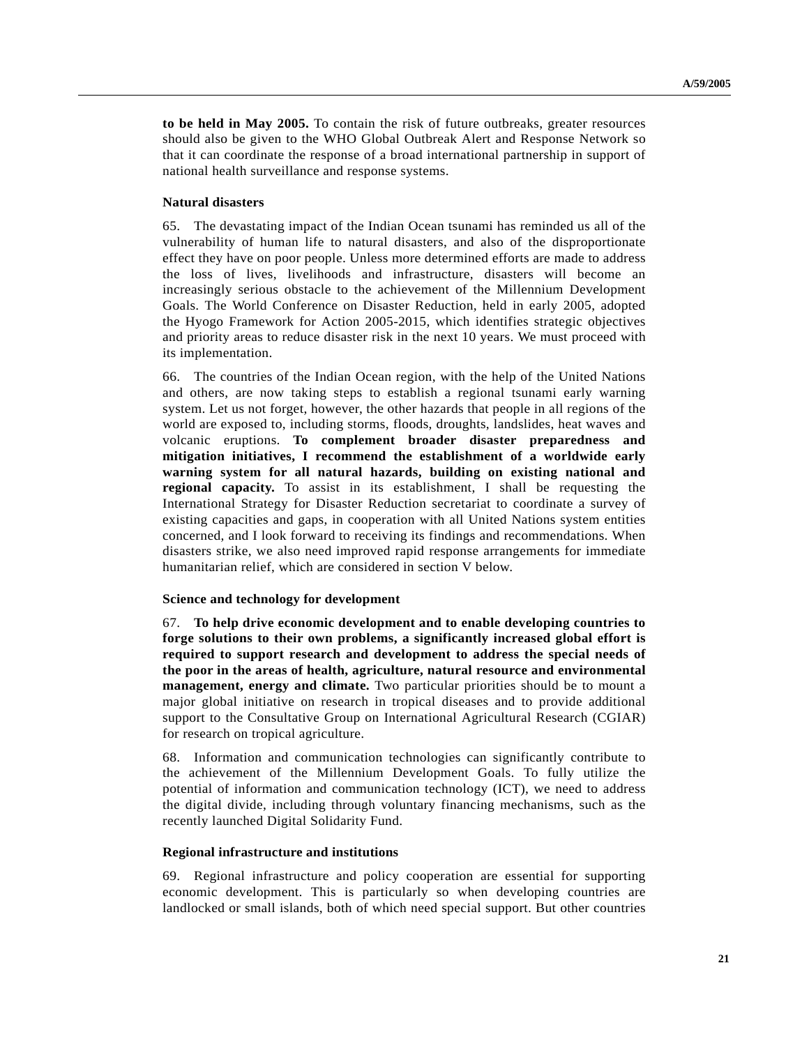**to be held in May 2005.** To contain the risk of future outbreaks, greater resources should also be given to the WHO Global Outbreak Alert and Response Network so that it can coordinate the response of a broad international partnership in support of national health surveillance and response systems.

### Natural disasters

65. The devastating impact of the Indian Ocean tsunami has reminded us all of the vulnerability of human life to natural disasters, and also of the disproportionate effect they have on poor people. Unless more determined efforts are made to address the loss of lives, livelihoods and infrastructure, disasters will become an increasingly serious obstacle to the achievement of the Millennium Development Goals. The World Conference on Disaster Reduction, held in early 2005, adopted the Hyogo Framework for Action 2005-2015, which identifies strategic objectives and priority areas to reduce disaster risk in the next 10 years. We must proceed with its implementation.

66. The countries of the Indian Ocean region, with the help of the United Nations and others, are now taking steps to establish a regional tsunami early warning system. Let us not forget, however, the other hazards that people in all regions of the world are exposed to, including storms, floods, droughts, landslides, heat waves and volcanic eruptions. **To complement broader disaster preparedness and mitigation initiatives, I recommend the establishment of a worldwide early warning system for all natural hazards, building on existing national and regional capacity.** To assist in its establishment, I shall be requesting the International Strategy for Disaster Reduction secretariat to coordinate a survey of existing capacities and gaps, in cooperation with all United Nations system entities concerned, and I look forward to receiving its findings and recommendations. When disasters strike, we also need improved rapid response arrangements for immediate humanitarian relief, which are considered in section V below.

### Science and technology for development

67. **To help drive economic development and to enable developing countries to forge solutions to their own problems, a significantly increased global effort is required to support research and development to address the special needs of the poor in the areas of health, agriculture, natural resource and environmental management, energy and climate.** Two particular priorities should be to mount a major global initiative on research in tropical diseases and to provide additional support to the Consultative Group on International Agricultural Research (CGIAR) for research on tropical agriculture.

68. Information and communication technologies can significantly contribute to the achievement of the Millennium Development Goals. To fully utilize the potential of information and communication technology (ICT), we need to address the digital divide, including through voluntary financing mechanisms, such as the recently launched Digital Solidarity Fund.

### Regional infrastructure and institutions

69. Regional infrastructure and policy cooperation are essential for supporting economic development. This is particularly so when developing countries are landlocked or small islands, both of which need special support. But other countries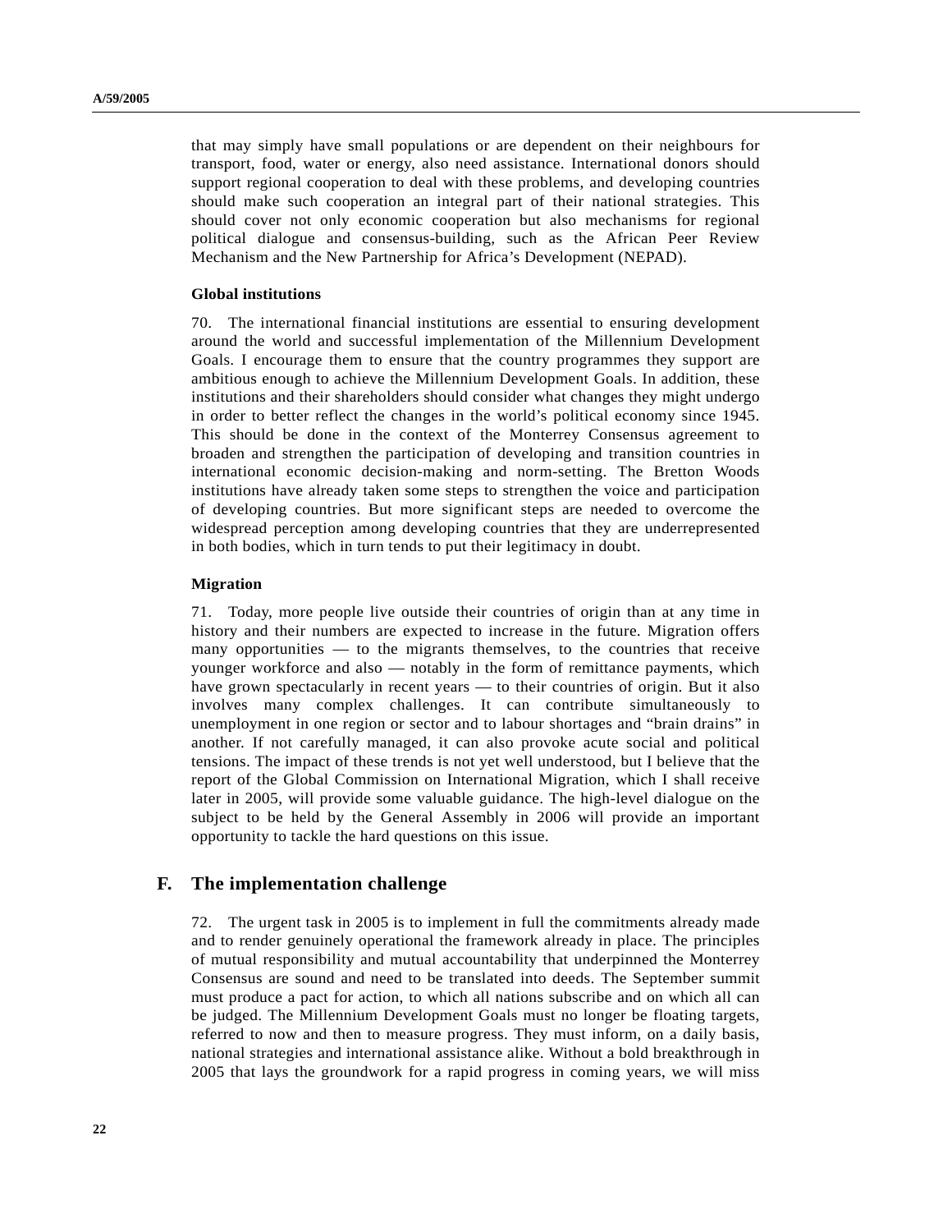that may simply have small populations or are dependent on their neighbours for transport, food, water or energy, also need assistance. International donors should support regional cooperation to deal with these problems, and developing countries should make such cooperation an integral part of their national strategies. This should cover not only economic cooperation but also mechanisms for regional political dialogue and consensus-building, such as the African Peer Review Mechanism and the New Partnership for Africa's Development (NEPAD).

#### Global institutions

70. The international financial institutions are essential to ensuring development around the world and successful implementation of the Millennium Development Goals. I encourage them to ensure that the country programmes they support are ambitious enough to achieve the Millennium Development Goals. In addition, these institutions and their shareholders should consider what changes they might undergo in order to better reflect the changes in the world's political economy since 1945. This should be done in the context of the Monterrey Consensus agreement to broaden and strengthen the participation of developing and transition countries in international economic decision-making and norm-setting. The Bretton Woods institutions have already taken some steps to strengthen the voice and participation of developing countries. But more significant steps are needed to overcome the widespread perception among developing countries that they are underrepresented in both bodies, which in turn tends to put their legitimacy in doubt.

#### Migration

71. Today, more people live outside their countries of origin than at any time in history and their numbers are expected to increase in the future. Migration offers many opportunities — to the migrants themselves, to the countries that receive younger workforce and also — notably in the form of remittance payments, which have grown spectacularly in recent years — to their countries of origin. But it also involves many complex challenges. It can contribute simultaneously to unemployment in one region or sector and to labour shortages and "brain drains" in another. If not carefully managed, it can also provoke acute social and political tensions. The impact of these trends is not yet well understood, but I believe that the report of the Global Commission on International Migration, which I shall receive later in 2005, will provide some valuable guidance. The high-level dialogue on the subject to be held by the General Assembly in 2006 will provide an important opportunity to tackle the hard questions on this issue.

### F. The implementation challenge

72. The urgent task in 2005 is to implement in full the commitments already made and to render genuinely operational the framework already in place. The principles of mutual responsibility and mutual accountability that underpinned the Monterrey Consensus are sound and need to be translated into deeds. The September summit must produce a pact for action, to which all nations subscribe and on which all can be judged. The Millennium Development Goals must no longer be floating targets, referred to now and then to measure progress. They must inform, on a daily basis, national strategies and international assistance alike. Without a bold breakthrough in 2005 that lays the groundwork for a rapid progress in coming years, we will miss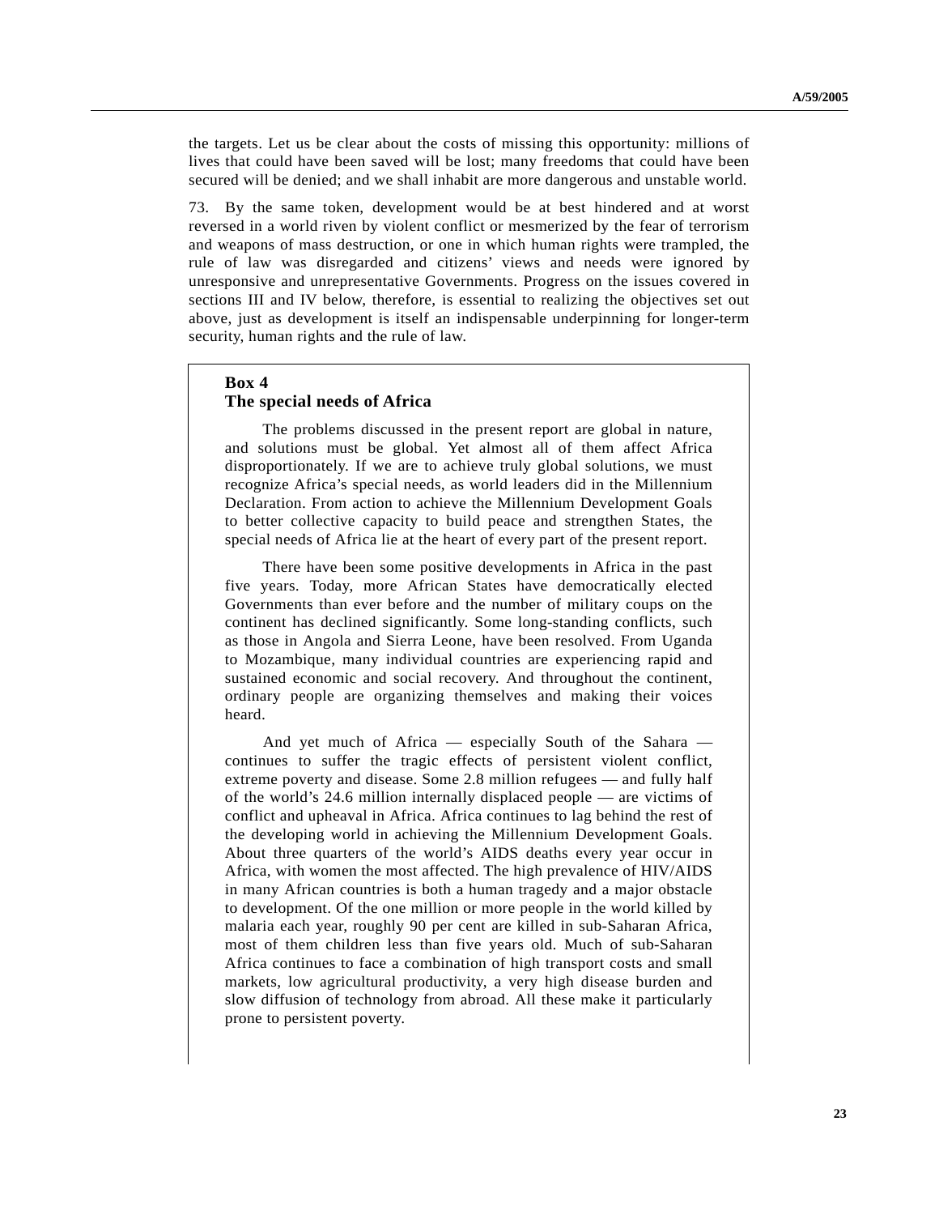the targets. Let us be clear about the costs of missing this opportunity: millions of lives that could have been saved will be lost; many freedoms that could have been secured will be denied; and we shall inhabit are more dangerous and unstable world.

73. By the same token, development would be at best hindered and at worst reversed in a world riven by violent conflict or mesmerized by the fear of terrorism and weapons of mass destruction, or one in which human rights were trampled, the rule of law was disregarded and citizens' views and needs were ignored by unresponsive and unrepresentative Governments. Progress on the issues covered in sections III and IV below, therefore, is essential to realizing the objectives set out above, just as development is itself an indispensable underpinning for longer-term security, human rights and the rule of law.

**Box 4**
**The special needs of Africa**

The problems discussed in the present report are global in nature, and solutions must be global. Yet almost all of them affect Africa disproportionately. If we are to achieve truly global solutions, we must recognize Africa's special needs, as world leaders did in the Millennium Declaration. From action to achieve the Millennium Development Goals to better collective capacity to build peace and strengthen States, the special needs of Africa lie at the heart of every part of the present report.

There have been some positive developments in Africa in the past five years. Today, more African States have democratically elected Governments than ever before and the number of military coups on the continent has declined significantly. Some long-standing conflicts, such as those in Angola and Sierra Leone, have been resolved. From Uganda to Mozambique, many individual countries are experiencing rapid and sustained economic and social recovery. And throughout the continent, ordinary people are organizing themselves and making their voices heard.

And yet much of Africa — especially South of the Sahara — continues to suffer the tragic effects of persistent violent conflict, extreme poverty and disease. Some 2.8 million refugees — and fully half of the world's 24.6 million internally displaced people — are victims of conflict and upheaval in Africa. Africa continues to lag behind the rest of the developing world in achieving the Millennium Development Goals. About three quarters of the world's AIDS deaths every year occur in Africa, with women the most affected. The high prevalence of HIV/AIDS in many African countries is both a human tragedy and a major obstacle to development. Of the one million or more people in the world killed by malaria each year, roughly 90 per cent are killed in sub-Saharan Africa, most of them children less than five years old. Much of sub-Saharan Africa continues to face a combination of high transport costs and small markets, low agricultural productivity, a very high disease burden and slow diffusion of technology from abroad. All these make it particularly prone to persistent poverty.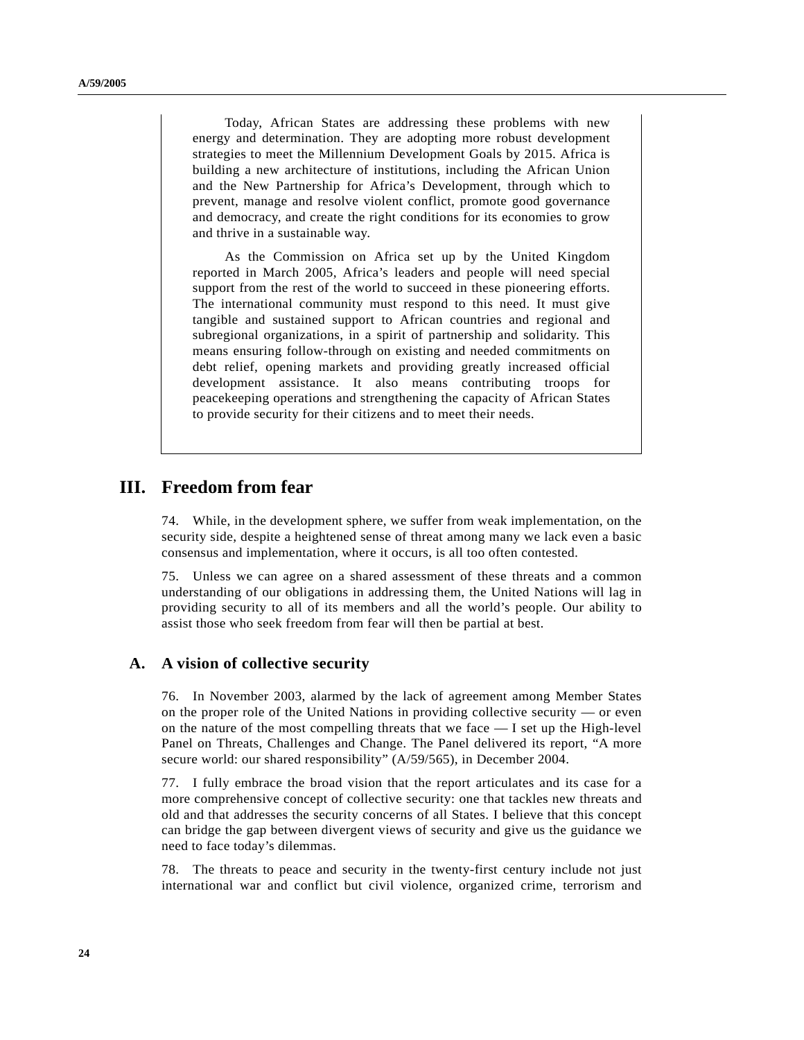Today, African States are addressing these problems with new energy and determination. They are adopting more robust development strategies to meet the Millennium Development Goals by 2015. Africa is building a new architecture of institutions, including the African Union and the New Partnership for Africa's Development, through which to prevent, manage and resolve violent conflict, promote good governance and democracy, and create the right conditions for its economies to grow and thrive in a sustainable way.

As the Commission on Africa set up by the United Kingdom reported in March 2005, Africa's leaders and people will need special support from the rest of the world to succeed in these pioneering efforts. The international community must respond to this need. It must give tangible and sustained support to African countries and regional and subregional organizations, in a spirit of partnership and solidarity. This means ensuring follow-through on existing and needed commitments on debt relief, opening markets and providing greatly increased official development assistance. It also means contributing troops for peacekeeping operations and strengthening the capacity of African States to provide security for their citizens and to meet their needs.

# III. Freedom from fear

74. While, in the development sphere, we suffer from weak implementation, on the security side, despite a heightened sense of threat among many we lack even a basic consensus and implementation, where it occurs, is all too often contested.

75. Unless we can agree on a shared assessment of these threats and a common understanding of our obligations in addressing them, the United Nations will lag in providing security to all of its members and all the world's people. Our ability to assist those who seek freedom from fear will then be partial at best.

## A. A vision of collective security

76. In November 2003, alarmed by the lack of agreement among Member States on the proper role of the United Nations in providing collective security — or even on the nature of the most compelling threats that we face — I set up the High-level Panel on Threats, Challenges and Change. The Panel delivered its report, "A more secure world: our shared responsibility" (A/59/565), in December 2004.

77. I fully embrace the broad vision that the report articulates and its case for a more comprehensive concept of collective security: one that tackles new threats and old and that addresses the security concerns of all States. I believe that this concept can bridge the gap between divergent views of security and give us the guidance we need to face today's dilemmas.

78. The threats to peace and security in the twenty-first century include not just international war and conflict but civil violence, organized crime, terrorism and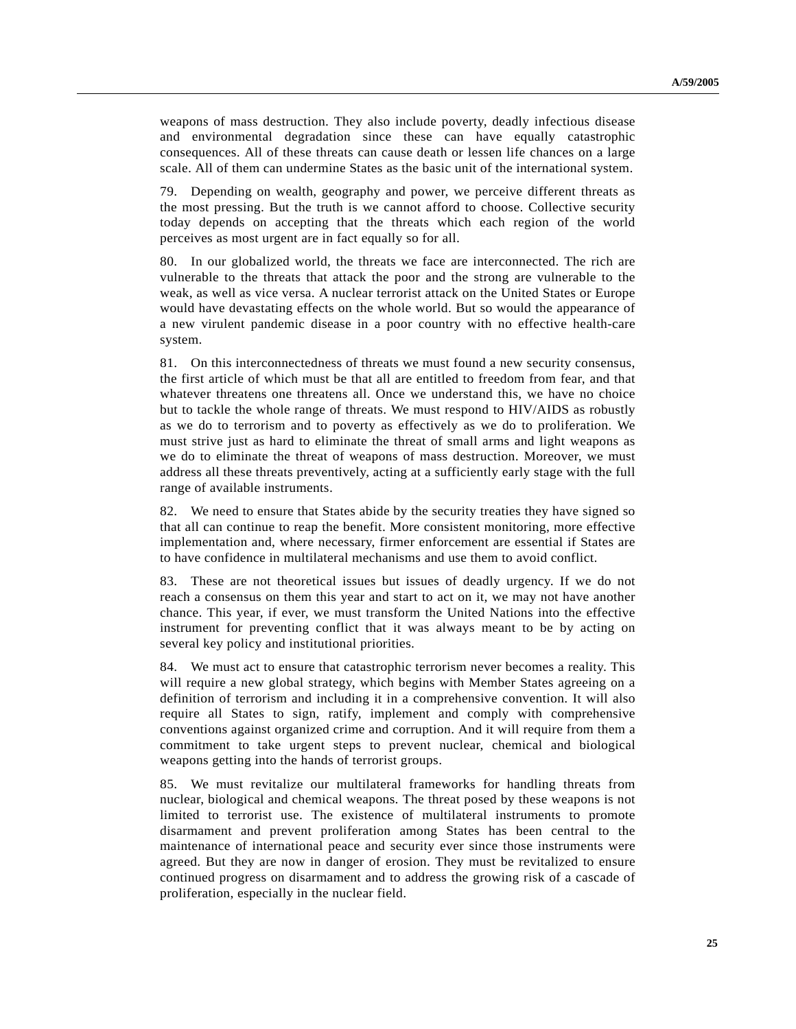weapons of mass destruction. They also include poverty, deadly infectious disease and environmental degradation since these can have equally catastrophic consequences. All of these threats can cause death or lessen life chances on a large scale. All of them can undermine States as the basic unit of the international system.

79. Depending on wealth, geography and power, we perceive different threats as the most pressing. But the truth is we cannot afford to choose. Collective security today depends on accepting that the threats which each region of the world perceives as most urgent are in fact equally so for all.

80. In our globalized world, the threats we face are interconnected. The rich are vulnerable to the threats that attack the poor and the strong are vulnerable to the weak, as well as vice versa. A nuclear terrorist attack on the United States or Europe would have devastating effects on the whole world. But so would the appearance of a new virulent pandemic disease in a poor country with no effective health-care system.

81. On this interconnectedness of threats we must found a new security consensus, the first article of which must be that all are entitled to freedom from fear, and that whatever threatens one threatens all. Once we understand this, we have no choice but to tackle the whole range of threats. We must respond to HIV/AIDS as robustly as we do to terrorism and to poverty as effectively as we do to proliferation. We must strive just as hard to eliminate the threat of small arms and light weapons as we do to eliminate the threat of weapons of mass destruction. Moreover, we must address all these threats preventively, acting at a sufficiently early stage with the full range of available instruments.

82. We need to ensure that States abide by the security treaties they have signed so that all can continue to reap the benefit. More consistent monitoring, more effective implementation and, where necessary, firmer enforcement are essential if States are to have confidence in multilateral mechanisms and use them to avoid conflict.

83. These are not theoretical issues but issues of deadly urgency. If we do not reach a consensus on them this year and start to act on it, we may not have another chance. This year, if ever, we must transform the United Nations into the effective instrument for preventing conflict that it was always meant to be by acting on several key policy and institutional priorities.

84. We must act to ensure that catastrophic terrorism never becomes a reality. This will require a new global strategy, which begins with Member States agreeing on a definition of terrorism and including it in a comprehensive convention. It will also require all States to sign, ratify, implement and comply with comprehensive conventions against organized crime and corruption. And it will require from them a commitment to take urgent steps to prevent nuclear, chemical and biological weapons getting into the hands of terrorist groups.

85. We must revitalize our multilateral frameworks for handling threats from nuclear, biological and chemical weapons. The threat posed by these weapons is not limited to terrorist use. The existence of multilateral instruments to promote disarmament and prevent proliferation among States has been central to the maintenance of international peace and security ever since those instruments were agreed. But they are now in danger of erosion. They must be revitalized to ensure continued progress on disarmament and to address the growing risk of a cascade of proliferation, especially in the nuclear field.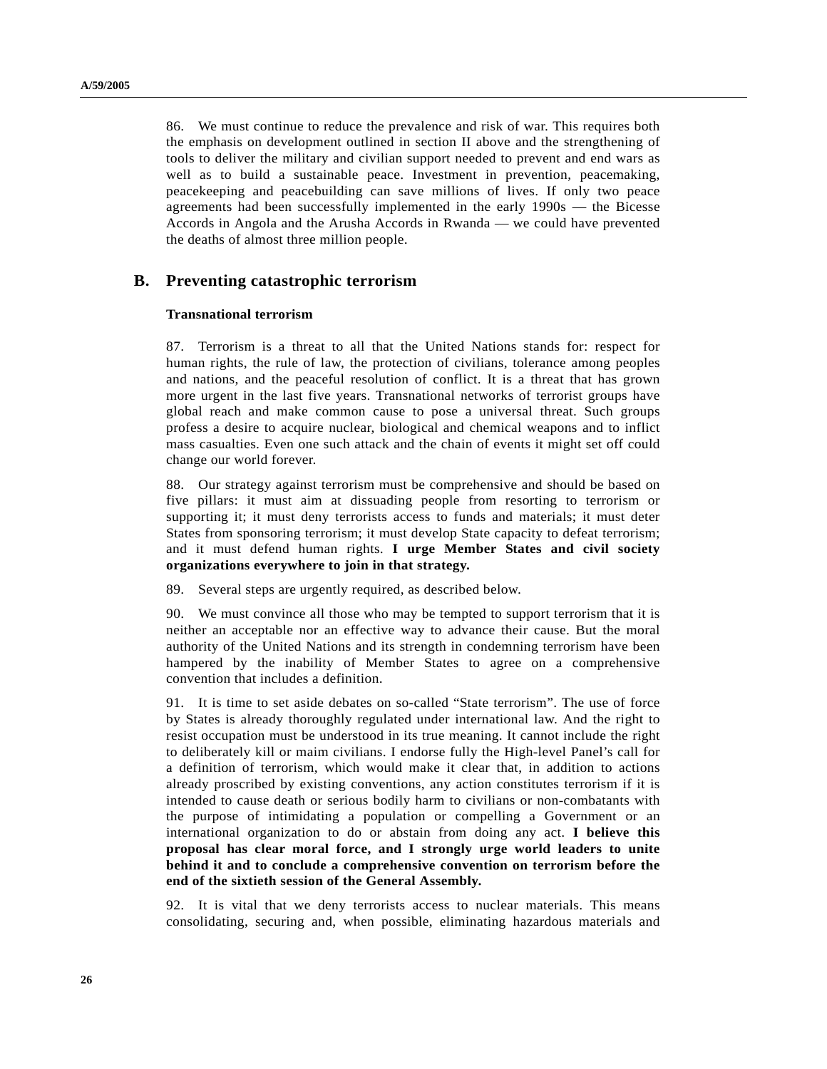86. We must continue to reduce the prevalence and risk of war. This requires both the emphasis on development outlined in section II above and the strengthening of tools to deliver the military and civilian support needed to prevent and end wars as well as to build a sustainable peace. Investment in prevention, peacemaking, peacekeeping and peacebuilding can save millions of lives. If only two peace agreements had been successfully implemented in the early 1990s — the Bicesse Accords in Angola and the Arusha Accords in Rwanda — we could have prevented the deaths of almost three million people.

## B. Preventing catastrophic terrorism

### Transnational terrorism

87. Terrorism is a threat to all that the United Nations stands for: respect for human rights, the rule of law, the protection of civilians, tolerance among peoples and nations, and the peaceful resolution of conflict. It is a threat that has grown more urgent in the last five years. Transnational networks of terrorist groups have global reach and make common cause to pose a universal threat. Such groups profess a desire to acquire nuclear, biological and chemical weapons and to inflict mass casualties. Even one such attack and the chain of events it might set off could change our world forever.

88. Our strategy against terrorism must be comprehensive and should be based on five pillars: it must aim at dissuading people from resorting to terrorism or supporting it; it must deny terrorists access to funds and materials; it must deter States from sponsoring terrorism; it must develop State capacity to defeat terrorism; and it must defend human rights. **I urge Member States and civil society organizations everywhere to join in that strategy.**

89. Several steps are urgently required, as described below.

90. We must convince all those who may be tempted to support terrorism that it is neither an acceptable nor an effective way to advance their cause. But the moral authority of the United Nations and its strength in condemning terrorism have been hampered by the inability of Member States to agree on a comprehensive convention that includes a definition.

91. It is time to set aside debates on so-called "State terrorism". The use of force by States is already thoroughly regulated under international law. And the right to resist occupation must be understood in its true meaning. It cannot include the right to deliberately kill or maim civilians. I endorse fully the High-level Panel's call for a definition of terrorism, which would make it clear that, in addition to actions already proscribed by existing conventions, any action constitutes terrorism if it is intended to cause death or serious bodily harm to civilians or non-combatants with the purpose of intimidating a population or compelling a Government or an international organization to do or abstain from doing any act. **I believe this proposal has clear moral force, and I strongly urge world leaders to unite behind it and to conclude a comprehensive convention on terrorism before the end of the sixtieth session of the General Assembly.**

92. It is vital that we deny terrorists access to nuclear materials. This means consolidating, securing and, when possible, eliminating hazardous materials and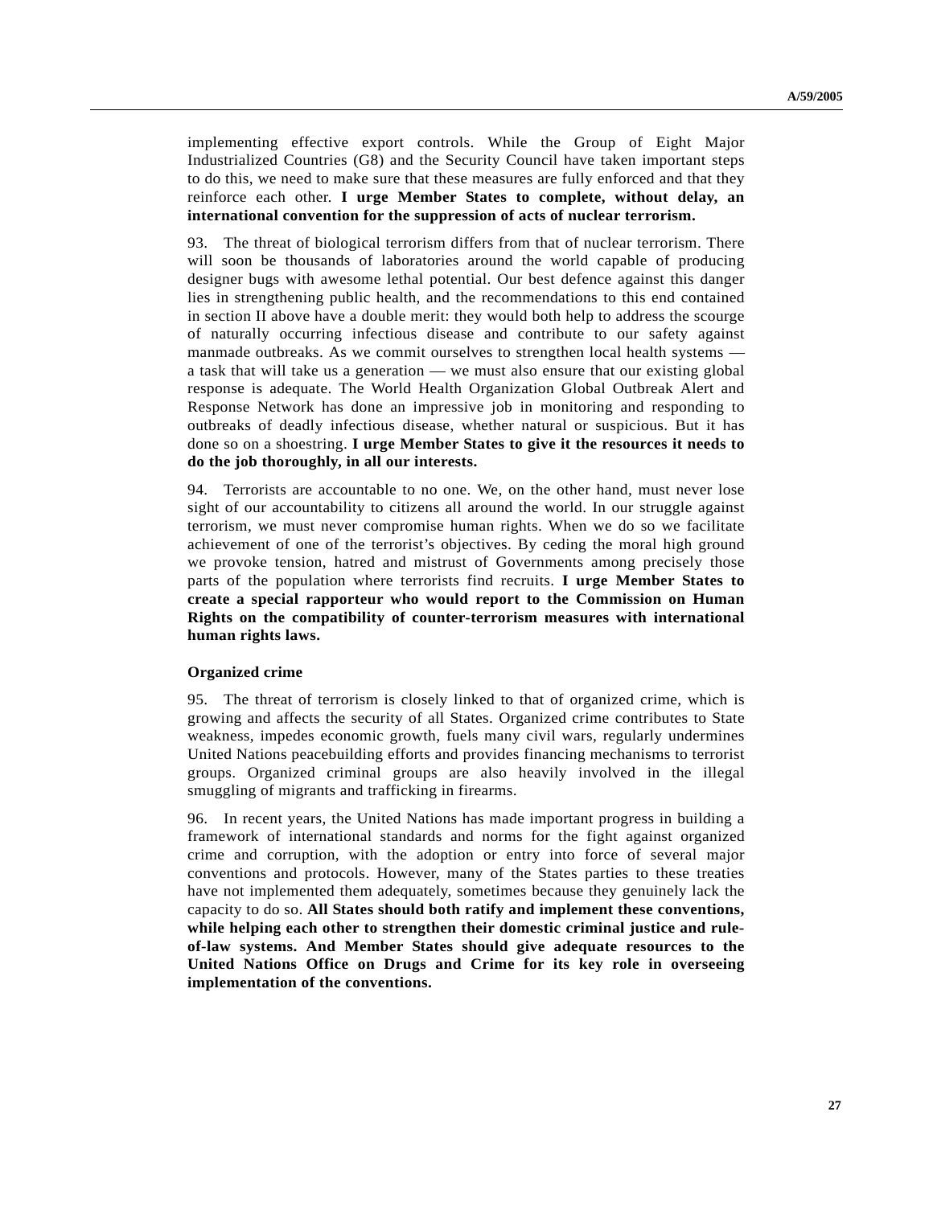implementing effective export controls. While the Group of Eight Major Industrialized Countries (G8) and the Security Council have taken important steps to do this, we need to make sure that these measures are fully enforced and that they reinforce each other. **I urge Member States to complete, without delay, an international convention for the suppression of acts of nuclear terrorism.**

93. The threat of biological terrorism differs from that of nuclear terrorism. There will soon be thousands of laboratories around the world capable of producing designer bugs with awesome lethal potential. Our best defence against this danger lies in strengthening public health, and the recommendations to this end contained in section II above have a double merit: they would both help to address the scourge of naturally occurring infectious disease and contribute to our safety against manmade outbreaks. As we commit ourselves to strengthen local health systems — a task that will take us a generation — we must also ensure that our existing global response is adequate. The World Health Organization Global Outbreak Alert and Response Network has done an impressive job in monitoring and responding to outbreaks of deadly infectious disease, whether natural or suspicious. But it has done so on a shoestring. **I urge Member States to give it the resources it needs to do the job thoroughly, in all our interests.**

94. Terrorists are accountable to no one. We, on the other hand, must never lose sight of our accountability to citizens all around the world. In our struggle against terrorism, we must never compromise human rights. When we do so we facilitate achievement of one of the terrorist's objectives. By ceding the moral high ground we provoke tension, hatred and mistrust of Governments among precisely those parts of the population where terrorists find recruits. **I urge Member States to create a special rapporteur who would report to the Commission on Human Rights on the compatibility of counter-terrorism measures with international human rights laws.**

### Organized crime

95. The threat of terrorism is closely linked to that of organized crime, which is growing and affects the security of all States. Organized crime contributes to State weakness, impedes economic growth, fuels many civil wars, regularly undermines United Nations peacebuilding efforts and provides financing mechanisms to terrorist groups. Organized criminal groups are also heavily involved in the illegal smuggling of migrants and trafficking in firearms.

96. In recent years, the United Nations has made important progress in building a framework of international standards and norms for the fight against organized crime and corruption, with the adoption or entry into force of several major conventions and protocols. However, many of the States parties to these treaties have not implemented them adequately, sometimes because they genuinely lack the capacity to do so. **All States should both ratify and implement these conventions, while helping each other to strengthen their domestic criminal justice and rule-of-law systems. And Member States should give adequate resources to the United Nations Office on Drugs and Crime for its key role in overseeing implementation of the conventions.**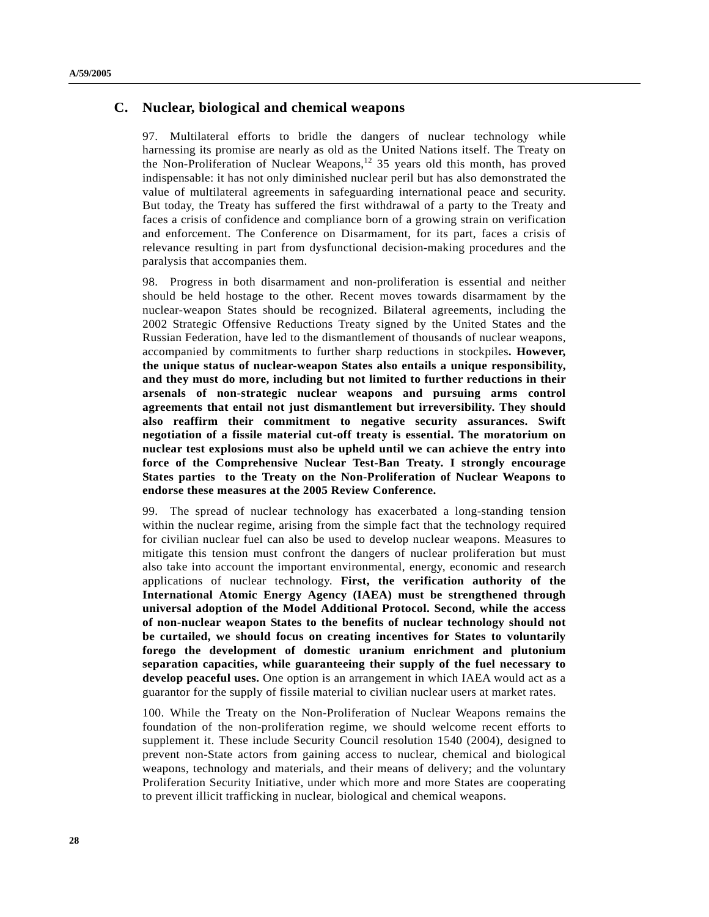## C. Nuclear, biological and chemical weapons

97. Multilateral efforts to bridle the dangers of nuclear technology while harnessing its promise are nearly as old as the United Nations itself. The Treaty on the Non-Proliferation of Nuclear Weapons,[12] 35 years old this month, has proved indispensable: it has not only diminished nuclear peril but has also demonstrated the value of multilateral agreements in safeguarding international peace and security. But today, the Treaty has suffered the first withdrawal of a party to the Treaty and faces a crisis of confidence and compliance born of a growing strain on verification and enforcement. The Conference on Disarmament, for its part, faces a crisis of relevance resulting in part from dysfunctional decision-making procedures and the paralysis that accompanies them.

98. Progress in both disarmament and non-proliferation is essential and neither should be held hostage to the other. Recent moves towards disarmament by the nuclear-weapon States should be recognized. Bilateral agreements, including the 2002 Strategic Offensive Reductions Treaty signed by the United States and the Russian Federation, have led to the dismantlement of thousands of nuclear weapons, accompanied by commitments to further sharp reductions in stockpiles**. However, the unique status of nuclear-weapon States also entails a unique responsibility, and they must do more, including but not limited to further reductions in their arsenals of non-strategic nuclear weapons and pursuing arms control agreements that entail not just dismantlement but irreversibility. They should also reaffirm their commitment to negative security assurances. Swift negotiation of a fissile material cut-off treaty is essential. The moratorium on nuclear test explosions must also be upheld until we can achieve the entry into force of the Comprehensive Nuclear Test-Ban Treaty. I strongly encourage States parties to the Treaty on the Non-Proliferation of Nuclear Weapons to endorse these measures at the 2005 Review Conference.**

99. The spread of nuclear technology has exacerbated a long-standing tension within the nuclear regime, arising from the simple fact that the technology required for civilian nuclear fuel can also be used to develop nuclear weapons. Measures to mitigate this tension must confront the dangers of nuclear proliferation but must also take into account the important environmental, energy, economic and research applications of nuclear technology. **First, the verification authority of the International Atomic Energy Agency (IAEA) must be strengthened through universal adoption of the Model Additional Protocol. Second, while the access of non-nuclear weapon States to the benefits of nuclear technology should not be curtailed, we should focus on creating incentives for States to voluntarily forego the development of domestic uranium enrichment and plutonium separation capacities, while guaranteeing their supply of the fuel necessary to develop peaceful uses.** One option is an arrangement in which IAEA would act as a guarantor for the supply of fissile material to civilian nuclear users at market rates.

100. While the Treaty on the Non-Proliferation of Nuclear Weapons remains the foundation of the non-proliferation regime, we should welcome recent efforts to supplement it. These include Security Council resolution 1540 (2004), designed to prevent non-State actors from gaining access to nuclear, chemical and biological weapons, technology and materials, and their means of delivery; and the voluntary Proliferation Security Initiative, under which more and more States are cooperating to prevent illicit trafficking in nuclear, biological and chemical weapons.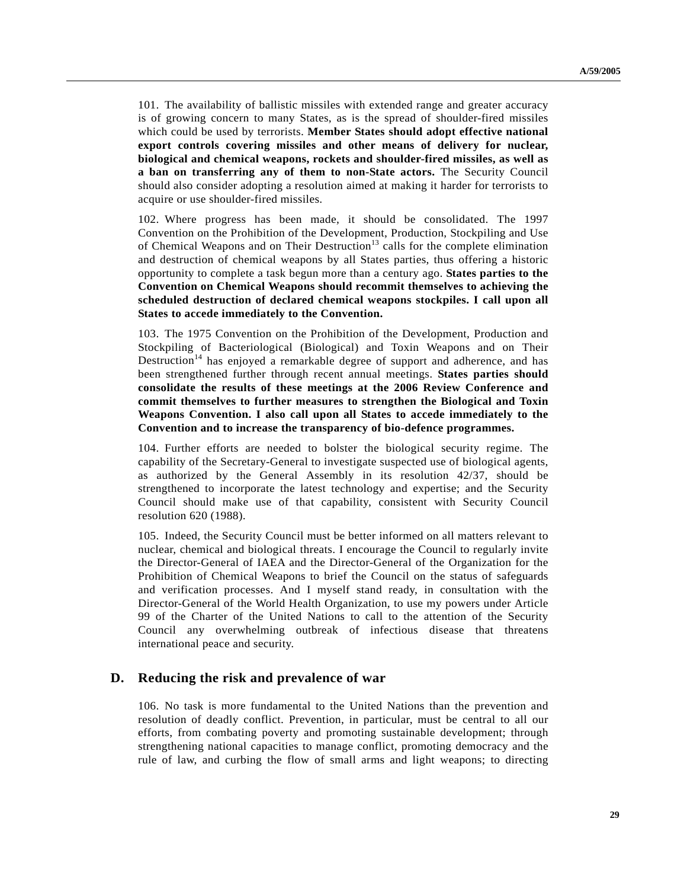101. The availability of ballistic missiles with extended range and greater accuracy is of growing concern to many States, as is the spread of shoulder-fired missiles which could be used by terrorists. **Member States should adopt effective national export controls covering missiles and other means of delivery for nuclear, biological and chemical weapons, rockets and shoulder-fired missiles, as well as a ban on transferring any of them to non-State actors.** The Security Council should also consider adopting a resolution aimed at making it harder for terrorists to acquire or use shoulder-fired missiles.

102. Where progress has been made, it should be consolidated. The 1997 Convention on the Prohibition of the Development, Production, Stockpiling and Use of Chemical Weapons and on Their Destruction[13] calls for the complete elimination and destruction of chemical weapons by all States parties, thus offering a historic opportunity to complete a task begun more than a century ago. **States parties to the Convention on Chemical Weapons should recommit themselves to achieving the scheduled destruction of declared chemical weapons stockpiles. I call upon all States to accede immediately to the Convention.**

103. The 1975 Convention on the Prohibition of the Development, Production and Stockpiling of Bacteriological (Biological) and Toxin Weapons and on Their Destruction[14] has enjoyed a remarkable degree of support and adherence, and has been strengthened further through recent annual meetings. **States parties should consolidate the results of these meetings at the 2006 Review Conference and commit themselves to further measures to strengthen the Biological and Toxin Weapons Convention. I also call upon all States to accede immediately to the Convention and to increase the transparency of bio-defence programmes.**

104. Further efforts are needed to bolster the biological security regime. The capability of the Secretary-General to investigate suspected use of biological agents, as authorized by the General Assembly in its resolution 42/37, should be strengthened to incorporate the latest technology and expertise; and the Security Council should make use of that capability, consistent with Security Council resolution 620 (1988).

105. Indeed, the Security Council must be better informed on all matters relevant to nuclear, chemical and biological threats. I encourage the Council to regularly invite the Director-General of IAEA and the Director-General of the Organization for the Prohibition of Chemical Weapons to brief the Council on the status of safeguards and verification processes. And I myself stand ready, in consultation with the Director-General of the World Health Organization, to use my powers under Article 99 of the Charter of the United Nations to call to the attention of the Security Council any overwhelming outbreak of infectious disease that threatens international peace and security.

## D. Reducing the risk and prevalence of war

106. No task is more fundamental to the United Nations than the prevention and resolution of deadly conflict. Prevention, in particular, must be central to all our efforts, from combating poverty and promoting sustainable development; through strengthening national capacities to manage conflict, promoting democracy and the rule of law, and curbing the flow of small arms and light weapons; to directing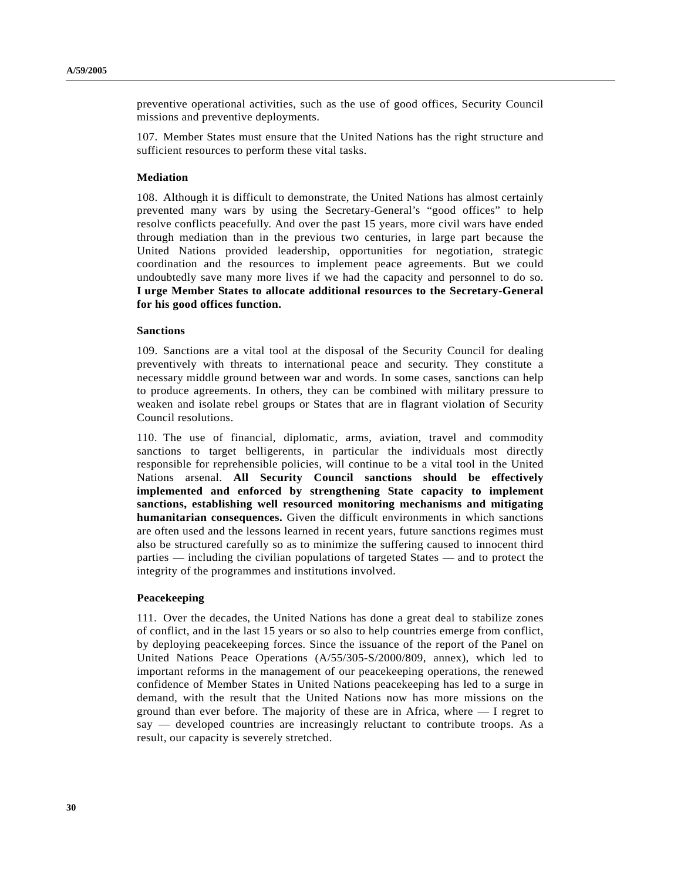preventive operational activities, such as the use of good offices, Security Council missions and preventive deployments.

107. Member States must ensure that the United Nations has the right structure and sufficient resources to perform these vital tasks.

### Mediation

108. Although it is difficult to demonstrate, the United Nations has almost certainly prevented many wars by using the Secretary-General's "good offices" to help resolve conflicts peacefully. And over the past 15 years, more civil wars have ended through mediation than in the previous two centuries, in large part because the United Nations provided leadership, opportunities for negotiation, strategic coordination and the resources to implement peace agreements. But we could undoubtedly save many more lives if we had the capacity and personnel to do so. **I urge Member States to allocate additional resources to the Secretary-General for his good offices function.**

### Sanctions

109. Sanctions are a vital tool at the disposal of the Security Council for dealing preventively with threats to international peace and security. They constitute a necessary middle ground between war and words. In some cases, sanctions can help to produce agreements. In others, they can be combined with military pressure to weaken and isolate rebel groups or States that are in flagrant violation of Security Council resolutions.

110. The use of financial, diplomatic, arms, aviation, travel and commodity sanctions to target belligerents, in particular the individuals most directly responsible for reprehensible policies, will continue to be a vital tool in the United Nations arsenal. **All Security Council sanctions should be effectively implemented and enforced by strengthening State capacity to implement sanctions, establishing well resourced monitoring mechanisms and mitigating humanitarian consequences.** Given the difficult environments in which sanctions are often used and the lessons learned in recent years, future sanctions regimes must also be structured carefully so as to minimize the suffering caused to innocent third parties — including the civilian populations of targeted States — and to protect the integrity of the programmes and institutions involved.

### Peacekeeping

111. Over the decades, the United Nations has done a great deal to stabilize zones of conflict, and in the last 15 years or so also to help countries emerge from conflict, by deploying peacekeeping forces. Since the issuance of the report of the Panel on United Nations Peace Operations (A/55/305-S/2000/809, annex), which led to important reforms in the management of our peacekeeping operations, the renewed confidence of Member States in United Nations peacekeeping has led to a surge in demand, with the result that the United Nations now has more missions on the ground than ever before. The majority of these are in Africa, where — I regret to say — developed countries are increasingly reluctant to contribute troops. As a result, our capacity is severely stretched.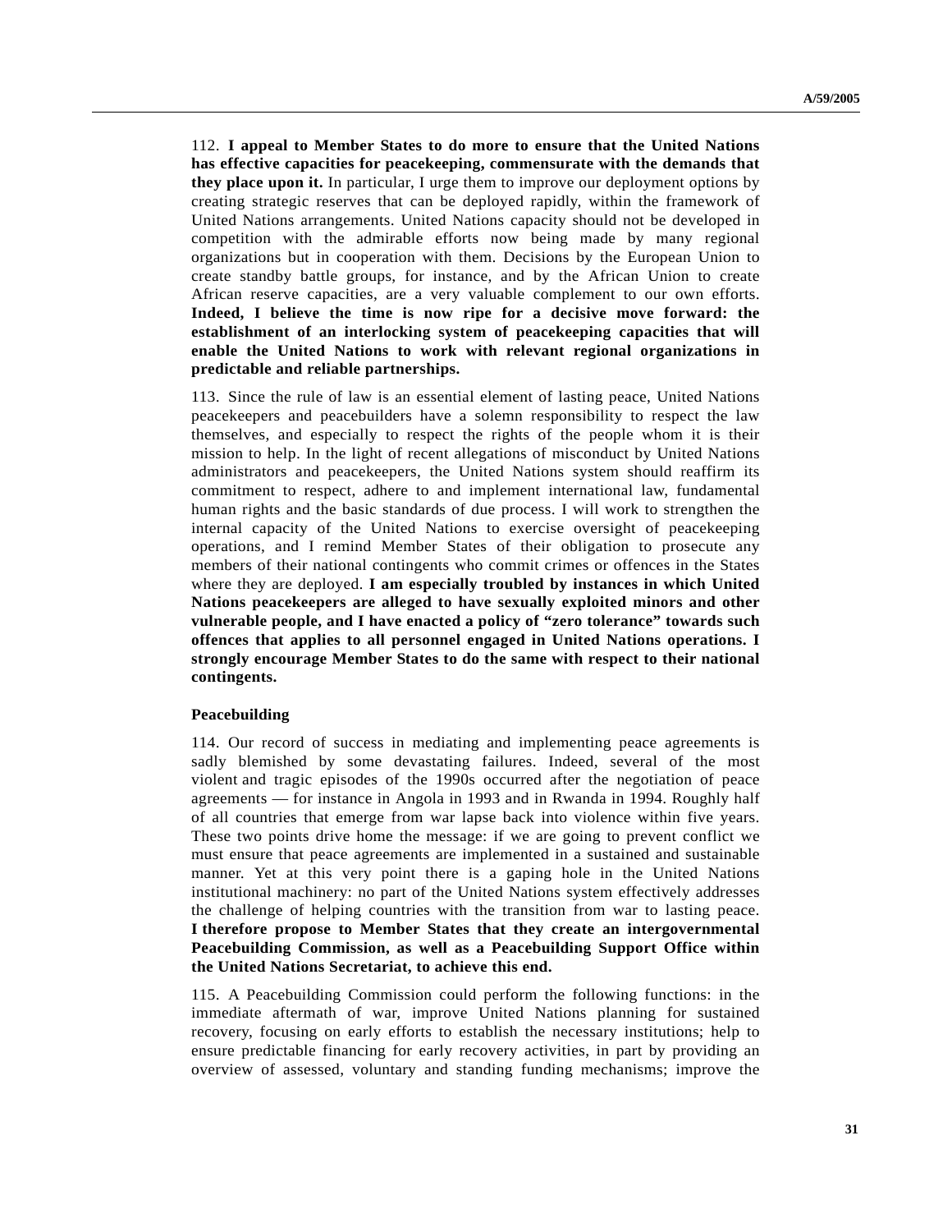112. **I appeal to Member States to do more to ensure that the United Nations has effective capacities for peacekeeping, commensurate with the demands that they place upon it.** In particular, I urge them to improve our deployment options by creating strategic reserves that can be deployed rapidly, within the framework of United Nations arrangements. United Nations capacity should not be developed in competition with the admirable efforts now being made by many regional organizations but in cooperation with them. Decisions by the European Union to create standby battle groups, for instance, and by the African Union to create African reserve capacities, are a very valuable complement to our own efforts. **Indeed, I believe the time is now ripe for a decisive move forward: the establishment of an interlocking system of peacekeeping capacities that will enable the United Nations to work with relevant regional organizations in predictable and reliable partnerships.**

113. Since the rule of law is an essential element of lasting peace, United Nations peacekeepers and peacebuilders have a solemn responsibility to respect the law themselves, and especially to respect the rights of the people whom it is their mission to help. In the light of recent allegations of misconduct by United Nations administrators and peacekeepers, the United Nations system should reaffirm its commitment to respect, adhere to and implement international law, fundamental human rights and the basic standards of due process. I will work to strengthen the internal capacity of the United Nations to exercise oversight of peacekeeping operations, and I remind Member States of their obligation to prosecute any members of their national contingents who commit crimes or offences in the States where they are deployed. **I am especially troubled by instances in which United Nations peacekeepers are alleged to have sexually exploited minors and other vulnerable people, and I have enacted a policy of "zero tolerance" towards such offences that applies to all personnel engaged in United Nations operations. I strongly encourage Member States to do the same with respect to their national contingents.**

### Peacebuilding

114. Our record of success in mediating and implementing peace agreements is sadly blemished by some devastating failures. Indeed, several of the most violent and tragic episodes of the 1990s occurred after the negotiation of peace agreements — for instance in Angola in 1993 and in Rwanda in 1994. Roughly half of all countries that emerge from war lapse back into violence within five years. These two points drive home the message: if we are going to prevent conflict we must ensure that peace agreements are implemented in a sustained and sustainable manner. Yet at this very point there is a gaping hole in the United Nations institutional machinery: no part of the United Nations system effectively addresses the challenge of helping countries with the transition from war to lasting peace. **I therefore propose to Member States that they create an intergovernmental Peacebuilding Commission, as well as a Peacebuilding Support Office within the United Nations Secretariat, to achieve this end.**

115. A Peacebuilding Commission could perform the following functions: in the immediate aftermath of war, improve United Nations planning for sustained recovery, focusing on early efforts to establish the necessary institutions; help to ensure predictable financing for early recovery activities, in part by providing an overview of assessed, voluntary and standing funding mechanisms; improve the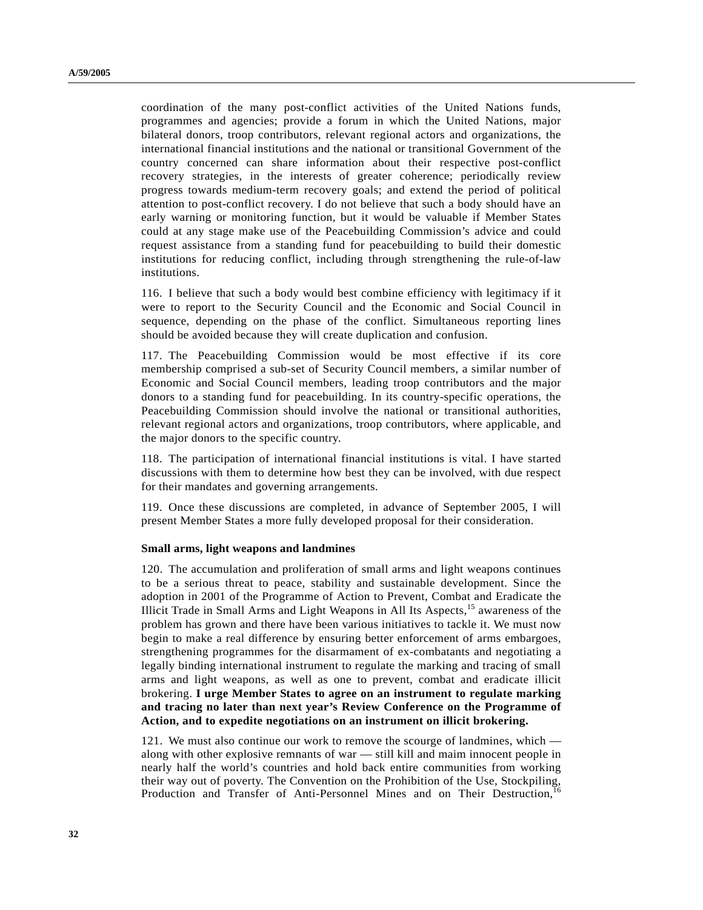coordination of the many post-conflict activities of the United Nations funds, programmes and agencies; provide a forum in which the United Nations, major bilateral donors, troop contributors, relevant regional actors and organizations, the international financial institutions and the national or transitional Government of the country concerned can share information about their respective post-conflict recovery strategies, in the interests of greater coherence; periodically review progress towards medium-term recovery goals; and extend the period of political attention to post-conflict recovery. I do not believe that such a body should have an early warning or monitoring function, but it would be valuable if Member States could at any stage make use of the Peacebuilding Commission's advice and could request assistance from a standing fund for peacebuilding to build their domestic institutions for reducing conflict, including through strengthening the rule-of-law institutions.

116. I believe that such a body would best combine efficiency with legitimacy if it were to report to the Security Council and the Economic and Social Council in sequence, depending on the phase of the conflict. Simultaneous reporting lines should be avoided because they will create duplication and confusion.

117. The Peacebuilding Commission would be most effective if its core membership comprised a sub-set of Security Council members, a similar number of Economic and Social Council members, leading troop contributors and the major donors to a standing fund for peacebuilding. In its country-specific operations, the Peacebuilding Commission should involve the national or transitional authorities, relevant regional actors and organizations, troop contributors, where applicable, and the major donors to the specific country.

118. The participation of international financial institutions is vital. I have started discussions with them to determine how best they can be involved, with due respect for their mandates and governing arrangements.

119. Once these discussions are completed, in advance of September 2005, I will present Member States a more fully developed proposal for their consideration.

**Small arms, light weapons and landmines**

120. The accumulation and proliferation of small arms and light weapons continues to be a serious threat to peace, stability and sustainable development. Since the adoption in 2001 of the Programme of Action to Prevent, Combat and Eradicate the Illicit Trade in Small Arms and Light Weapons in All Its Aspects,[15] awareness of the problem has grown and there have been various initiatives to tackle it. We must now begin to make a real difference by ensuring better enforcement of arms embargoes, strengthening programmes for the disarmament of ex-combatants and negotiating a legally binding international instrument to regulate the marking and tracing of small arms and light weapons, as well as one to prevent, combat and eradicate illicit brokering. **I urge Member States to agree on an instrument to regulate marking and tracing no later than next year's Review Conference on the Programme of Action, and to expedite negotiations on an instrument on illicit brokering.**

121. We must also continue our work to remove the scourge of landmines, which — along with other explosive remnants of war — still kill and maim innocent people in nearly half the world's countries and hold back entire communities from working their way out of poverty. The Convention on the Prohibition of the Use, Stockpiling, Production and Transfer of Anti-Personnel Mines and on Their Destruction,[16]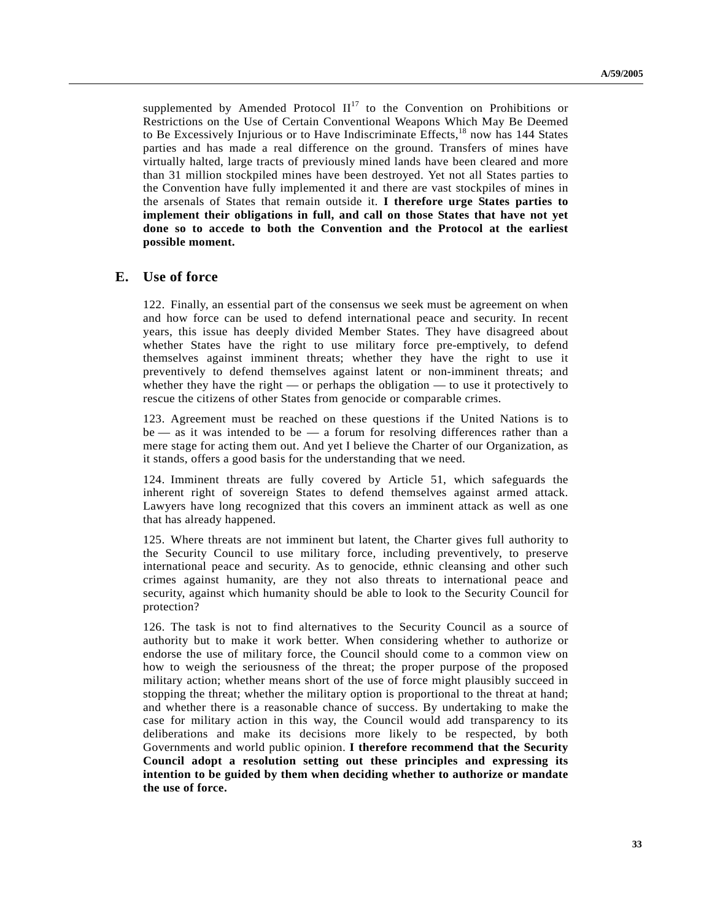supplemented by Amended Protocol II[17] to the Convention on Prohibitions or Restrictions on the Use of Certain Conventional Weapons Which May Be Deemed to Be Excessively Injurious or to Have Indiscriminate Effects,[18] now has 144 States parties and has made a real difference on the ground. Transfers of mines have virtually halted, large tracts of previously mined lands have been cleared and more than 31 million stockpiled mines have been destroyed. Yet not all States parties to the Convention have fully implemented it and there are vast stockpiles of mines in the arsenals of States that remain outside it. **I therefore urge States parties to implement their obligations in full, and call on those States that have not yet done so to accede to both the Convention and the Protocol at the earliest possible moment.**

## E. Use of force

122. Finally, an essential part of the consensus we seek must be agreement on when and how force can be used to defend international peace and security. In recent years, this issue has deeply divided Member States. They have disagreed about whether States have the right to use military force pre-emptively, to defend themselves against imminent threats; whether they have the right to use it preventively to defend themselves against latent or non-imminent threats; and whether they have the right — or perhaps the obligation — to use it protectively to rescue the citizens of other States from genocide or comparable crimes.

123. Agreement must be reached on these questions if the United Nations is to be — as it was intended to be — a forum for resolving differences rather than a mere stage for acting them out. And yet I believe the Charter of our Organization, as it stands, offers a good basis for the understanding that we need.

124. Imminent threats are fully covered by Article 51, which safeguards the inherent right of sovereign States to defend themselves against armed attack. Lawyers have long recognized that this covers an imminent attack as well as one that has already happened.

125. Where threats are not imminent but latent, the Charter gives full authority to the Security Council to use military force, including preventively, to preserve international peace and security. As to genocide, ethnic cleansing and other such crimes against humanity, are they not also threats to international peace and security, against which humanity should be able to look to the Security Council for protection?

126. The task is not to find alternatives to the Security Council as a source of authority but to make it work better. When considering whether to authorize or endorse the use of military force, the Council should come to a common view on how to weigh the seriousness of the threat; the proper purpose of the proposed military action; whether means short of the use of force might plausibly succeed in stopping the threat; whether the military option is proportional to the threat at hand; and whether there is a reasonable chance of success. By undertaking to make the case for military action in this way, the Council would add transparency to its deliberations and make its decisions more likely to be respected, by both Governments and world public opinion. **I therefore recommend that the Security Council adopt a resolution setting out these principles and expressing its intention to be guided by them when deciding whether to authorize or mandate the use of force.**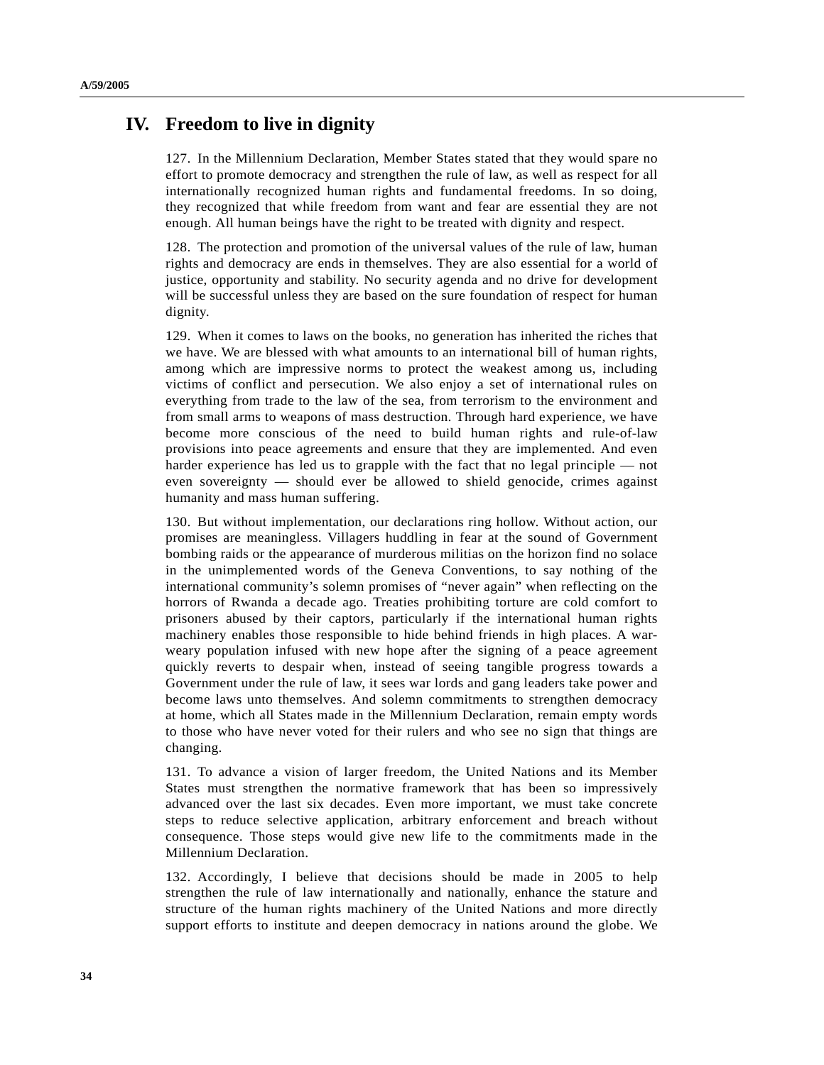## IV. Freedom to live in dignity

127. In the Millennium Declaration, Member States stated that they would spare no effort to promote democracy and strengthen the rule of law, as well as respect for all internationally recognized human rights and fundamental freedoms. In so doing, they recognized that while freedom from want and fear are essential they are not enough. All human beings have the right to be treated with dignity and respect.

128. The protection and promotion of the universal values of the rule of law, human rights and democracy are ends in themselves. They are also essential for a world of justice, opportunity and stability. No security agenda and no drive for development will be successful unless they are based on the sure foundation of respect for human dignity.

129. When it comes to laws on the books, no generation has inherited the riches that we have. We are blessed with what amounts to an international bill of human rights, among which are impressive norms to protect the weakest among us, including victims of conflict and persecution. We also enjoy a set of international rules on everything from trade to the law of the sea, from terrorism to the environment and from small arms to weapons of mass destruction. Through hard experience, we have become more conscious of the need to build human rights and rule-of-law provisions into peace agreements and ensure that they are implemented. And even harder experience has led us to grapple with the fact that no legal principle — not even sovereignty — should ever be allowed to shield genocide, crimes against humanity and mass human suffering.

130. But without implementation, our declarations ring hollow. Without action, our promises are meaningless. Villagers huddling in fear at the sound of Government bombing raids or the appearance of murderous militias on the horizon find no solace in the unimplemented words of the Geneva Conventions, to say nothing of the international community's solemn promises of "never again" when reflecting on the horrors of Rwanda a decade ago. Treaties prohibiting torture are cold comfort to prisoners abused by their captors, particularly if the international human rights machinery enables those responsible to hide behind friends in high places. A war-weary population infused with new hope after the signing of a peace agreement quickly reverts to despair when, instead of seeing tangible progress towards a Government under the rule of law, it sees war lords and gang leaders take power and become laws unto themselves. And solemn commitments to strengthen democracy at home, which all States made in the Millennium Declaration, remain empty words to those who have never voted for their rulers and who see no sign that things are changing.

131. To advance a vision of larger freedom, the United Nations and its Member States must strengthen the normative framework that has been so impressively advanced over the last six decades. Even more important, we must take concrete steps to reduce selective application, arbitrary enforcement and breach without consequence. Those steps would give new life to the commitments made in the Millennium Declaration.

132. Accordingly, I believe that decisions should be made in 2005 to help strengthen the rule of law internationally and nationally, enhance the stature and structure of the human rights machinery of the United Nations and more directly support efforts to institute and deepen democracy in nations around the globe. We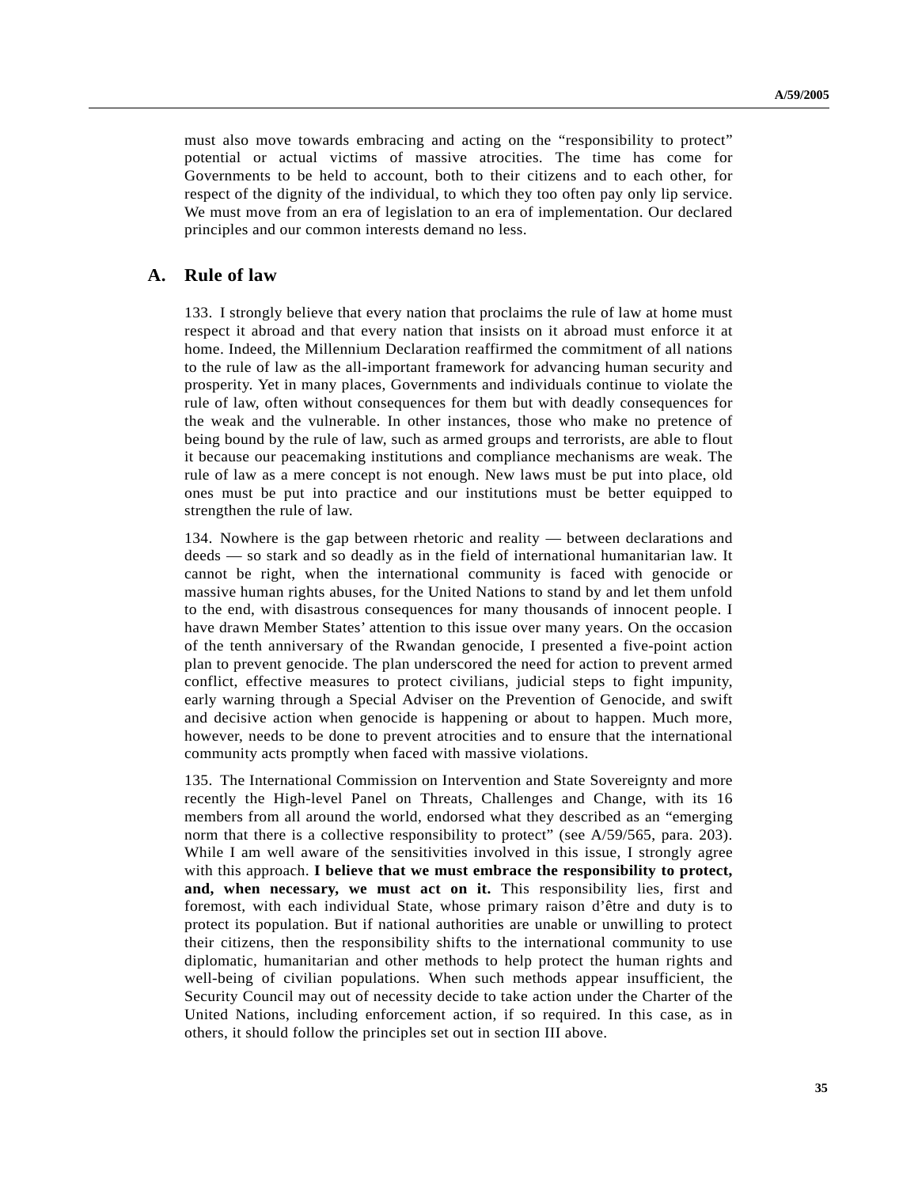must also move towards embracing and acting on the "responsibility to protect" potential or actual victims of massive atrocities. The time has come for Governments to be held to account, both to their citizens and to each other, for respect of the dignity of the individual, to which they too often pay only lip service. We must move from an era of legislation to an era of implementation. Our declared principles and our common interests demand no less.

## A. Rule of law

133. I strongly believe that every nation that proclaims the rule of law at home must respect it abroad and that every nation that insists on it abroad must enforce it at home. Indeed, the Millennium Declaration reaffirmed the commitment of all nations to the rule of law as the all-important framework for advancing human security and prosperity. Yet in many places, Governments and individuals continue to violate the rule of law, often without consequences for them but with deadly consequences for the weak and the vulnerable. In other instances, those who make no pretence of being bound by the rule of law, such as armed groups and terrorists, are able to flout it because our peacemaking institutions and compliance mechanisms are weak. The rule of law as a mere concept is not enough. New laws must be put into place, old ones must be put into practice and our institutions must be better equipped to strengthen the rule of law.

134. Nowhere is the gap between rhetoric and reality — between declarations and deeds — so stark and so deadly as in the field of international humanitarian law. It cannot be right, when the international community is faced with genocide or massive human rights abuses, for the United Nations to stand by and let them unfold to the end, with disastrous consequences for many thousands of innocent people. I have drawn Member States' attention to this issue over many years. On the occasion of the tenth anniversary of the Rwandan genocide, I presented a five-point action plan to prevent genocide. The plan underscored the need for action to prevent armed conflict, effective measures to protect civilians, judicial steps to fight impunity, early warning through a Special Adviser on the Prevention of Genocide, and swift and decisive action when genocide is happening or about to happen. Much more, however, needs to be done to prevent atrocities and to ensure that the international community acts promptly when faced with massive violations.

135. The International Commission on Intervention and State Sovereignty and more recently the High-level Panel on Threats, Challenges and Change, with its 16 members from all around the world, endorsed what they described as an "emerging norm that there is a collective responsibility to protect" (see A/59/565, para. 203). While I am well aware of the sensitivities involved in this issue, I strongly agree with this approach. **I believe that we must embrace the responsibility to protect, and, when necessary, we must act on it.** This responsibility lies, first and foremost, with each individual State, whose primary raison d'être and duty is to protect its population. But if national authorities are unable or unwilling to protect their citizens, then the responsibility shifts to the international community to use diplomatic, humanitarian and other methods to help protect the human rights and well-being of civilian populations. When such methods appear insufficient, the Security Council may out of necessity decide to take action under the Charter of the United Nations, including enforcement action, if so required. In this case, as in others, it should follow the principles set out in section III above.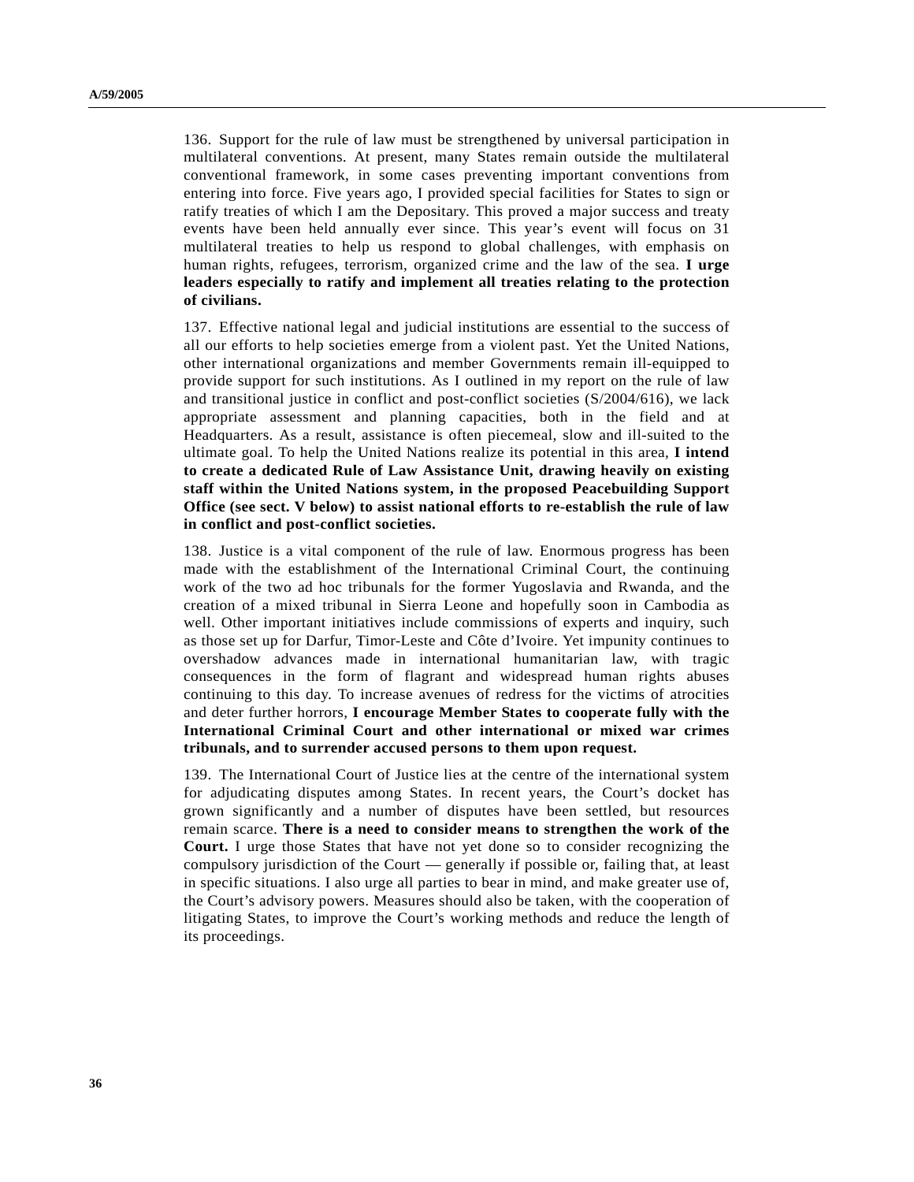136. Support for the rule of law must be strengthened by universal participation in multilateral conventions. At present, many States remain outside the multilateral conventional framework, in some cases preventing important conventions from entering into force. Five years ago, I provided special facilities for States to sign or ratify treaties of which I am the Depositary. This proved a major success and treaty events have been held annually ever since. This year's event will focus on 31 multilateral treaties to help us respond to global challenges, with emphasis on human rights, refugees, terrorism, organized crime and the law of the sea. **I urge leaders especially to ratify and implement all treaties relating to the protection of civilians.**

137. Effective national legal and judicial institutions are essential to the success of all our efforts to help societies emerge from a violent past. Yet the United Nations, other international organizations and member Governments remain ill-equipped to provide support for such institutions. As I outlined in my report on the rule of law and transitional justice in conflict and post-conflict societies (S/2004/616), we lack appropriate assessment and planning capacities, both in the field and at Headquarters. As a result, assistance is often piecemeal, slow and ill-suited to the ultimate goal. To help the United Nations realize its potential in this area, **I intend to create a dedicated Rule of Law Assistance Unit, drawing heavily on existing staff within the United Nations system, in the proposed Peacebuilding Support Office (see sect. V below) to assist national efforts to re-establish the rule of law in conflict and post-conflict societies.**

138. Justice is a vital component of the rule of law. Enormous progress has been made with the establishment of the International Criminal Court, the continuing work of the two ad hoc tribunals for the former Yugoslavia and Rwanda, and the creation of a mixed tribunal in Sierra Leone and hopefully soon in Cambodia as well. Other important initiatives include commissions of experts and inquiry, such as those set up for Darfur, Timor-Leste and Côte d'Ivoire. Yet impunity continues to overshadow advances made in international humanitarian law, with tragic consequences in the form of flagrant and widespread human rights abuses continuing to this day. To increase avenues of redress for the victims of atrocities and deter further horrors, **I encourage Member States to cooperate fully with the International Criminal Court and other international or mixed war crimes tribunals, and to surrender accused persons to them upon request.**

139. The International Court of Justice lies at the centre of the international system for adjudicating disputes among States. In recent years, the Court's docket has grown significantly and a number of disputes have been settled, but resources remain scarce. **There is a need to consider means to strengthen the work of the Court.** I urge those States that have not yet done so to consider recognizing the compulsory jurisdiction of the Court — generally if possible or, failing that, at least in specific situations. I also urge all parties to bear in mind, and make greater use of, the Court's advisory powers. Measures should also be taken, with the cooperation of litigating States, to improve the Court's working methods and reduce the length of its proceedings.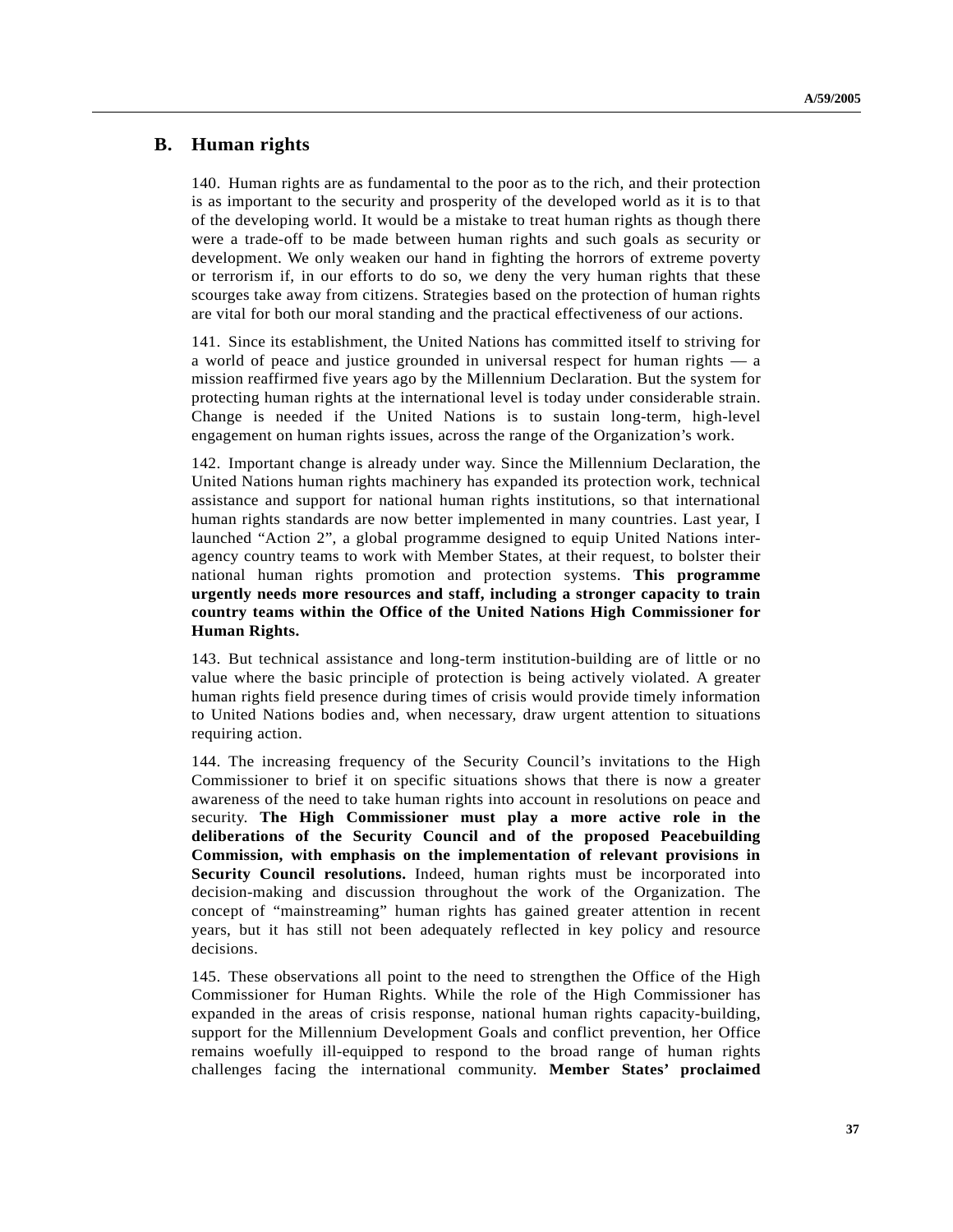## B. Human rights

140. Human rights are as fundamental to the poor as to the rich, and their protection is as important to the security and prosperity of the developed world as it is to that of the developing world. It would be a mistake to treat human rights as though there were a trade-off to be made between human rights and such goals as security or development. We only weaken our hand in fighting the horrors of extreme poverty or terrorism if, in our efforts to do so, we deny the very human rights that these scourges take away from citizens. Strategies based on the protection of human rights are vital for both our moral standing and the practical effectiveness of our actions.

141. Since its establishment, the United Nations has committed itself to striving for a world of peace and justice grounded in universal respect for human rights — a mission reaffirmed five years ago by the Millennium Declaration. But the system for protecting human rights at the international level is today under considerable strain. Change is needed if the United Nations is to sustain long-term, high-level engagement on human rights issues, across the range of the Organization's work.

142. Important change is already under way. Since the Millennium Declaration, the United Nations human rights machinery has expanded its protection work, technical assistance and support for national human rights institutions, so that international human rights standards are now better implemented in many countries. Last year, I launched "Action 2", a global programme designed to equip United Nations inter-agency country teams to work with Member States, at their request, to bolster their national human rights promotion and protection systems. **This programme urgently needs more resources and staff, including a stronger capacity to train country teams within the Office of the United Nations High Commissioner for Human Rights.**

143. But technical assistance and long-term institution-building are of little or no value where the basic principle of protection is being actively violated. A greater human rights field presence during times of crisis would provide timely information to United Nations bodies and, when necessary, draw urgent attention to situations requiring action.

144. The increasing frequency of the Security Council's invitations to the High Commissioner to brief it on specific situations shows that there is now a greater awareness of the need to take human rights into account in resolutions on peace and security. **The High Commissioner must play a more active role in the deliberations of the Security Council and of the proposed Peacebuilding Commission, with emphasis on the implementation of relevant provisions in Security Council resolutions.** Indeed, human rights must be incorporated into decision-making and discussion throughout the work of the Organization. The concept of "mainstreaming" human rights has gained greater attention in recent years, but it has still not been adequately reflected in key policy and resource decisions.

145. These observations all point to the need to strengthen the Office of the High Commissioner for Human Rights. While the role of the High Commissioner has expanded in the areas of crisis response, national human rights capacity-building, support for the Millennium Development Goals and conflict prevention, her Office remains woefully ill-equipped to respond to the broad range of human rights challenges facing the international community. **Member States' proclaimed**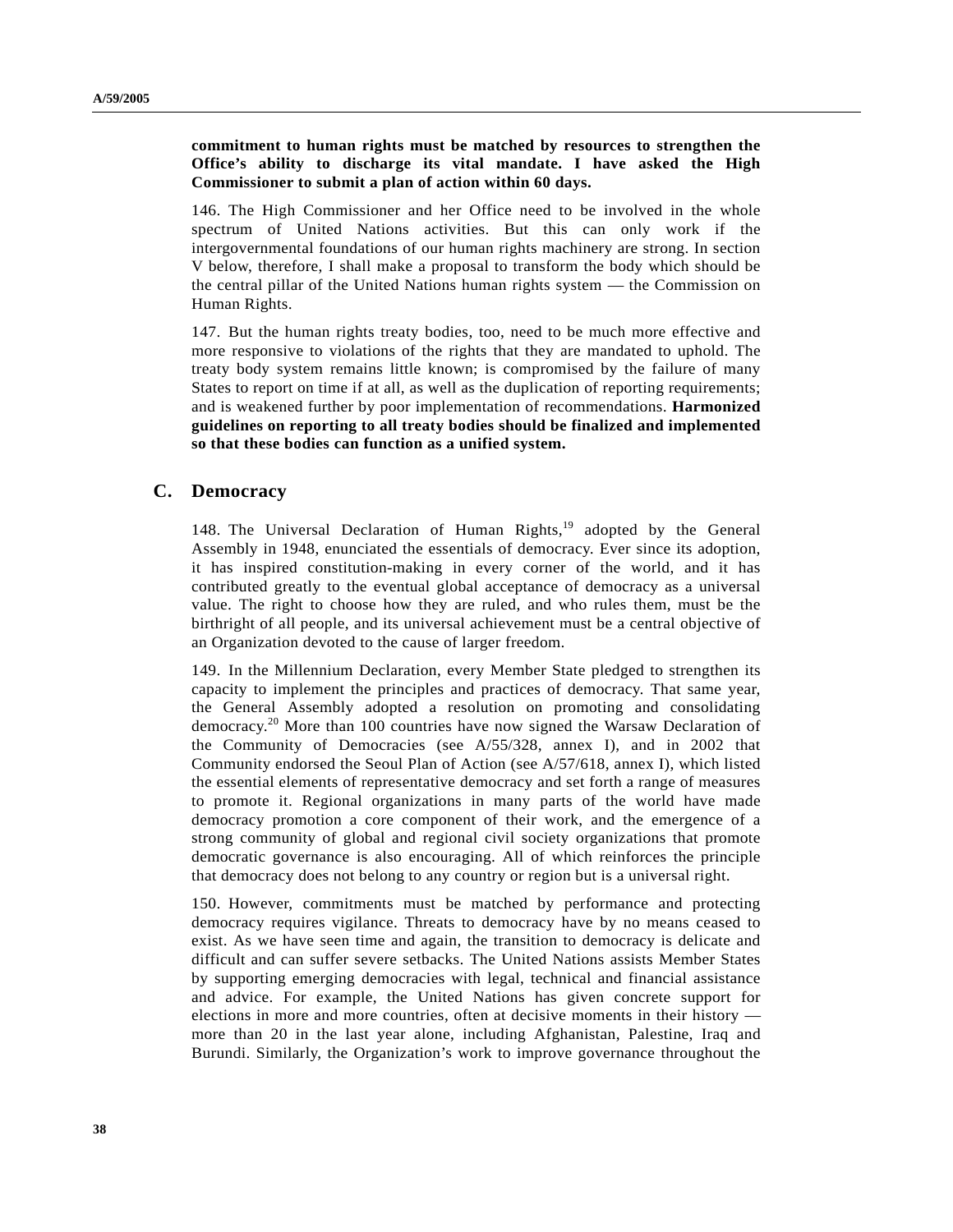**commitment to human rights must be matched by resources to strengthen the Office's ability to discharge its vital mandate. I have asked the High Commissioner to submit a plan of action within 60 days.**

146. The High Commissioner and her Office need to be involved in the whole spectrum of United Nations activities. But this can only work if the intergovernmental foundations of our human rights machinery are strong. In section V below, therefore, I shall make a proposal to transform the body which should be the central pillar of the United Nations human rights system — the Commission on Human Rights.

147. But the human rights treaty bodies, too, need to be much more effective and more responsive to violations of the rights that they are mandated to uphold. The treaty body system remains little known; is compromised by the failure of many States to report on time if at all, as well as the duplication of reporting requirements; and is weakened further by poor implementation of recommendations. **Harmonized guidelines on reporting to all treaty bodies should be finalized and implemented so that these bodies can function as a unified system.**

## C. Democracy

148. The Universal Declaration of Human Rights,[19] adopted by the General Assembly in 1948, enunciated the essentials of democracy. Ever since its adoption, it has inspired constitution-making in every corner of the world, and it has contributed greatly to the eventual global acceptance of democracy as a universal value. The right to choose how they are ruled, and who rules them, must be the birthright of all people, and its universal achievement must be a central objective of an Organization devoted to the cause of larger freedom.

149. In the Millennium Declaration, every Member State pledged to strengthen its capacity to implement the principles and practices of democracy. That same year, the General Assembly adopted a resolution on promoting and consolidating democracy.[20] More than 100 countries have now signed the Warsaw Declaration of the Community of Democracies (see A/55/328, annex I), and in 2002 that Community endorsed the Seoul Plan of Action (see A/57/618, annex I), which listed the essential elements of representative democracy and set forth a range of measures to promote it. Regional organizations in many parts of the world have made democracy promotion a core component of their work, and the emergence of a strong community of global and regional civil society organizations that promote democratic governance is also encouraging. All of which reinforces the principle that democracy does not belong to any country or region but is a universal right.

150. However, commitments must be matched by performance and protecting democracy requires vigilance. Threats to democracy have by no means ceased to exist. As we have seen time and again, the transition to democracy is delicate and difficult and can suffer severe setbacks. The United Nations assists Member States by supporting emerging democracies with legal, technical and financial assistance and advice. For example, the United Nations has given concrete support for elections in more and more countries, often at decisive moments in their history — more than 20 in the last year alone, including Afghanistan, Palestine, Iraq and Burundi. Similarly, the Organization's work to improve governance throughout the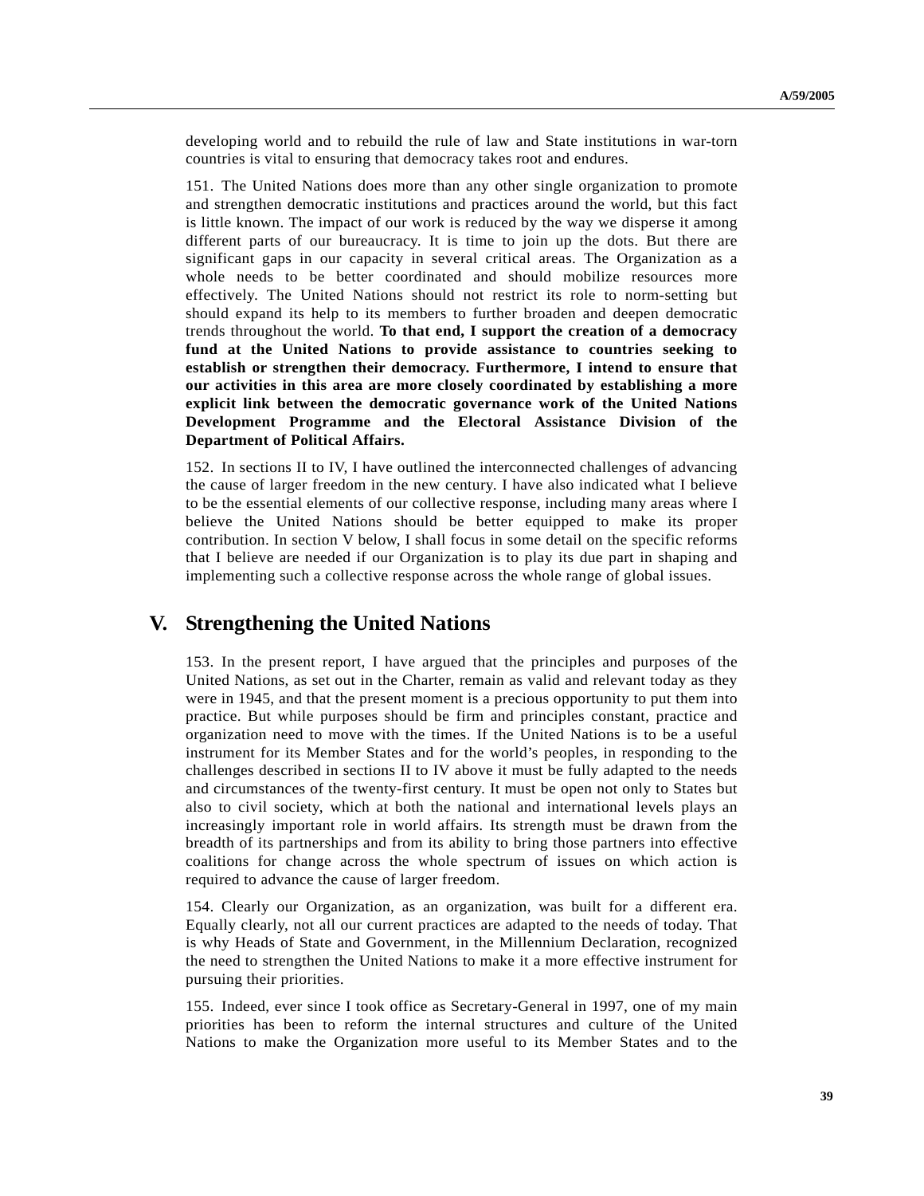developing world and to rebuild the rule of law and State institutions in war-torn countries is vital to ensuring that democracy takes root and endures.

151. The United Nations does more than any other single organization to promote and strengthen democratic institutions and practices around the world, but this fact is little known. The impact of our work is reduced by the way we disperse it among different parts of our bureaucracy. It is time to join up the dots. But there are significant gaps in our capacity in several critical areas. The Organization as a whole needs to be better coordinated and should mobilize resources more effectively. The United Nations should not restrict its role to norm-setting but should expand its help to its members to further broaden and deepen democratic trends throughout the world. **To that end, I support the creation of a democracy fund at the United Nations to provide assistance to countries seeking to establish or strengthen their democracy. Furthermore, I intend to ensure that our activities in this area are more closely coordinated by establishing a more explicit link between the democratic governance work of the United Nations Development Programme and the Electoral Assistance Division of the Department of Political Affairs.**

152. In sections II to IV, I have outlined the interconnected challenges of advancing the cause of larger freedom in the new century. I have also indicated what I believe to be the essential elements of our collective response, including many areas where I believe the United Nations should be better equipped to make its proper contribution. In section V below, I shall focus in some detail on the specific reforms that I believe are needed if our Organization is to play its due part in shaping and implementing such a collective response across the whole range of global issues.

## V. Strengthening the United Nations

153. In the present report, I have argued that the principles and purposes of the United Nations, as set out in the Charter, remain as valid and relevant today as they were in 1945, and that the present moment is a precious opportunity to put them into practice. But while purposes should be firm and principles constant, practice and organization need to move with the times. If the United Nations is to be a useful instrument for its Member States and for the world's peoples, in responding to the challenges described in sections II to IV above it must be fully adapted to the needs and circumstances of the twenty-first century. It must be open not only to States but also to civil society, which at both the national and international levels plays an increasingly important role in world affairs. Its strength must be drawn from the breadth of its partnerships and from its ability to bring those partners into effective coalitions for change across the whole spectrum of issues on which action is required to advance the cause of larger freedom.

154. Clearly our Organization, as an organization, was built for a different era. Equally clearly, not all our current practices are adapted to the needs of today. That is why Heads of State and Government, in the Millennium Declaration, recognized the need to strengthen the United Nations to make it a more effective instrument for pursuing their priorities.

155. Indeed, ever since I took office as Secretary-General in 1997, one of my main priorities has been to reform the internal structures and culture of the United Nations to make the Organization more useful to its Member States and to the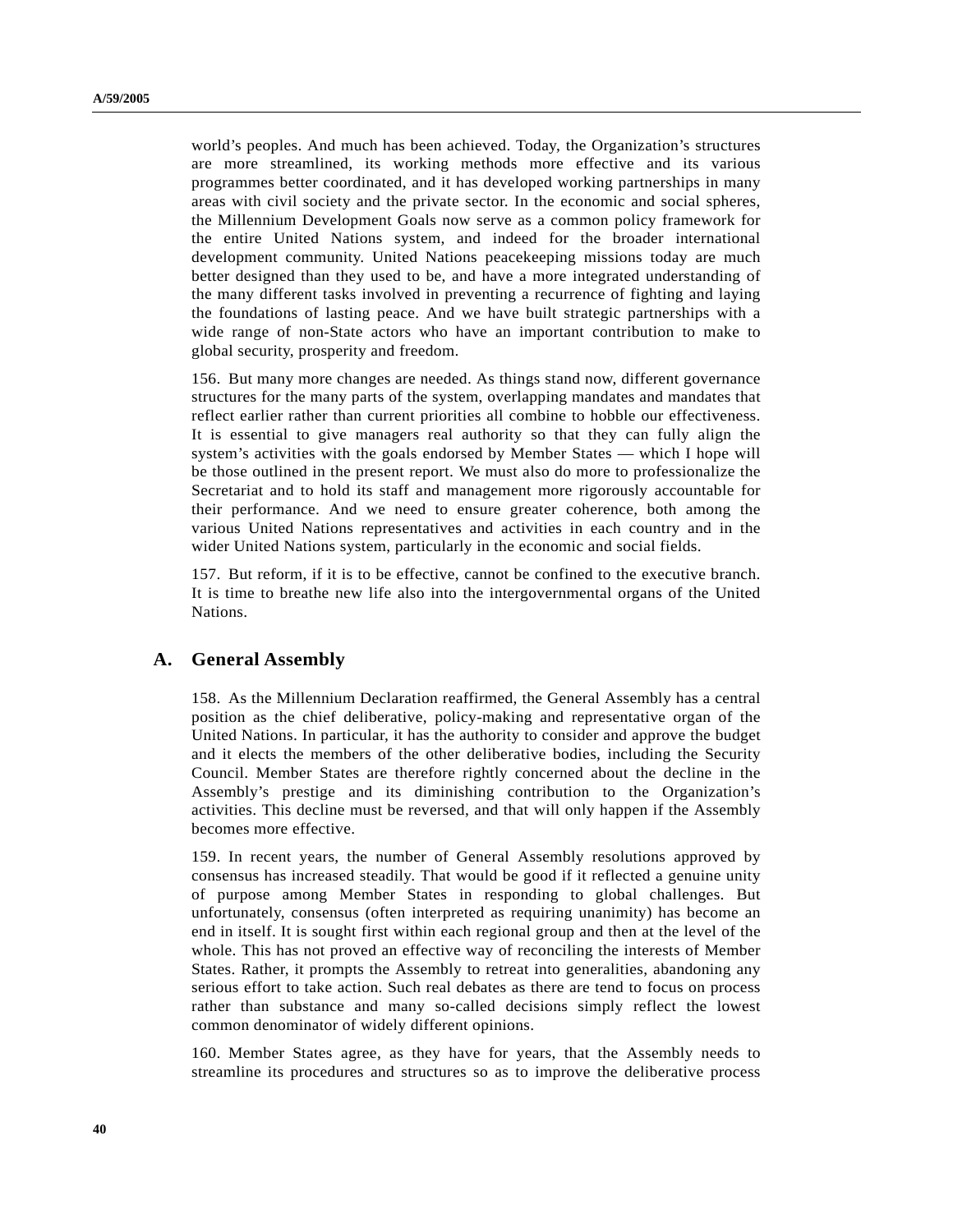world's peoples. And much has been achieved. Today, the Organization's structures are more streamlined, its working methods more effective and its various programmes better coordinated, and it has developed working partnerships in many areas with civil society and the private sector. In the economic and social spheres, the Millennium Development Goals now serve as a common policy framework for the entire United Nations system, and indeed for the broader international development community. United Nations peacekeeping missions today are much better designed than they used to be, and have a more integrated understanding of the many different tasks involved in preventing a recurrence of fighting and laying the foundations of lasting peace. And we have built strategic partnerships with a wide range of non-State actors who have an important contribution to make to global security, prosperity and freedom.

156. But many more changes are needed. As things stand now, different governance structures for the many parts of the system, overlapping mandates and mandates that reflect earlier rather than current priorities all combine to hobble our effectiveness. It is essential to give managers real authority so that they can fully align the system's activities with the goals endorsed by Member States — which I hope will be those outlined in the present report. We must also do more to professionalize the Secretariat and to hold its staff and management more rigorously accountable for their performance. And we need to ensure greater coherence, both among the various United Nations representatives and activities in each country and in the wider United Nations system, particularly in the economic and social fields.

157. But reform, if it is to be effective, cannot be confined to the executive branch. It is time to breathe new life also into the intergovernmental organs of the United Nations.

## A. General Assembly

158. As the Millennium Declaration reaffirmed, the General Assembly has a central position as the chief deliberative, policy-making and representative organ of the United Nations. In particular, it has the authority to consider and approve the budget and it elects the members of the other deliberative bodies, including the Security Council. Member States are therefore rightly concerned about the decline in the Assembly's prestige and its diminishing contribution to the Organization's activities. This decline must be reversed, and that will only happen if the Assembly becomes more effective.

159. In recent years, the number of General Assembly resolutions approved by consensus has increased steadily. That would be good if it reflected a genuine unity of purpose among Member States in responding to global challenges. But unfortunately, consensus (often interpreted as requiring unanimity) has become an end in itself. It is sought first within each regional group and then at the level of the whole. This has not proved an effective way of reconciling the interests of Member States. Rather, it prompts the Assembly to retreat into generalities, abandoning any serious effort to take action. Such real debates as there are tend to focus on process rather than substance and many so-called decisions simply reflect the lowest common denominator of widely different opinions.

160. Member States agree, as they have for years, that the Assembly needs to streamline its procedures and structures so as to improve the deliberative process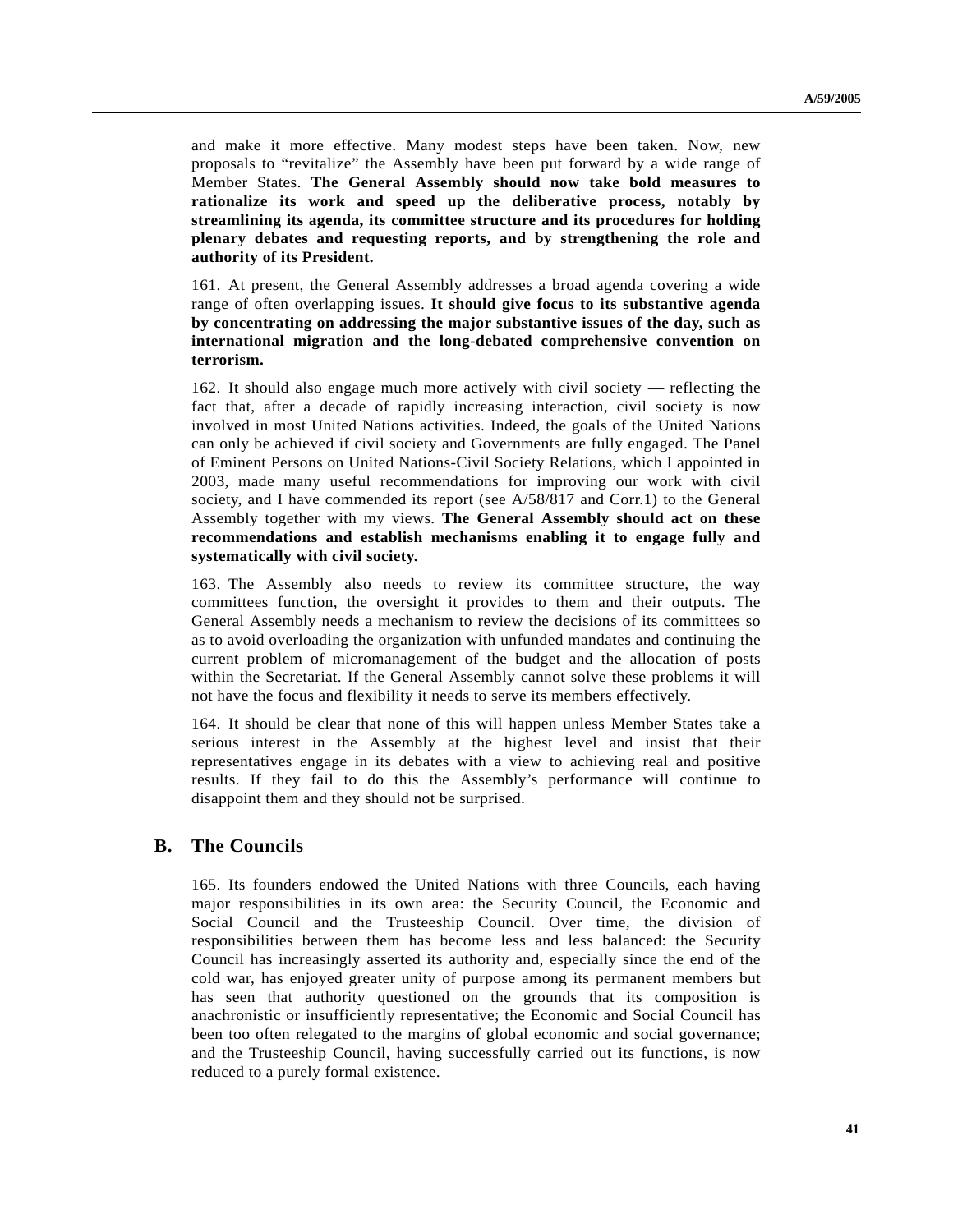and make it more effective. Many modest steps have been taken. Now, new proposals to "revitalize" the Assembly have been put forward by a wide range of Member States. **The General Assembly should now take bold measures to rationalize its work and speed up the deliberative process, notably by streamlining its agenda, its committee structure and its procedures for holding plenary debates and requesting reports, and by strengthening the role and authority of its President.**

161. At present, the General Assembly addresses a broad agenda covering a wide range of often overlapping issues. **It should give focus to its substantive agenda by concentrating on addressing the major substantive issues of the day, such as international migration and the long-debated comprehensive convention on terrorism.**

162. It should also engage much more actively with civil society — reflecting the fact that, after a decade of rapidly increasing interaction, civil society is now involved in most United Nations activities. Indeed, the goals of the United Nations can only be achieved if civil society and Governments are fully engaged. The Panel of Eminent Persons on United Nations-Civil Society Relations, which I appointed in 2003, made many useful recommendations for improving our work with civil society, and I have commended its report (see A/58/817 and Corr.1) to the General Assembly together with my views. **The General Assembly should act on these recommendations and establish mechanisms enabling it to engage fully and systematically with civil society.**

163. The Assembly also needs to review its committee structure, the way committees function, the oversight it provides to them and their outputs. The General Assembly needs a mechanism to review the decisions of its committees so as to avoid overloading the organization with unfunded mandates and continuing the current problem of micromanagement of the budget and the allocation of posts within the Secretariat. If the General Assembly cannot solve these problems it will not have the focus and flexibility it needs to serve its members effectively.

164. It should be clear that none of this will happen unless Member States take a serious interest in the Assembly at the highest level and insist that their representatives engage in its debates with a view to achieving real and positive results. If they fail to do this the Assembly's performance will continue to disappoint them and they should not be surprised.

## B. The Councils

165. Its founders endowed the United Nations with three Councils, each having major responsibilities in its own area: the Security Council, the Economic and Social Council and the Trusteeship Council. Over time, the division of responsibilities between them has become less and less balanced: the Security Council has increasingly asserted its authority and, especially since the end of the cold war, has enjoyed greater unity of purpose among its permanent members but has seen that authority questioned on the grounds that its composition is anachronistic or insufficiently representative; the Economic and Social Council has been too often relegated to the margins of global economic and social governance; and the Trusteeship Council, having successfully carried out its functions, is now reduced to a purely formal existence.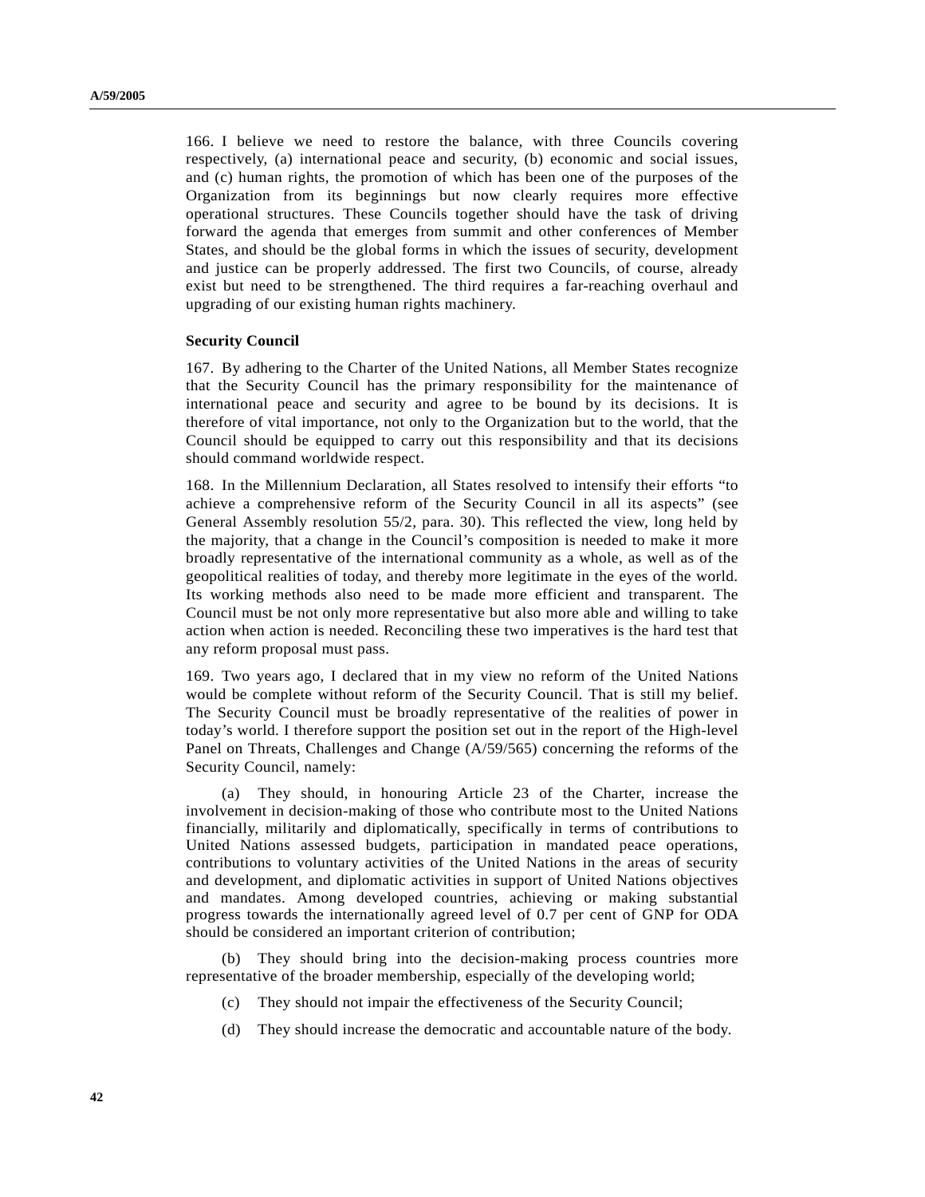166. I believe we need to restore the balance, with three Councils covering respectively, (a) international peace and security, (b) economic and social issues, and (c) human rights, the promotion of which has been one of the purposes of the Organization from its beginnings but now clearly requires more effective operational structures. These Councils together should have the task of driving forward the agenda that emerges from summit and other conferences of Member States, and should be the global forms in which the issues of security, development and justice can be properly addressed. The first two Councils, of course, already exist but need to be strengthened. The third requires a far-reaching overhaul and upgrading of our existing human rights machinery.

**Security Council**

167. By adhering to the Charter of the United Nations, all Member States recognize that the Security Council has the primary responsibility for the maintenance of international peace and security and agree to be bound by its decisions. It is therefore of vital importance, not only to the Organization but to the world, that the Council should be equipped to carry out this responsibility and that its decisions should command worldwide respect.

168. In the Millennium Declaration, all States resolved to intensify their efforts "to achieve a comprehensive reform of the Security Council in all its aspects" (see General Assembly resolution 55/2, para. 30). This reflected the view, long held by the majority, that a change in the Council's composition is needed to make it more broadly representative of the international community as a whole, as well as of the geopolitical realities of today, and thereby more legitimate in the eyes of the world. Its working methods also need to be made more efficient and transparent. The Council must be not only more representative but also more able and willing to take action when action is needed. Reconciling these two imperatives is the hard test that any reform proposal must pass.

169. Two years ago, I declared that in my view no reform of the United Nations would be complete without reform of the Security Council. That is still my belief. The Security Council must be broadly representative of the realities of power in today's world. I therefore support the position set out in the report of the High-level Panel on Threats, Challenges and Change (A/59/565) concerning the reforms of the Security Council, namely:

(a) They should, in honouring Article 23 of the Charter, increase the involvement in decision-making of those who contribute most to the United Nations financially, militarily and diplomatically, specifically in terms of contributions to United Nations assessed budgets, participation in mandated peace operations, contributions to voluntary activities of the United Nations in the areas of security and development, and diplomatic activities in support of United Nations objectives and mandates. Among developed countries, achieving or making substantial progress towards the internationally agreed level of 0.7 per cent of GNP for ODA should be considered an important criterion of contribution;

(b) They should bring into the decision-making process countries more representative of the broader membership, especially of the developing world;

(c) They should not impair the effectiveness of the Security Council;

(d) They should increase the democratic and accountable nature of the body.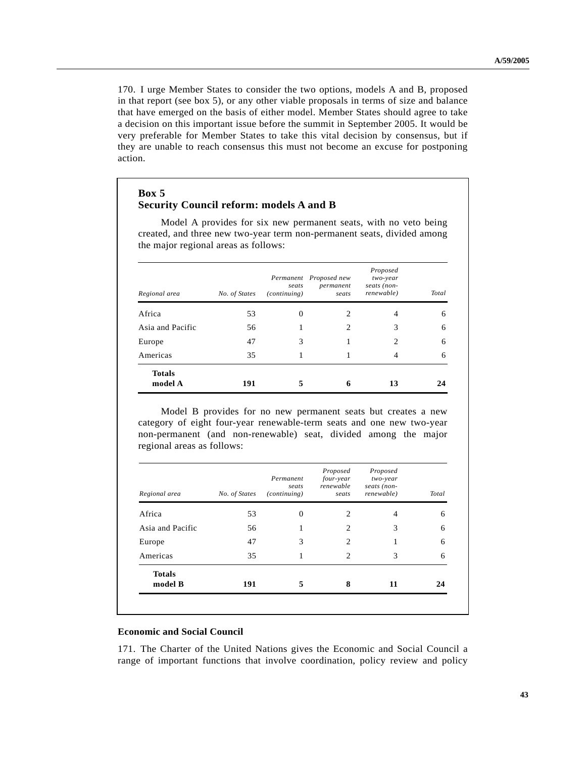170. I urge Member States to consider the two options, models A and B, proposed in that report (see box 5), or any other viable proposals in terms of size and balance that have emerged on the basis of either model. Member States should agree to take a decision on this important issue before the summit in September 2005. It would be very preferable for Member States to take this vital decision by consensus, but if they are unable to reach consensus this must not become an excuse for postponing action.

**Box 5**
**Security Council reform: models A and B**

Model A provides for six new permanent seats, with no veto being created, and three new two-year term non-permanent seats, divided among the major regional areas as follows:

| *Regional area* | *No. of States* | *Permanent seats (continuing)* | *Proposed new permanent seats* | *Proposed two-year seats (non-renewable)* | *Total* |
|---|---|---|---|---|---|
| Africa | 53 | 0 | 2 | 4 | 6 |
| Asia and Pacific | 56 | 1 | 2 | 3 | 6 |
| Europe | 47 | 3 | 1 | 2 | 6 |
| Americas | 35 | 1 | 1 | 4 | 6 |
| **Totals model A** | **191** | **5** | **6** | **13** | **24** |

Model B provides for no new permanent seats but creates a new category of eight four-year renewable-term seats and one new two-year non-permanent (and non-renewable) seat, divided among the major regional areas as follows:

| *Regional area* | *No. of States* | *Permanent seats (continuing)* | *Proposed four-year renewable seats* | *Proposed two-year seats (non-renewable)* | *Total* |
|---|---|---|---|---|---|
| Africa | 53 | 0 | 2 | 4 | 6 |
| Asia and Pacific | 56 | 1 | 2 | 3 | 6 |
| Europe | 47 | 3 | 2 | 1 | 6 |
| Americas | 35 | 1 | 2 | 3 | 6 |
| **Totals model B** | **191** | **5** | **8** | **11** | **24** |

### Economic and Social Council

171. The Charter of the United Nations gives the Economic and Social Council a range of important functions that involve coordination, policy review and policy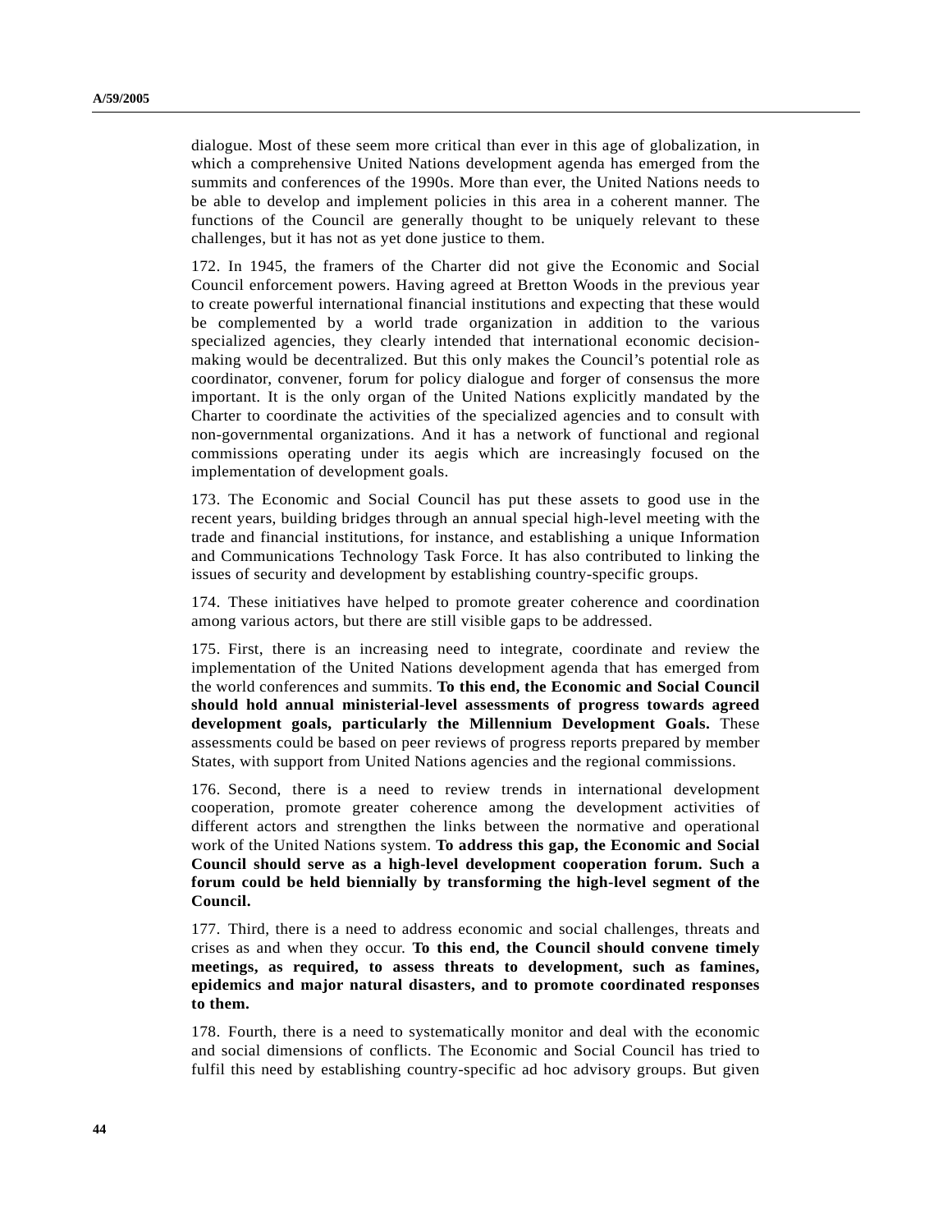dialogue. Most of these seem more critical than ever in this age of globalization, in which a comprehensive United Nations development agenda has emerged from the summits and conferences of the 1990s. More than ever, the United Nations needs to be able to develop and implement policies in this area in a coherent manner. The functions of the Council are generally thought to be uniquely relevant to these challenges, but it has not as yet done justice to them.

172. In 1945, the framers of the Charter did not give the Economic and Social Council enforcement powers. Having agreed at Bretton Woods in the previous year to create powerful international financial institutions and expecting that these would be complemented by a world trade organization in addition to the various specialized agencies, they clearly intended that international economic decision-making would be decentralized. But this only makes the Council's potential role as coordinator, convener, forum for policy dialogue and forger of consensus the more important. It is the only organ of the United Nations explicitly mandated by the Charter to coordinate the activities of the specialized agencies and to consult with non-governmental organizations. And it has a network of functional and regional commissions operating under its aegis which are increasingly focused on the implementation of development goals.

173. The Economic and Social Council has put these assets to good use in the recent years, building bridges through an annual special high-level meeting with the trade and financial institutions, for instance, and establishing a unique Information and Communications Technology Task Force. It has also contributed to linking the issues of security and development by establishing country-specific groups.

174. These initiatives have helped to promote greater coherence and coordination among various actors, but there are still visible gaps to be addressed.

175. First, there is an increasing need to integrate, coordinate and review the implementation of the United Nations development agenda that has emerged from the world conferences and summits. **To this end, the Economic and Social Council should hold annual ministerial-level assessments of progress towards agreed development goals, particularly the Millennium Development Goals.** These assessments could be based on peer reviews of progress reports prepared by member States, with support from United Nations agencies and the regional commissions.

176. Second, there is a need to review trends in international development cooperation, promote greater coherence among the development activities of different actors and strengthen the links between the normative and operational work of the United Nations system. **To address this gap, the Economic and Social Council should serve as a high-level development cooperation forum. Such a forum could be held biennially by transforming the high-level segment of the Council.**

177. Third, there is a need to address economic and social challenges, threats and crises as and when they occur. **To this end, the Council should convene timely meetings, as required, to assess threats to development, such as famines, epidemics and major natural disasters, and to promote coordinated responses to them.**

178. Fourth, there is a need to systematically monitor and deal with the economic and social dimensions of conflicts. The Economic and Social Council has tried to fulfil this need by establishing country-specific ad hoc advisory groups. But given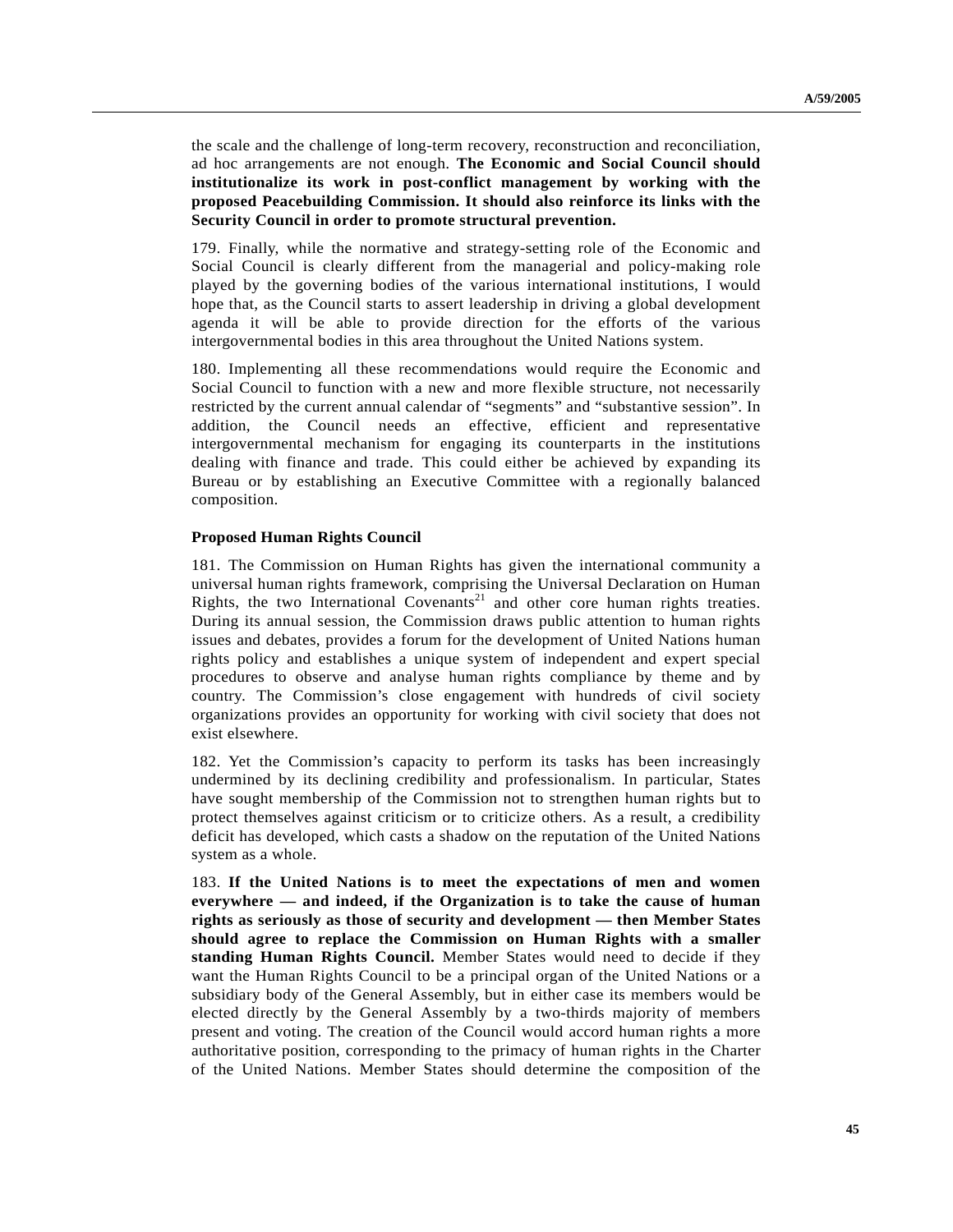the scale and the challenge of long-term recovery, reconstruction and reconciliation, ad hoc arrangements are not enough. **The Economic and Social Council should institutionalize its work in post-conflict management by working with the proposed Peacebuilding Commission. It should also reinforce its links with the Security Council in order to promote structural prevention.**

179. Finally, while the normative and strategy-setting role of the Economic and Social Council is clearly different from the managerial and policy-making role played by the governing bodies of the various international institutions, I would hope that, as the Council starts to assert leadership in driving a global development agenda it will be able to provide direction for the efforts of the various intergovernmental bodies in this area throughout the United Nations system.

180. Implementing all these recommendations would require the Economic and Social Council to function with a new and more flexible structure, not necessarily restricted by the current annual calendar of "segments" and "substantive session". In addition, the Council needs an effective, efficient and representative intergovernmental mechanism for engaging its counterparts in the institutions dealing with finance and trade. This could either be achieved by expanding its Bureau or by establishing an Executive Committee with a regionally balanced composition.

#### Proposed Human Rights Council

181. The Commission on Human Rights has given the international community a universal human rights framework, comprising the Universal Declaration on Human Rights, the two International Covenants[21] and other core human rights treaties. During its annual session, the Commission draws public attention to human rights issues and debates, provides a forum for the development of United Nations human rights policy and establishes a unique system of independent and expert special procedures to observe and analyse human rights compliance by theme and by country. The Commission's close engagement with hundreds of civil society organizations provides an opportunity for working with civil society that does not exist elsewhere.

182. Yet the Commission's capacity to perform its tasks has been increasingly undermined by its declining credibility and professionalism. In particular, States have sought membership of the Commission not to strengthen human rights but to protect themselves against criticism or to criticize others. As a result, a credibility deficit has developed, which casts a shadow on the reputation of the United Nations system as a whole.

183. **If the United Nations is to meet the expectations of men and women everywhere — and indeed, if the Organization is to take the cause of human rights as seriously as those of security and development — then Member States should agree to replace the Commission on Human Rights with a smaller standing Human Rights Council.** Member States would need to decide if they want the Human Rights Council to be a principal organ of the United Nations or a subsidiary body of the General Assembly, but in either case its members would be elected directly by the General Assembly by a two-thirds majority of members present and voting. The creation of the Council would accord human rights a more authoritative position, corresponding to the primacy of human rights in the Charter of the United Nations. Member States should determine the composition of the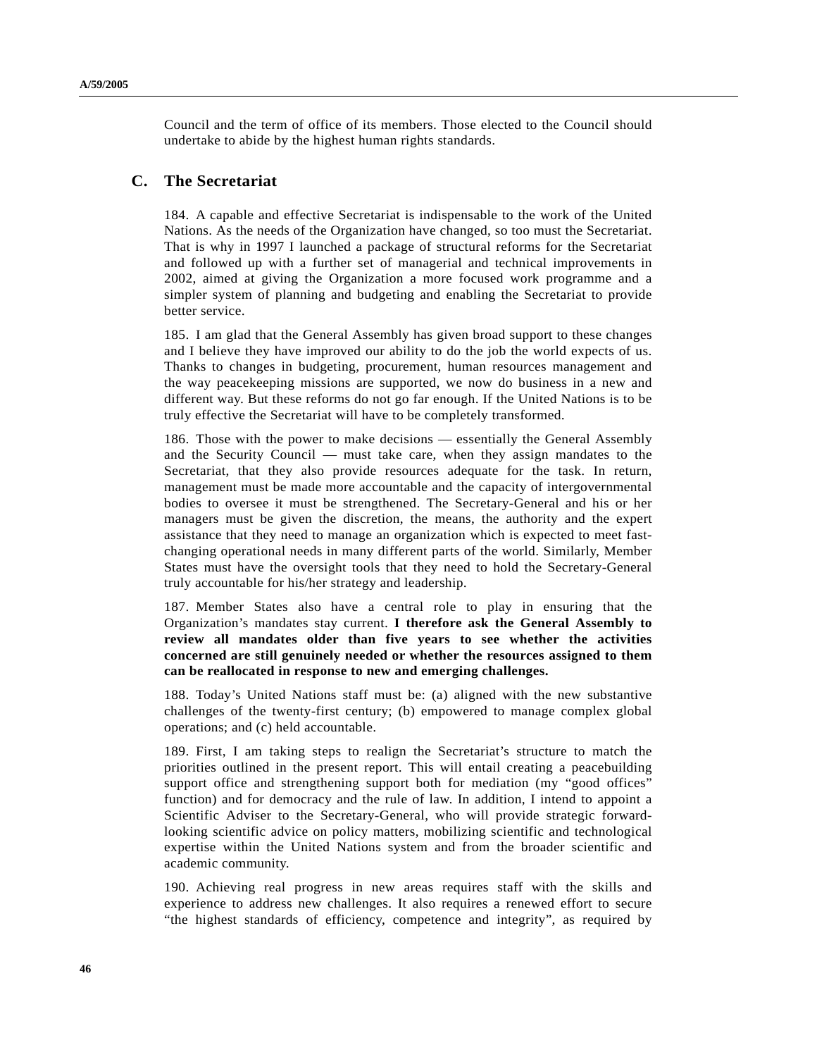Council and the term of office of its members. Those elected to the Council should undertake to abide by the highest human rights standards.

## C. The Secretariat

184. A capable and effective Secretariat is indispensable to the work of the United Nations. As the needs of the Organization have changed, so too must the Secretariat. That is why in 1997 I launched a package of structural reforms for the Secretariat and followed up with a further set of managerial and technical improvements in 2002, aimed at giving the Organization a more focused work programme and a simpler system of planning and budgeting and enabling the Secretariat to provide better service.

185. I am glad that the General Assembly has given broad support to these changes and I believe they have improved our ability to do the job the world expects of us. Thanks to changes in budgeting, procurement, human resources management and the way peacekeeping missions are supported, we now do business in a new and different way. But these reforms do not go far enough. If the United Nations is to be truly effective the Secretariat will have to be completely transformed.

186. Those with the power to make decisions — essentially the General Assembly and the Security Council — must take care, when they assign mandates to the Secretariat, that they also provide resources adequate for the task. In return, management must be made more accountable and the capacity of intergovernmental bodies to oversee it must be strengthened. The Secretary-General and his or her managers must be given the discretion, the means, the authority and the expert assistance that they need to manage an organization which is expected to meet fast-changing operational needs in many different parts of the world. Similarly, Member States must have the oversight tools that they need to hold the Secretary-General truly accountable for his/her strategy and leadership.

187. Member States also have a central role to play in ensuring that the Organization's mandates stay current. **I therefore ask the General Assembly to review all mandates older than five years to see whether the activities concerned are still genuinely needed or whether the resources assigned to them can be reallocated in response to new and emerging challenges.**

188. Today's United Nations staff must be: (a) aligned with the new substantive challenges of the twenty-first century; (b) empowered to manage complex global operations; and (c) held accountable.

189. First, I am taking steps to realign the Secretariat's structure to match the priorities outlined in the present report. This will entail creating a peacebuilding support office and strengthening support both for mediation (my "good offices" function) and for democracy and the rule of law. In addition, I intend to appoint a Scientific Adviser to the Secretary-General, who will provide strategic forward-looking scientific advice on policy matters, mobilizing scientific and technological expertise within the United Nations system and from the broader scientific and academic community.

190. Achieving real progress in new areas requires staff with the skills and experience to address new challenges. It also requires a renewed effort to secure "the highest standards of efficiency, competence and integrity", as required by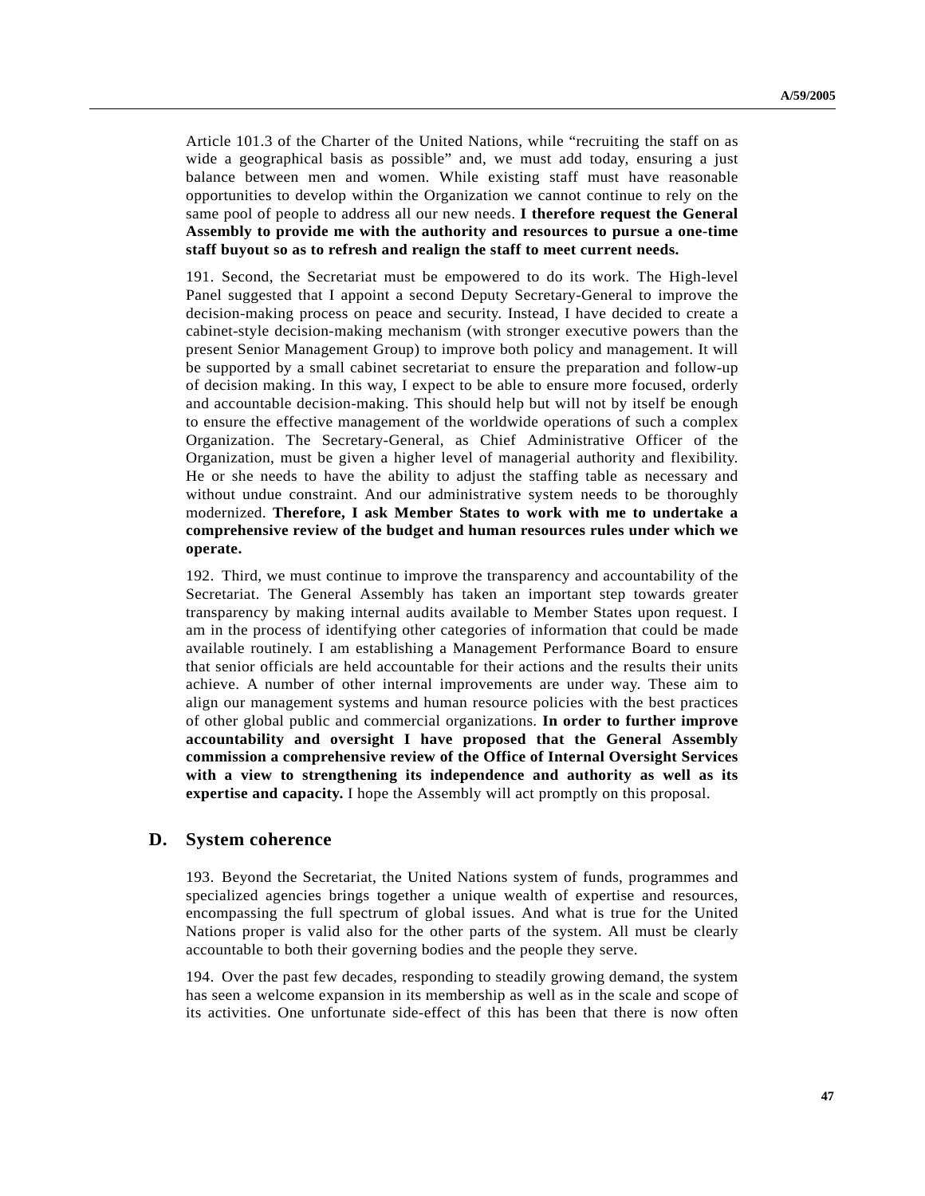Article 101.3 of the Charter of the United Nations, while "recruiting the staff on as wide a geographical basis as possible" and, we must add today, ensuring a just balance between men and women. While existing staff must have reasonable opportunities to develop within the Organization we cannot continue to rely on the same pool of people to address all our new needs. **I therefore request the General Assembly to provide me with the authority and resources to pursue a one-time staff buyout so as to refresh and realign the staff to meet current needs.**

191. Second, the Secretariat must be empowered to do its work. The High-level Panel suggested that I appoint a second Deputy Secretary-General to improve the decision-making process on peace and security. Instead, I have decided to create a cabinet-style decision-making mechanism (with stronger executive powers than the present Senior Management Group) to improve both policy and management. It will be supported by a small cabinet secretariat to ensure the preparation and follow-up of decision making. In this way, I expect to be able to ensure more focused, orderly and accountable decision-making. This should help but will not by itself be enough to ensure the effective management of the worldwide operations of such a complex Organization. The Secretary-General, as Chief Administrative Officer of the Organization, must be given a higher level of managerial authority and flexibility. He or she needs to have the ability to adjust the staffing table as necessary and without undue constraint. And our administrative system needs to be thoroughly modernized. **Therefore, I ask Member States to work with me to undertake a comprehensive review of the budget and human resources rules under which we operate.**

192. Third, we must continue to improve the transparency and accountability of the Secretariat. The General Assembly has taken an important step towards greater transparency by making internal audits available to Member States upon request. I am in the process of identifying other categories of information that could be made available routinely. I am establishing a Management Performance Board to ensure that senior officials are held accountable for their actions and the results their units achieve. A number of other internal improvements are under way. These aim to align our management systems and human resource policies with the best practices of other global public and commercial organizations. **In order to further improve accountability and oversight I have proposed that the General Assembly commission a comprehensive review of the Office of Internal Oversight Services with a view to strengthening its independence and authority as well as its expertise and capacity.** I hope the Assembly will act promptly on this proposal.

## D. System coherence

193. Beyond the Secretariat, the United Nations system of funds, programmes and specialized agencies brings together a unique wealth of expertise and resources, encompassing the full spectrum of global issues. And what is true for the United Nations proper is valid also for the other parts of the system. All must be clearly accountable to both their governing bodies and the people they serve.

194. Over the past few decades, responding to steadily growing demand, the system has seen a welcome expansion in its membership as well as in the scale and scope of its activities. One unfortunate side-effect of this has been that there is now often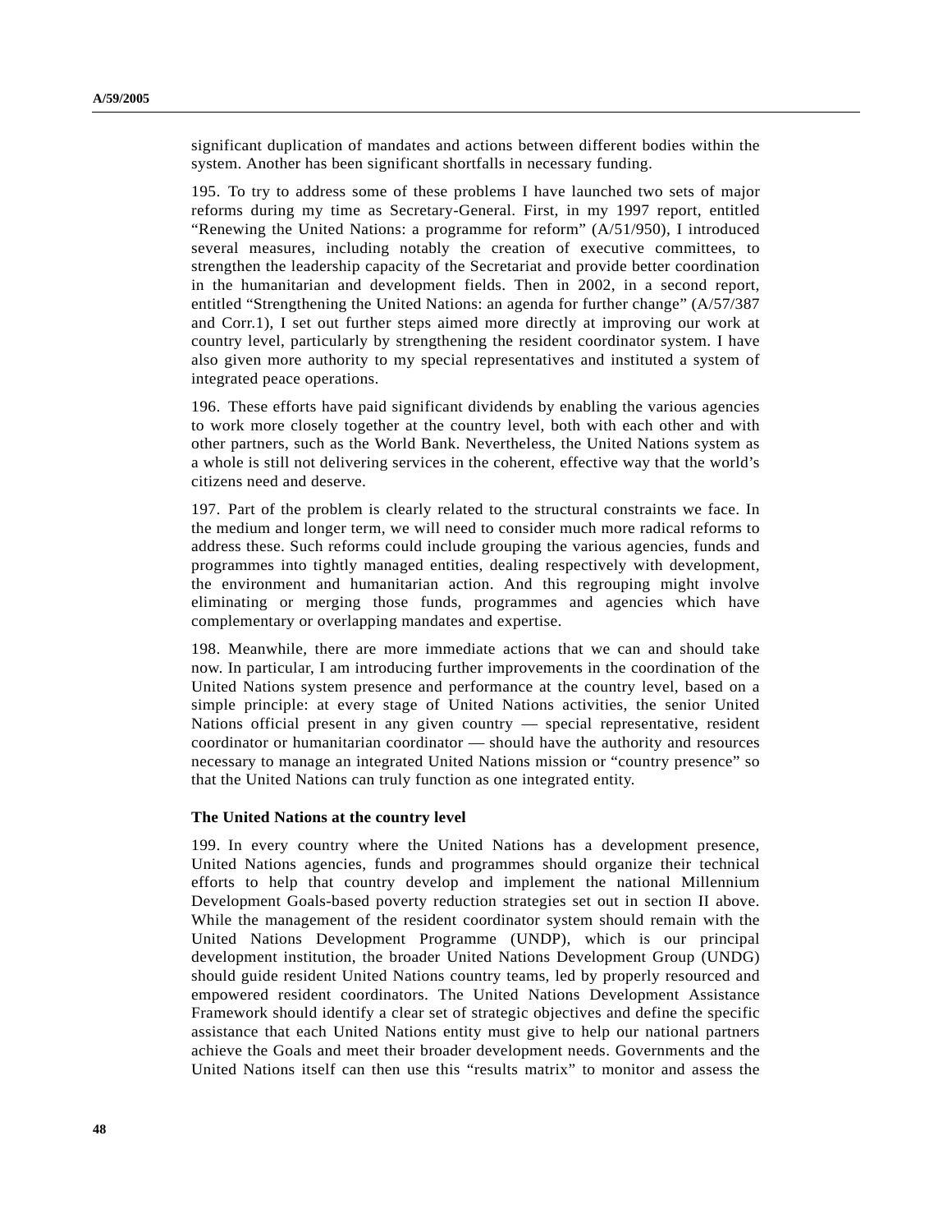significant duplication of mandates and actions between different bodies within the system. Another has been significant shortfalls in necessary funding.

195. To try to address some of these problems I have launched two sets of major reforms during my time as Secretary-General. First, in my 1997 report, entitled “Renewing the United Nations: a programme for reform” (A/51/950), I introduced several measures, including notably the creation of executive committees, to strengthen the leadership capacity of the Secretariat and provide better coordination in the humanitarian and development fields. Then in 2002, in a second report, entitled “Strengthening the United Nations: an agenda for further change” (A/57/387 and Corr.1), I set out further steps aimed more directly at improving our work at country level, particularly by strengthening the resident coordinator system. I have also given more authority to my special representatives and instituted a system of integrated peace operations.

196. These efforts have paid significant dividends by enabling the various agencies to work more closely together at the country level, both with each other and with other partners, such as the World Bank. Nevertheless, the United Nations system as a whole is still not delivering services in the coherent, effective way that the world’s citizens need and deserve.

197. Part of the problem is clearly related to the structural constraints we face. In the medium and longer term, we will need to consider much more radical reforms to address these. Such reforms could include grouping the various agencies, funds and programmes into tightly managed entities, dealing respectively with development, the environment and humanitarian action. And this regrouping might involve eliminating or merging those funds, programmes and agencies which have complementary or overlapping mandates and expertise.

198. Meanwhile, there are more immediate actions that we can and should take now. In particular, I am introducing further improvements in the coordination of the United Nations system presence and performance at the country level, based on a simple principle: at every stage of United Nations activities, the senior United Nations official present in any given country — special representative, resident coordinator or humanitarian coordinator — should have the authority and resources necessary to manage an integrated United Nations mission or “country presence” so that the United Nations can truly function as one integrated entity.

**The United Nations at the country level**

199. In every country where the United Nations has a development presence, United Nations agencies, funds and programmes should organize their technical efforts to help that country develop and implement the national Millennium Development Goals-based poverty reduction strategies set out in section II above. While the management of the resident coordinator system should remain with the United Nations Development Programme (UNDP), which is our principal development institution, the broader United Nations Development Group (UNDG) should guide resident United Nations country teams, led by properly resourced and empowered resident coordinators. The United Nations Development Assistance Framework should identify a clear set of strategic objectives and define the specific assistance that each United Nations entity must give to help our national partners achieve the Goals and meet their broader development needs. Governments and the United Nations itself can then use this “results matrix” to monitor and assess the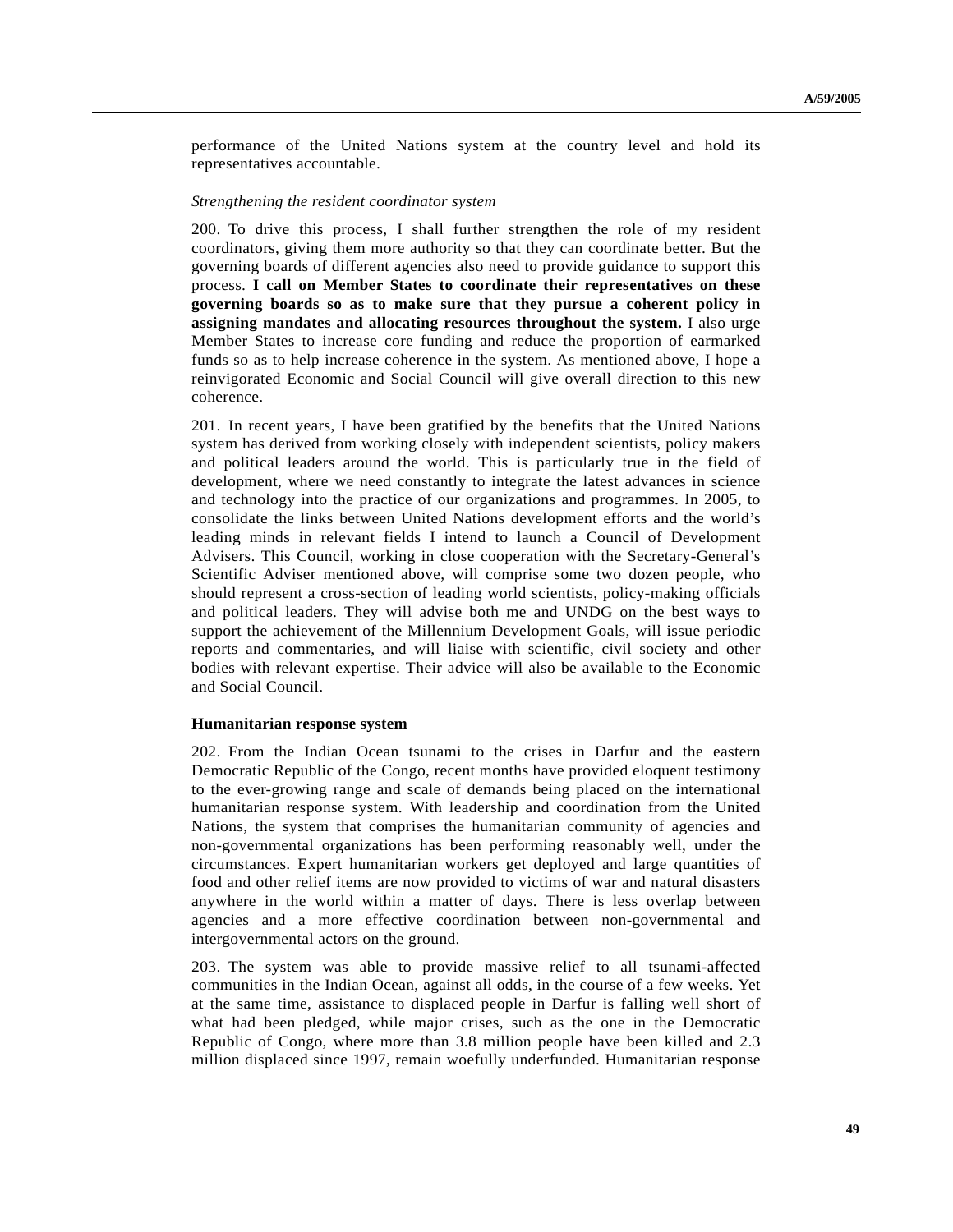performance of the United Nations system at the country level and hold its representatives accountable.

*Strengthening the resident coordinator system*

200. To drive this process, I shall further strengthen the role of my resident coordinators, giving them more authority so that they can coordinate better. But the governing boards of different agencies also need to provide guidance to support this process. **I call on Member States to coordinate their representatives on these governing boards so as to make sure that they pursue a coherent policy in assigning mandates and allocating resources throughout the system.** I also urge Member States to increase core funding and reduce the proportion of earmarked funds so as to help increase coherence in the system. As mentioned above, I hope a reinvigorated Economic and Social Council will give overall direction to this new coherence.

201. In recent years, I have been gratified by the benefits that the United Nations system has derived from working closely with independent scientists, policy makers and political leaders around the world. This is particularly true in the field of development, where we need constantly to integrate the latest advances in science and technology into the practice of our organizations and programmes. In 2005, to consolidate the links between United Nations development efforts and the world's leading minds in relevant fields I intend to launch a Council of Development Advisers. This Council, working in close cooperation with the Secretary-General's Scientific Adviser mentioned above, will comprise some two dozen people, who should represent a cross-section of leading world scientists, policy-making officials and political leaders. They will advise both me and UNDG on the best ways to support the achievement of the Millennium Development Goals, will issue periodic reports and commentaries, and will liaise with scientific, civil society and other bodies with relevant expertise. Their advice will also be available to the Economic and Social Council.

**Humanitarian response system**

202. From the Indian Ocean tsunami to the crises in Darfur and the eastern Democratic Republic of the Congo, recent months have provided eloquent testimony to the ever-growing range and scale of demands being placed on the international humanitarian response system. With leadership and coordination from the United Nations, the system that comprises the humanitarian community of agencies and non-governmental organizations has been performing reasonably well, under the circumstances. Expert humanitarian workers get deployed and large quantities of food and other relief items are now provided to victims of war and natural disasters anywhere in the world within a matter of days. There is less overlap between agencies and a more effective coordination between non-governmental and intergovernmental actors on the ground.

203. The system was able to provide massive relief to all tsunami-affected communities in the Indian Ocean, against all odds, in the course of a few weeks. Yet at the same time, assistance to displaced people in Darfur is falling well short of what had been pledged, while major crises, such as the one in the Democratic Republic of Congo, where more than 3.8 million people have been killed and 2.3 million displaced since 1997, remain woefully underfunded. Humanitarian response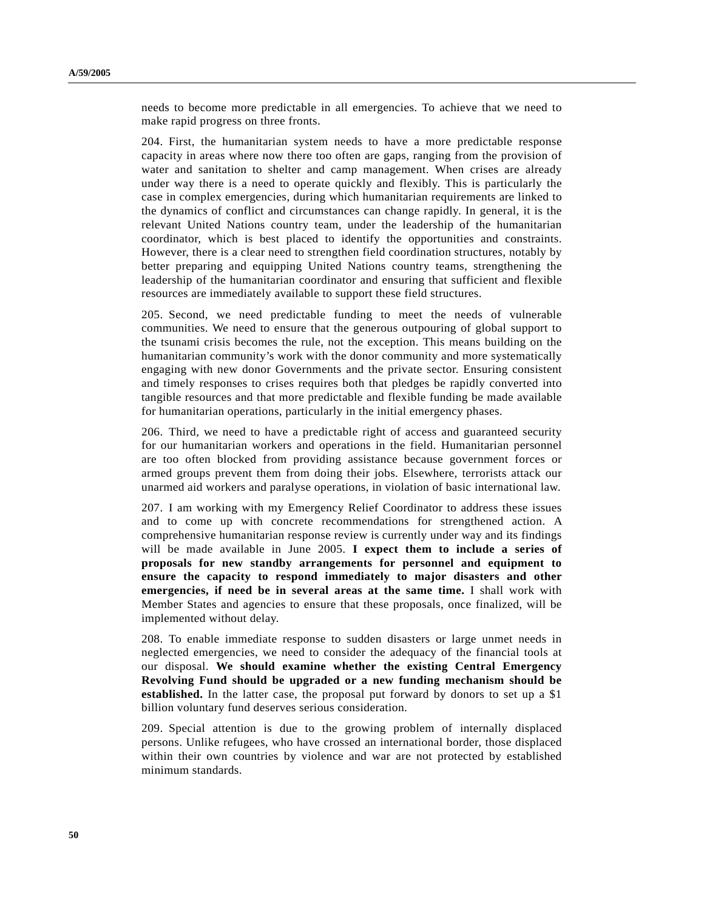needs to become more predictable in all emergencies. To achieve that we need to make rapid progress on three fronts.

204. First, the humanitarian system needs to have a more predictable response capacity in areas where now there too often are gaps, ranging from the provision of water and sanitation to shelter and camp management. When crises are already under way there is a need to operate quickly and flexibly. This is particularly the case in complex emergencies, during which humanitarian requirements are linked to the dynamics of conflict and circumstances can change rapidly. In general, it is the relevant United Nations country team, under the leadership of the humanitarian coordinator, which is best placed to identify the opportunities and constraints. However, there is a clear need to strengthen field coordination structures, notably by better preparing and equipping United Nations country teams, strengthening the leadership of the humanitarian coordinator and ensuring that sufficient and flexible resources are immediately available to support these field structures.

205. Second, we need predictable funding to meet the needs of vulnerable communities. We need to ensure that the generous outpouring of global support to the tsunami crisis becomes the rule, not the exception. This means building on the humanitarian community's work with the donor community and more systematically engaging with new donor Governments and the private sector. Ensuring consistent and timely responses to crises requires both that pledges be rapidly converted into tangible resources and that more predictable and flexible funding be made available for humanitarian operations, particularly in the initial emergency phases.

206. Third, we need to have a predictable right of access and guaranteed security for our humanitarian workers and operations in the field. Humanitarian personnel are too often blocked from providing assistance because government forces or armed groups prevent them from doing their jobs. Elsewhere, terrorists attack our unarmed aid workers and paralyse operations, in violation of basic international law.

207. I am working with my Emergency Relief Coordinator to address these issues and to come up with concrete recommendations for strengthened action. A comprehensive humanitarian response review is currently under way and its findings will be made available in June 2005. **I expect them to include a series of proposals for new standby arrangements for personnel and equipment to ensure the capacity to respond immediately to major disasters and other emergencies, if need be in several areas at the same time.** I shall work with Member States and agencies to ensure that these proposals, once finalized, will be implemented without delay.

208. To enable immediate response to sudden disasters or large unmet needs in neglected emergencies, we need to consider the adequacy of the financial tools at our disposal. **We should examine whether the existing Central Emergency Revolving Fund should be upgraded or a new funding mechanism should be established.** In the latter case, the proposal put forward by donors to set up a $1 billion voluntary fund deserves serious consideration.

209. Special attention is due to the growing problem of internally displaced persons. Unlike refugees, who have crossed an international border, those displaced within their own countries by violence and war are not protected by established minimum standards.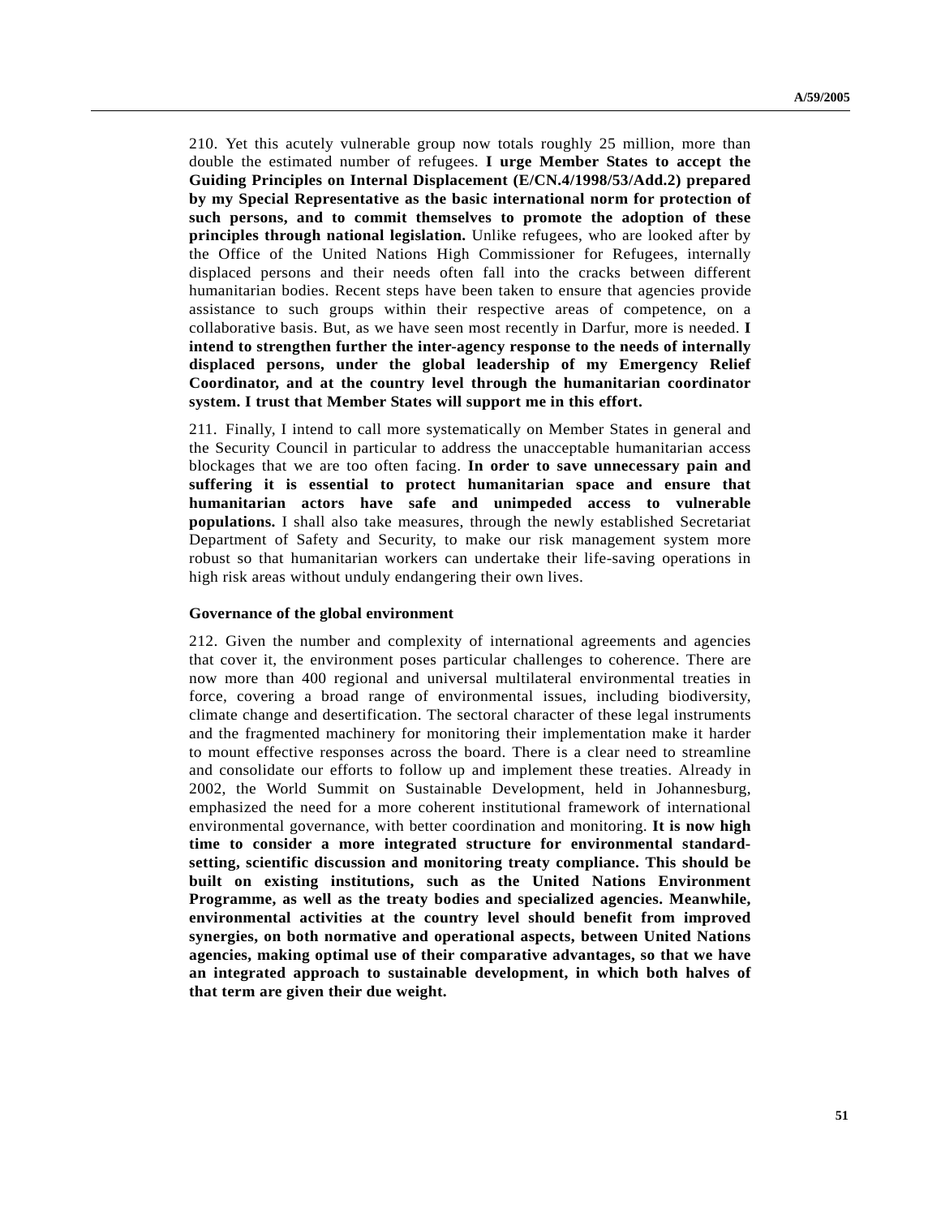210. Yet this acutely vulnerable group now totals roughly 25 million, more than double the estimated number of refugees. **I urge Member States to accept the Guiding Principles on Internal Displacement (E/CN.4/1998/53/Add.2) prepared by my Special Representative as the basic international norm for protection of such persons, and to commit themselves to promote the adoption of these principles through national legislation.** Unlike refugees, who are looked after by the Office of the United Nations High Commissioner for Refugees, internally displaced persons and their needs often fall into the cracks between different humanitarian bodies. Recent steps have been taken to ensure that agencies provide assistance to such groups within their respective areas of competence, on a collaborative basis. But, as we have seen most recently in Darfur, more is needed. **I intend to strengthen further the inter-agency response to the needs of internally displaced persons, under the global leadership of my Emergency Relief Coordinator, and at the country level through the humanitarian coordinator system. I trust that Member States will support me in this effort.**

211. Finally, I intend to call more systematically on Member States in general and the Security Council in particular to address the unacceptable humanitarian access blockages that we are too often facing. **In order to save unnecessary pain and suffering it is essential to protect humanitarian space and ensure that humanitarian actors have safe and unimpeded access to vulnerable populations.** I shall also take measures, through the newly established Secretariat Department of Safety and Security, to make our risk management system more robust so that humanitarian workers can undertake their life-saving operations in high risk areas without unduly endangering their own lives.

**Governance of the global environment**

212. Given the number and complexity of international agreements and agencies that cover it, the environment poses particular challenges to coherence. There are now more than 400 regional and universal multilateral environmental treaties in force, covering a broad range of environmental issues, including biodiversity, climate change and desertification. The sectoral character of these legal instruments and the fragmented machinery for monitoring their implementation make it harder to mount effective responses across the board. There is a clear need to streamline and consolidate our efforts to follow up and implement these treaties. Already in 2002, the World Summit on Sustainable Development, held in Johannesburg, emphasized the need for a more coherent institutional framework of international environmental governance, with better coordination and monitoring. **It is now high time to consider a more integrated structure for environmental standard-setting, scientific discussion and monitoring treaty compliance. This should be built on existing institutions, such as the United Nations Environment Programme, as well as the treaty bodies and specialized agencies. Meanwhile, environmental activities at the country level should benefit from improved synergies, on both normative and operational aspects, between United Nations agencies, making optimal use of their comparative advantages, so that we have an integrated approach to sustainable development, in which both halves of that term are given their due weight.**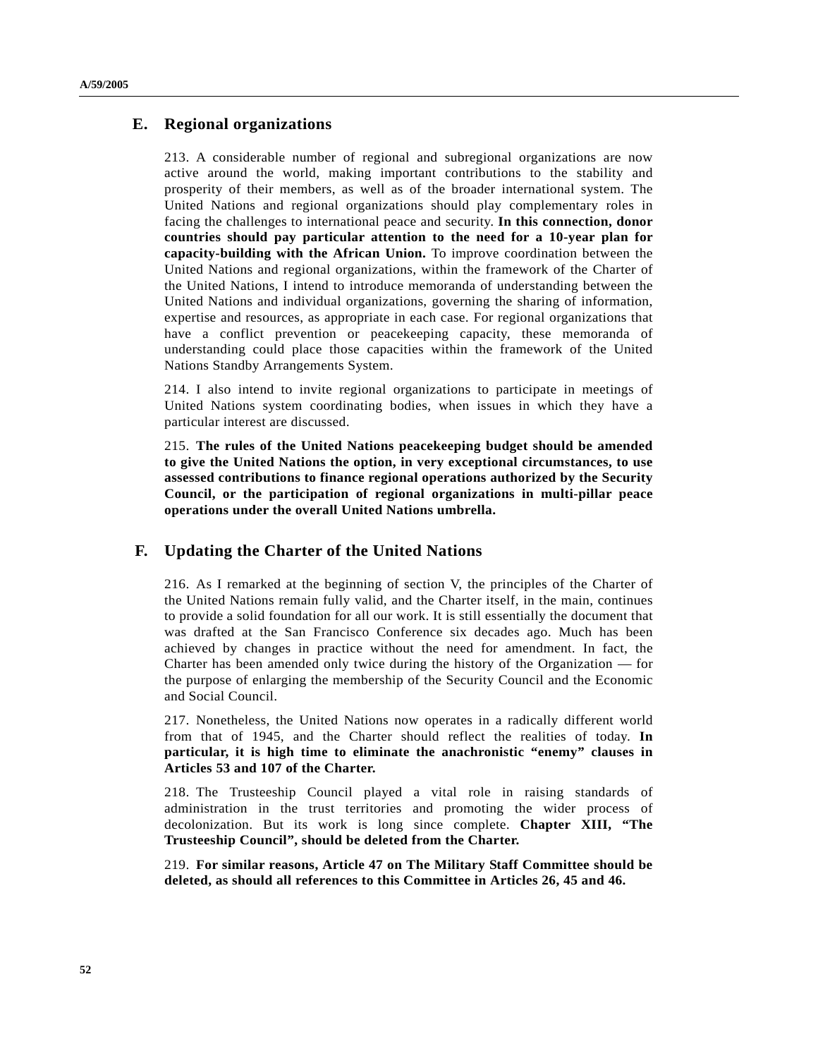## E. Regional organizations

213. A considerable number of regional and subregional organizations are now active around the world, making important contributions to the stability and prosperity of their members, as well as of the broader international system. The United Nations and regional organizations should play complementary roles in facing the challenges to international peace and security. **In this connection, donor countries should pay particular attention to the need for a 10-year plan for capacity-building with the African Union.** To improve coordination between the United Nations and regional organizations, within the framework of the Charter of the United Nations, I intend to introduce memoranda of understanding between the United Nations and individual organizations, governing the sharing of information, expertise and resources, as appropriate in each case. For regional organizations that have a conflict prevention or peacekeeping capacity, these memoranda of understanding could place those capacities within the framework of the United Nations Standby Arrangements System.

214. I also intend to invite regional organizations to participate in meetings of United Nations system coordinating bodies, when issues in which they have a particular interest are discussed.

215. **The rules of the United Nations peacekeeping budget should be amended to give the United Nations the option, in very exceptional circumstances, to use assessed contributions to finance regional operations authorized by the Security Council, or the participation of regional organizations in multi-pillar peace operations under the overall United Nations umbrella.**

## F. Updating the Charter of the United Nations

216. As I remarked at the beginning of section V, the principles of the Charter of the United Nations remain fully valid, and the Charter itself, in the main, continues to provide a solid foundation for all our work. It is still essentially the document that was drafted at the San Francisco Conference six decades ago. Much has been achieved by changes in practice without the need for amendment. In fact, the Charter has been amended only twice during the history of the Organization — for the purpose of enlarging the membership of the Security Council and the Economic and Social Council.

217. Nonetheless, the United Nations now operates in a radically different world from that of 1945, and the Charter should reflect the realities of today. **In particular, it is high time to eliminate the anachronistic "enemy" clauses in Articles 53 and 107 of the Charter.**

218. The Trusteeship Council played a vital role in raising standards of administration in the trust territories and promoting the wider process of decolonization. But its work is long since complete. **Chapter XIII, "The Trusteeship Council", should be deleted from the Charter.**

219. **For similar reasons, Article 47 on The Military Staff Committee should be deleted, as should all references to this Committee in Articles 26, 45 and 46.**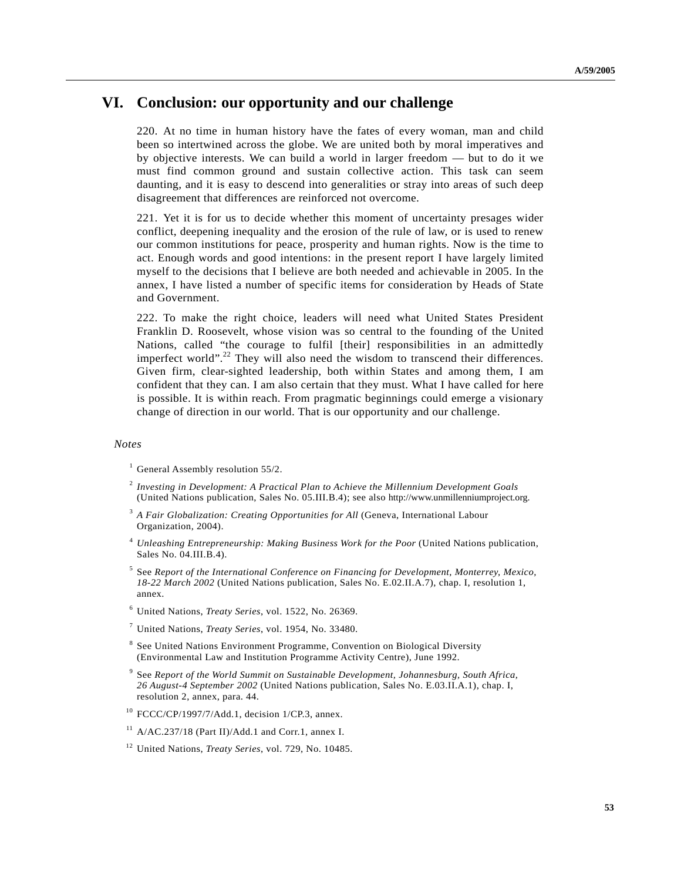# VI. Conclusion: our opportunity and our challenge

220. At no time in human history have the fates of every woman, man and child been so intertwined across the globe. We are united both by moral imperatives and by objective interests. We can build a world in larger freedom — but to do it we must find common ground and sustain collective action. This task can seem daunting, and it is easy to descend into generalities or stray into areas of such deep disagreement that differences are reinforced not overcome.

221. Yet it is for us to decide whether this moment of uncertainty presages wider conflict, deepening inequality and the erosion of the rule of law, or is used to renew our common institutions for peace, prosperity and human rights. Now is the time to act. Enough words and good intentions: in the present report I have largely limited myself to the decisions that I believe are both needed and achievable in 2005. In the annex, I have listed a number of specific items for consideration by Heads of State and Government.

222. To make the right choice, leaders will need what United States President Franklin D. Roosevelt, whose vision was so central to the founding of the United Nations, called "the courage to fulfil [their] responsibilities in an admittedly imperfect world".[22] They will also need the wisdom to transcend their differences. Given firm, clear-sighted leadership, both within States and among them, I am confident that they can. I am also certain that they must. What I have called for here is possible. It is within reach. From pragmatic beginnings could emerge a visionary change of direction in our world. That is our opportunity and our challenge.

*Notes*

[1] General Assembly resolution 55/2.

[2] *Investing in Development: A Practical Plan to Achieve the Millennium Development Goals* (United Nations publication, Sales No. 05.III.B.4); see also http://www.unmillenniumproject.org.

[3] *A Fair Globalization: Creating Opportunities for All* (Geneva, International Labour Organization, 2004).

[4] *Unleashing Entrepreneurship: Making Business Work for the Poor* (United Nations publication, Sales No. 04.III.B.4).

[5] See *Report of the International Conference on Financing for Development, Monterrey, Mexico, 18-22 March 2002* (United Nations publication, Sales No. E.02.II.A.7), chap. I, resolution 1, annex.

[6] United Nations, *Treaty Series*, vol. 1522, No. 26369.

[7] United Nations, *Treaty Series*, vol. 1954, No. 33480.

[8] See United Nations Environment Programme, Convention on Biological Diversity (Environmental Law and Institution Programme Activity Centre), June 1992.

[9] See *Report of the World Summit on Sustainable Development, Johannesburg, South Africa, 26 August-4 September 2002* (United Nations publication, Sales No. E.03.II.A.1), chap. I, resolution 2, annex, para. 44.

[10] FCCC/CP/1997/7/Add.1, decision 1/CP.3, annex.

[11] A/AC.237/18 (Part II)/Add.1 and Corr.1, annex I.

[12] United Nations, *Treaty Series*, vol. 729, No. 10485.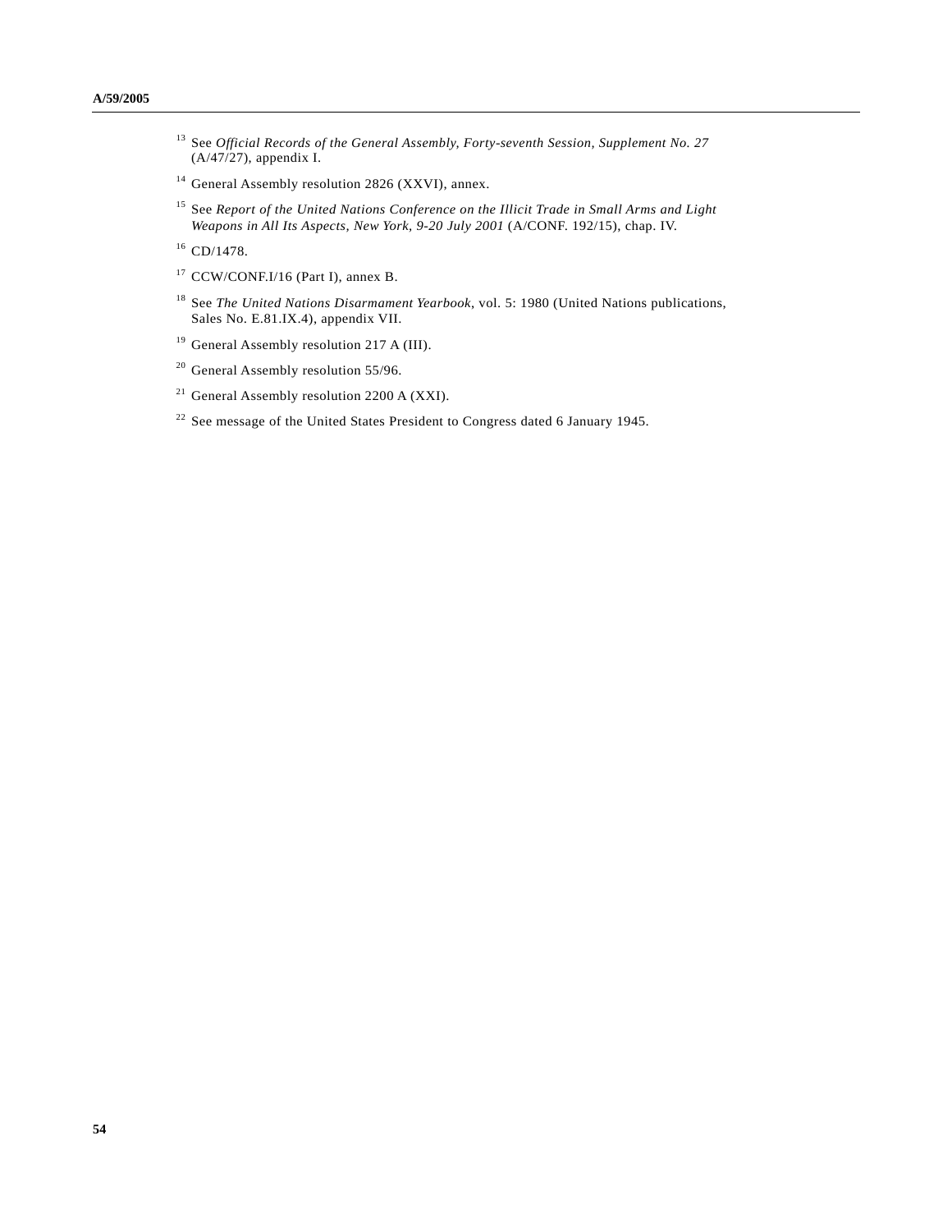[13] See *Official Records of the General Assembly, Forty-seventh Session, Supplement No. 27* (A/47/27), appendix I.

[14] General Assembly resolution 2826 (XXVI), annex.

[15] See *Report of the United Nations Conference on the Illicit Trade in Small Arms and Light Weapons in All Its Aspects, New York, 9-20 July 2001* (A/CONF. 192/15), chap. IV.

[16] CD/1478.

[17] CCW/CONF.I/16 (Part I), annex B.

[18] See *The United Nations Disarmament Yearbook*, vol. 5: 1980 (United Nations publications, Sales No. E.81.IX.4), appendix VII.

[19] General Assembly resolution 217 A (III).

[20] General Assembly resolution 55/96.

[21] General Assembly resolution 2200 A (XXI).

[22] See message of the United States President to Congress dated 6 January 1945.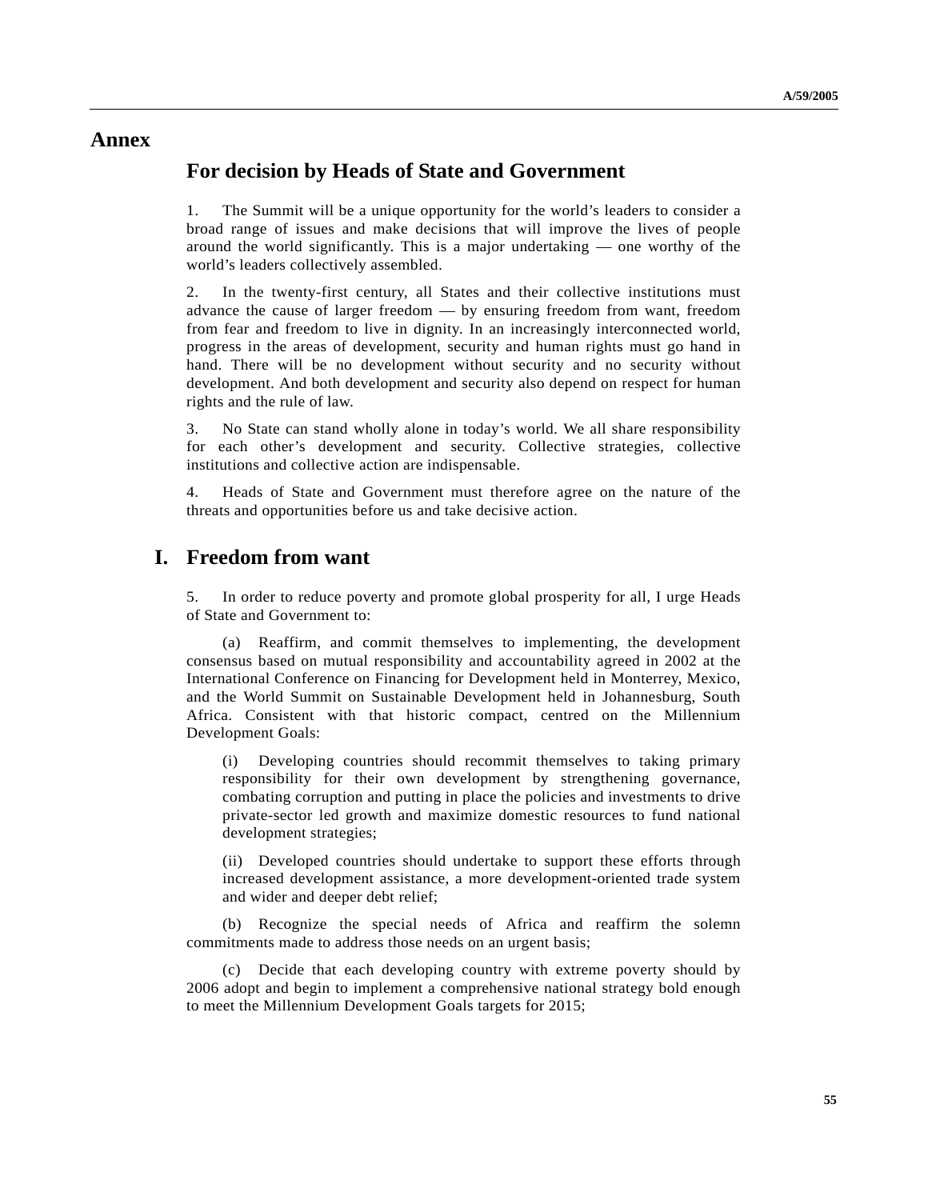# Annex

## For decision by Heads of State and Government

1. The Summit will be a unique opportunity for the world's leaders to consider a broad range of issues and make decisions that will improve the lives of people around the world significantly. This is a major undertaking — one worthy of the world's leaders collectively assembled.

2. In the twenty-first century, all States and their collective institutions must advance the cause of larger freedom — by ensuring freedom from want, freedom from fear and freedom to live in dignity. In an increasingly interconnected world, progress in the areas of development, security and human rights must go hand in hand. There will be no development without security and no security without development. And both development and security also depend on respect for human rights and the rule of law.

3. No State can stand wholly alone in today's world. We all share responsibility for each other's development and security. Collective strategies, collective institutions and collective action are indispensable.

4. Heads of State and Government must therefore agree on the nature of the threats and opportunities before us and take decisive action.

## I. Freedom from want

5. In order to reduce poverty and promote global prosperity for all, I urge Heads of State and Government to:

(a) Reaffirm, and commit themselves to implementing, the development consensus based on mutual responsibility and accountability agreed in 2002 at the International Conference on Financing for Development held in Monterrey, Mexico, and the World Summit on Sustainable Development held in Johannesburg, South Africa. Consistent with that historic compact, centred on the Millennium Development Goals:

(i) Developing countries should recommit themselves to taking primary responsibility for their own development by strengthening governance, combating corruption and putting in place the policies and investments to drive private-sector led growth and maximize domestic resources to fund national development strategies;

(ii) Developed countries should undertake to support these efforts through increased development assistance, a more development-oriented trade system and wider and deeper debt relief;

(b) Recognize the special needs of Africa and reaffirm the solemn commitments made to address those needs on an urgent basis;

(c) Decide that each developing country with extreme poverty should by 2006 adopt and begin to implement a comprehensive national strategy bold enough to meet the Millennium Development Goals targets for 2015;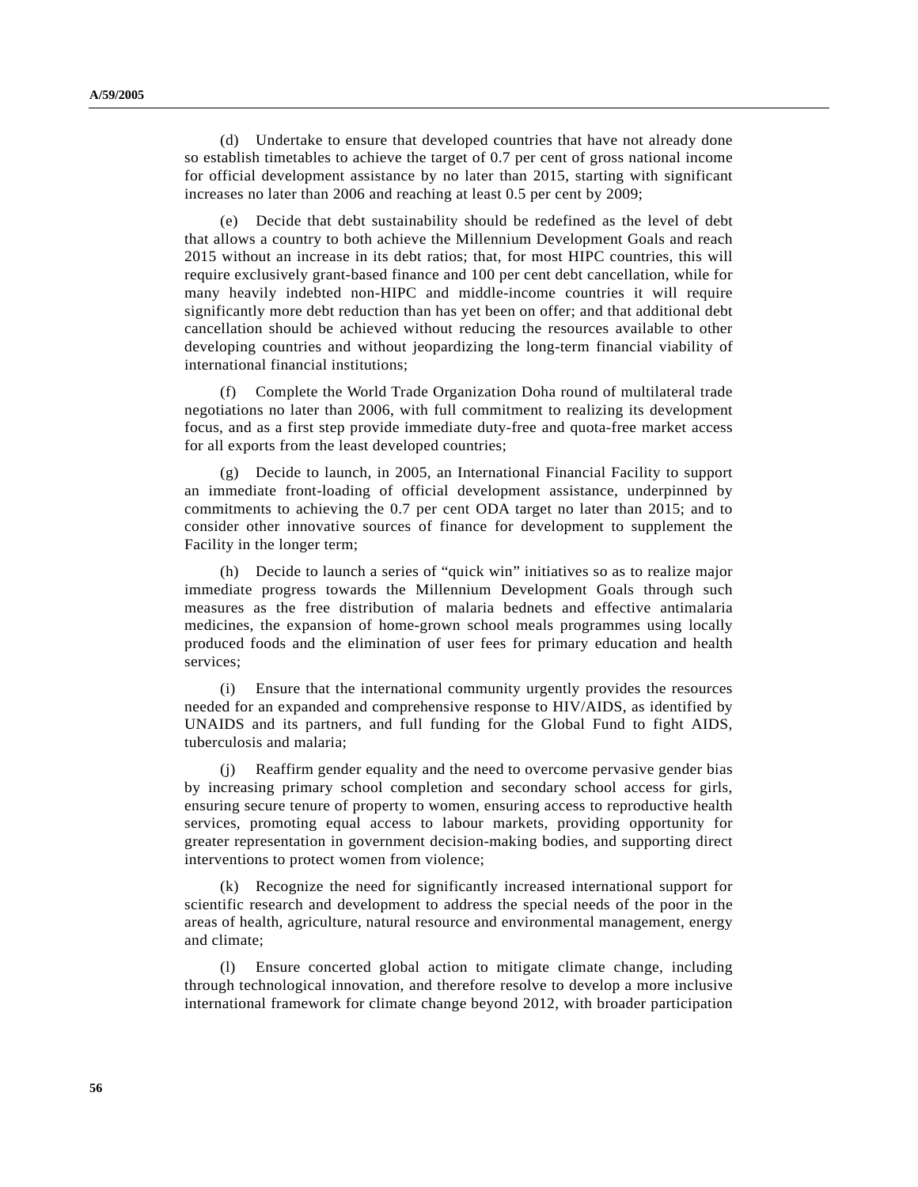(d) Undertake to ensure that developed countries that have not already done so establish timetables to achieve the target of 0.7 per cent of gross national income for official development assistance by no later than 2015, starting with significant increases no later than 2006 and reaching at least 0.5 per cent by 2009;

(e) Decide that debt sustainability should be redefined as the level of debt that allows a country to both achieve the Millennium Development Goals and reach 2015 without an increase in its debt ratios; that, for most HIPC countries, this will require exclusively grant-based finance and 100 per cent debt cancellation, while for many heavily indebted non-HIPC and middle-income countries it will require significantly more debt reduction than has yet been on offer; and that additional debt cancellation should be achieved without reducing the resources available to other developing countries and without jeopardizing the long-term financial viability of international financial institutions;

(f) Complete the World Trade Organization Doha round of multilateral trade negotiations no later than 2006, with full commitment to realizing its development focus, and as a first step provide immediate duty-free and quota-free market access for all exports from the least developed countries;

(g) Decide to launch, in 2005, an International Financial Facility to support an immediate front-loading of official development assistance, underpinned by commitments to achieving the 0.7 per cent ODA target no later than 2015; and to consider other innovative sources of finance for development to supplement the Facility in the longer term;

(h) Decide to launch a series of "quick win" initiatives so as to realize major immediate progress towards the Millennium Development Goals through such measures as the free distribution of malaria bednets and effective antimalaria medicines, the expansion of home-grown school meals programmes using locally produced foods and the elimination of user fees for primary education and health services;

(i) Ensure that the international community urgently provides the resources needed for an expanded and comprehensive response to HIV/AIDS, as identified by UNAIDS and its partners, and full funding for the Global Fund to fight AIDS, tuberculosis and malaria;

(j) Reaffirm gender equality and the need to overcome pervasive gender bias by increasing primary school completion and secondary school access for girls, ensuring secure tenure of property to women, ensuring access to reproductive health services, promoting equal access to labour markets, providing opportunity for greater representation in government decision-making bodies, and supporting direct interventions to protect women from violence;

(k) Recognize the need for significantly increased international support for scientific research and development to address the special needs of the poor in the areas of health, agriculture, natural resource and environmental management, energy and climate;

(l) Ensure concerted global action to mitigate climate change, including through technological innovation, and therefore resolve to develop a more inclusive international framework for climate change beyond 2012, with broader participation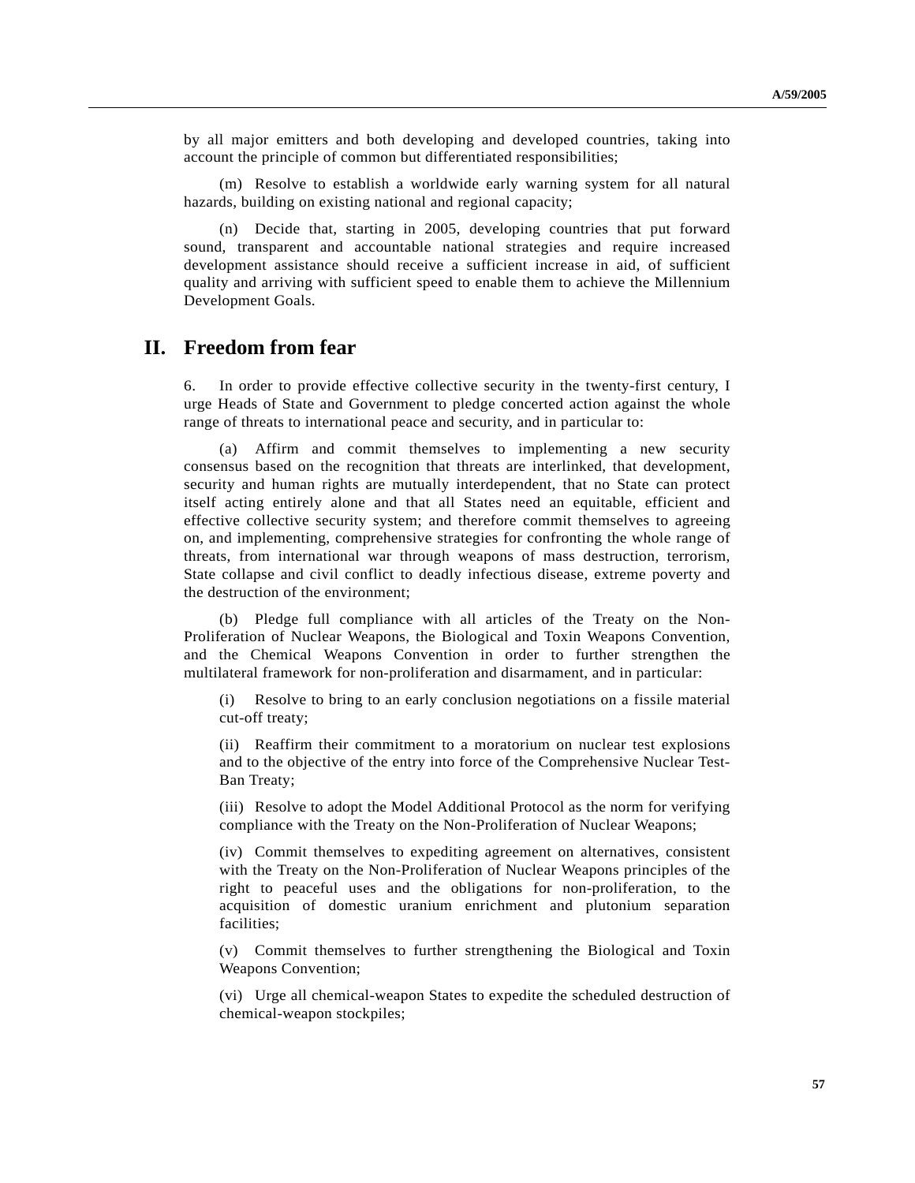by all major emitters and both developing and developed countries, taking into account the principle of common but differentiated responsibilities;

(m) Resolve to establish a worldwide early warning system for all natural hazards, building on existing national and regional capacity;

(n) Decide that, starting in 2005, developing countries that put forward sound, transparent and accountable national strategies and require increased development assistance should receive a sufficient increase in aid, of sufficient quality and arriving with sufficient speed to enable them to achieve the Millennium Development Goals.

## II. Freedom from fear

6. In order to provide effective collective security in the twenty-first century, I urge Heads of State and Government to pledge concerted action against the whole range of threats to international peace and security, and in particular to:

(a) Affirm and commit themselves to implementing a new security consensus based on the recognition that threats are interlinked, that development, security and human rights are mutually interdependent, that no State can protect itself acting entirely alone and that all States need an equitable, efficient and effective collective security system; and therefore commit themselves to agreeing on, and implementing, comprehensive strategies for confronting the whole range of threats, from international war through weapons of mass destruction, terrorism, State collapse and civil conflict to deadly infectious disease, extreme poverty and the destruction of the environment;

(b) Pledge full compliance with all articles of the Treaty on the Non-Proliferation of Nuclear Weapons, the Biological and Toxin Weapons Convention, and the Chemical Weapons Convention in order to further strengthen the multilateral framework for non-proliferation and disarmament, and in particular:

(i) Resolve to bring to an early conclusion negotiations on a fissile material cut-off treaty;

(ii) Reaffirm their commitment to a moratorium on nuclear test explosions and to the objective of the entry into force of the Comprehensive Nuclear Test-Ban Treaty;

(iii) Resolve to adopt the Model Additional Protocol as the norm for verifying compliance with the Treaty on the Non-Proliferation of Nuclear Weapons;

(iv) Commit themselves to expediting agreement on alternatives, consistent with the Treaty on the Non-Proliferation of Nuclear Weapons principles of the right to peaceful uses and the obligations for non-proliferation, to the acquisition of domestic uranium enrichment and plutonium separation facilities;

(v) Commit themselves to further strengthening the Biological and Toxin Weapons Convention;

(vi) Urge all chemical-weapon States to expedite the scheduled destruction of chemical-weapon stockpiles;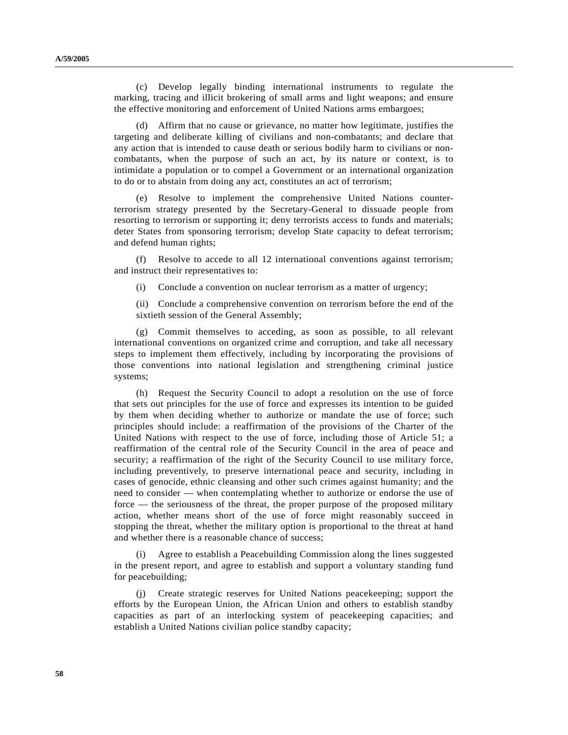(c) Develop legally binding international instruments to regulate the marking, tracing and illicit brokering of small arms and light weapons; and ensure the effective monitoring and enforcement of United Nations arms embargoes;

(d) Affirm that no cause or grievance, no matter how legitimate, justifies the targeting and deliberate killing of civilians and non-combatants; and declare that any action that is intended to cause death or serious bodily harm to civilians or non-combatants, when the purpose of such an act, by its nature or context, is to intimidate a population or to compel a Government or an international organization to do or to abstain from doing any act, constitutes an act of terrorism;

(e) Resolve to implement the comprehensive United Nations counter-terrorism strategy presented by the Secretary-General to dissuade people from resorting to terrorism or supporting it; deny terrorists access to funds and materials; deter States from sponsoring terrorism; develop State capacity to defeat terrorism; and defend human rights;

(f) Resolve to accede to all 12 international conventions against terrorism; and instruct their representatives to:

(i) Conclude a convention on nuclear terrorism as a matter of urgency;

(ii) Conclude a comprehensive convention on terrorism before the end of the sixtieth session of the General Assembly;

(g) Commit themselves to acceding, as soon as possible, to all relevant international conventions on organized crime and corruption, and take all necessary steps to implement them effectively, including by incorporating the provisions of those conventions into national legislation and strengthening criminal justice systems;

(h) Request the Security Council to adopt a resolution on the use of force that sets out principles for the use of force and expresses its intention to be guided by them when deciding whether to authorize or mandate the use of force; such principles should include: a reaffirmation of the provisions of the Charter of the United Nations with respect to the use of force, including those of Article 51; a reaffirmation of the central role of the Security Council in the area of peace and security; a reaffirmation of the right of the Security Council to use military force, including preventively, to preserve international peace and security, including in cases of genocide, ethnic cleansing and other such crimes against humanity; and the need to consider — when contemplating whether to authorize or endorse the use of force — the seriousness of the threat, the proper purpose of the proposed military action, whether means short of the use of force might reasonably succeed in stopping the threat, whether the military option is proportional to the threat at hand and whether there is a reasonable chance of success;

(i) Agree to establish a Peacebuilding Commission along the lines suggested in the present report, and agree to establish and support a voluntary standing fund for peacebuilding;

(j) Create strategic reserves for United Nations peacekeeping; support the efforts by the European Union, the African Union and others to establish standby capacities as part of an interlocking system of peacekeeping capacities; and establish a United Nations civilian police standby capacity;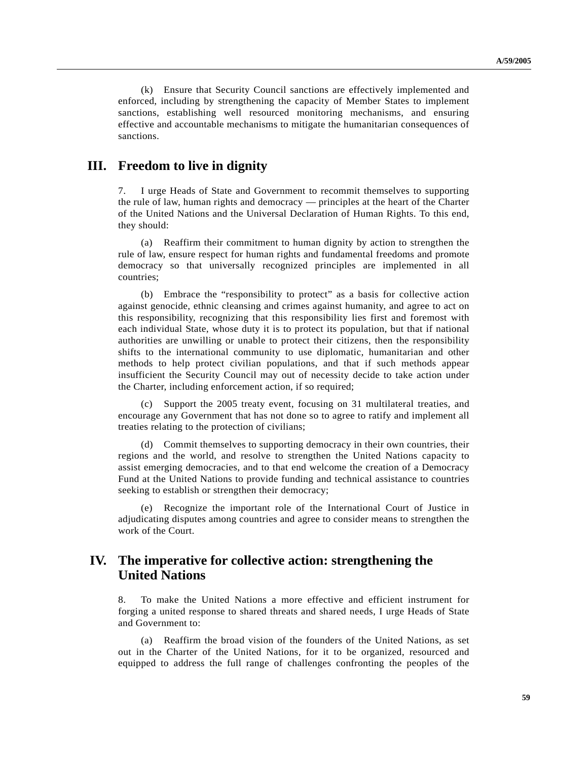(k) Ensure that Security Council sanctions are effectively implemented and enforced, including by strengthening the capacity of Member States to implement sanctions, establishing well resourced monitoring mechanisms, and ensuring effective and accountable mechanisms to mitigate the humanitarian consequences of sanctions.

## III. Freedom to live in dignity

7. I urge Heads of State and Government to recommit themselves to supporting the rule of law, human rights and democracy — principles at the heart of the Charter of the United Nations and the Universal Declaration of Human Rights. To this end, they should:

(a) Reaffirm their commitment to human dignity by action to strengthen the rule of law, ensure respect for human rights and fundamental freedoms and promote democracy so that universally recognized principles are implemented in all countries;

(b) Embrace the "responsibility to protect" as a basis for collective action against genocide, ethnic cleansing and crimes against humanity, and agree to act on this responsibility, recognizing that this responsibility lies first and foremost with each individual State, whose duty it is to protect its population, but that if national authorities are unwilling or unable to protect their citizens, then the responsibility shifts to the international community to use diplomatic, humanitarian and other methods to help protect civilian populations, and that if such methods appear insufficient the Security Council may out of necessity decide to take action under the Charter, including enforcement action, if so required;

(c) Support the 2005 treaty event, focusing on 31 multilateral treaties, and encourage any Government that has not done so to agree to ratify and implement all treaties relating to the protection of civilians;

(d) Commit themselves to supporting democracy in their own countries, their regions and the world, and resolve to strengthen the United Nations capacity to assist emerging democracies, and to that end welcome the creation of a Democracy Fund at the United Nations to provide funding and technical assistance to countries seeking to establish or strengthen their democracy;

(e) Recognize the important role of the International Court of Justice in adjudicating disputes among countries and agree to consider means to strengthen the work of the Court.

## IV. The imperative for collective action: strengthening the United Nations

8. To make the United Nations a more effective and efficient instrument for forging a united response to shared threats and shared needs, I urge Heads of State and Government to:

(a) Reaffirm the broad vision of the founders of the United Nations, as set out in the Charter of the United Nations, for it to be organized, resourced and equipped to address the full range of challenges confronting the peoples of the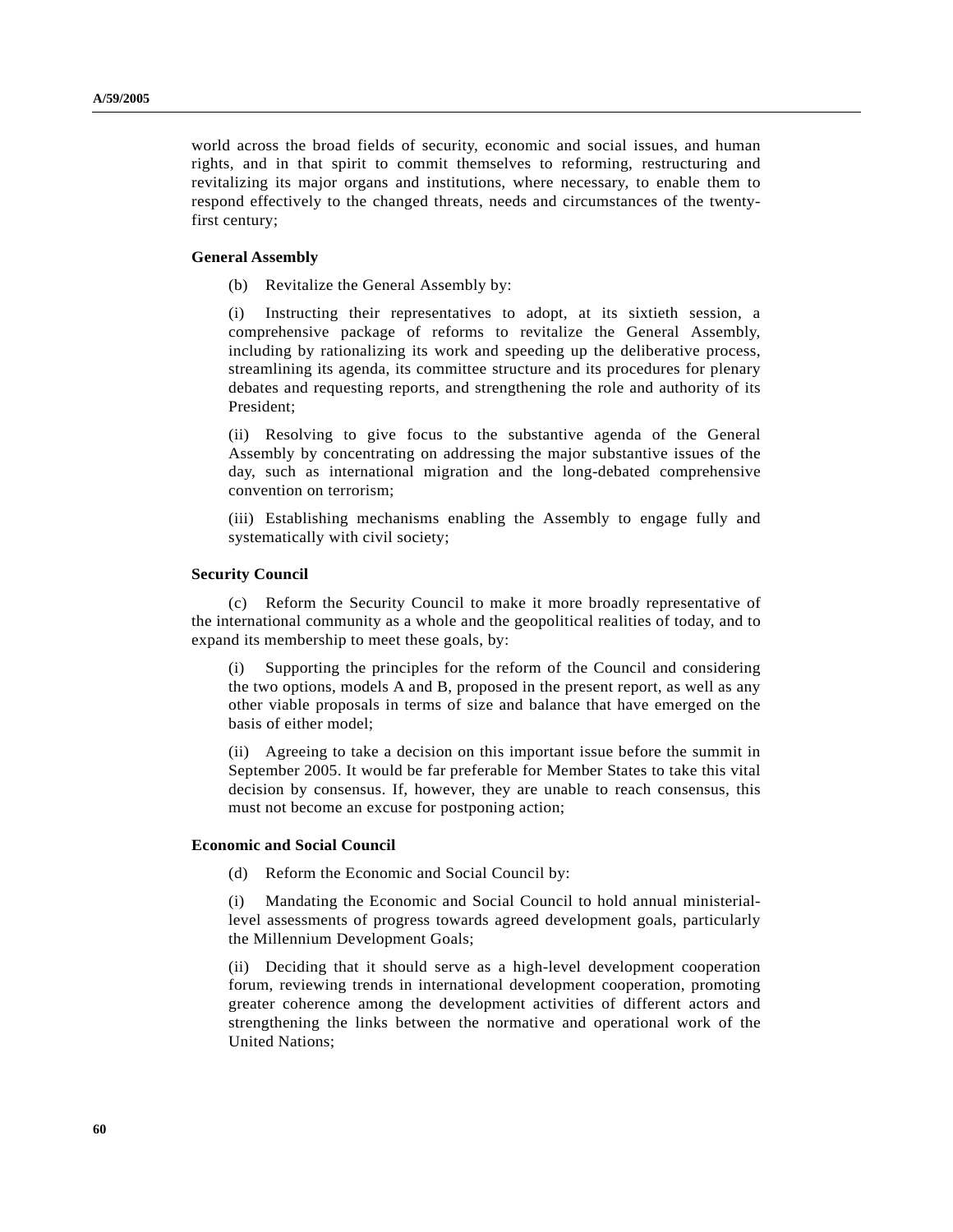world across the broad fields of security, economic and social issues, and human rights, and in that spirit to commit themselves to reforming, restructuring and revitalizing its major organs and institutions, where necessary, to enable them to respond effectively to the changed threats, needs and circumstances of the twenty-first century;

**General Assembly**

(b) Revitalize the General Assembly by:

(i) Instructing their representatives to adopt, at its sixtieth session, a comprehensive package of reforms to revitalize the General Assembly, including by rationalizing its work and speeding up the deliberative process, streamlining its agenda, its committee structure and its procedures for plenary debates and requesting reports, and strengthening the role and authority of its President;

(ii) Resolving to give focus to the substantive agenda of the General Assembly by concentrating on addressing the major substantive issues of the day, such as international migration and the long-debated comprehensive convention on terrorism;

(iii) Establishing mechanisms enabling the Assembly to engage fully and systematically with civil society;

**Security Council**

(c) Reform the Security Council to make it more broadly representative of the international community as a whole and the geopolitical realities of today, and to expand its membership to meet these goals, by:

(i) Supporting the principles for the reform of the Council and considering the two options, models A and B, proposed in the present report, as well as any other viable proposals in terms of size and balance that have emerged on the basis of either model;

(ii) Agreeing to take a decision on this important issue before the summit in September 2005. It would be far preferable for Member States to take this vital decision by consensus. If, however, they are unable to reach consensus, this must not become an excuse for postponing action;

**Economic and Social Council**

(d) Reform the Economic and Social Council by:

(i) Mandating the Economic and Social Council to hold annual ministerial-level assessments of progress towards agreed development goals, particularly the Millennium Development Goals;

(ii) Deciding that it should serve as a high-level development cooperation forum, reviewing trends in international development cooperation, promoting greater coherence among the development activities of different actors and strengthening the links between the normative and operational work of the United Nations;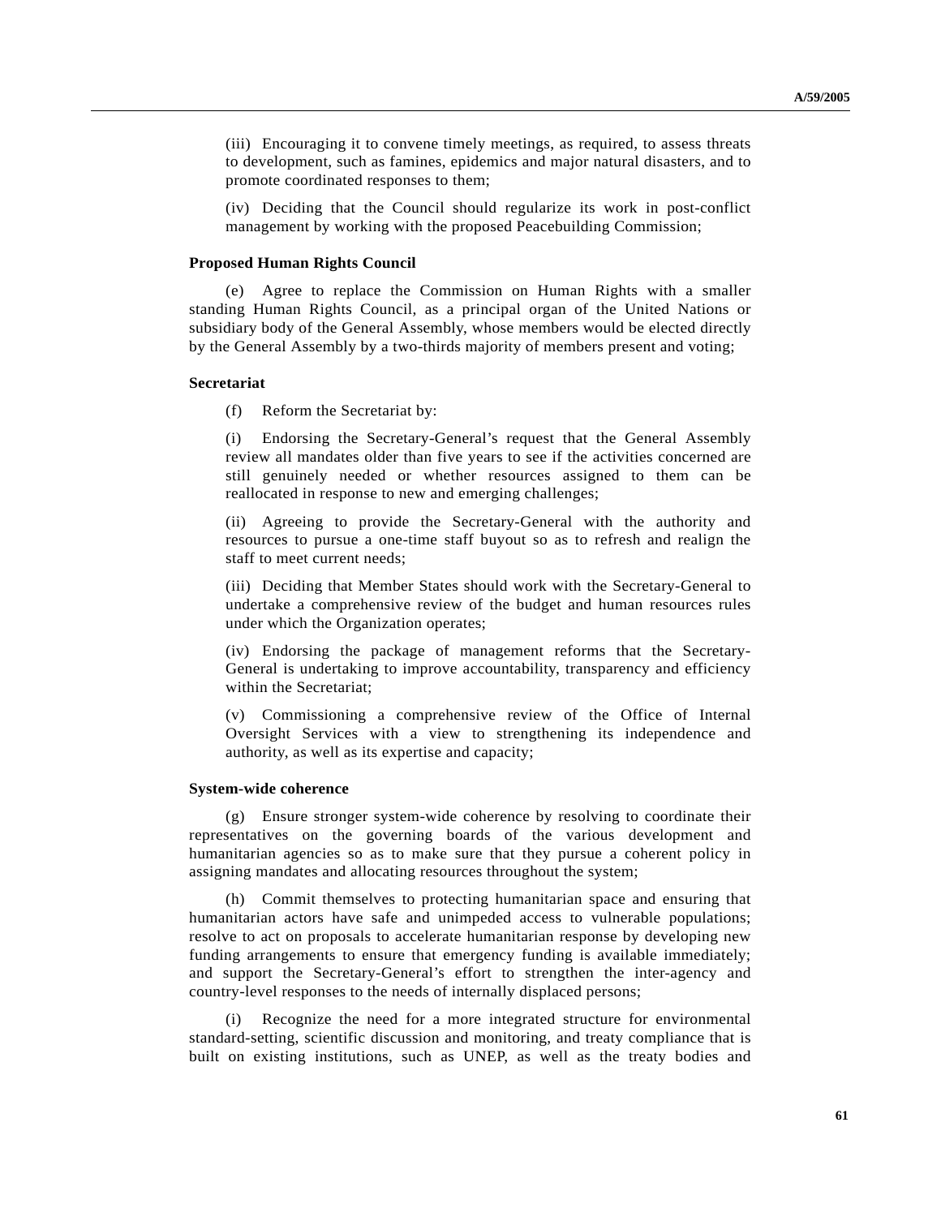(iii) Encouraging it to convene timely meetings, as required, to assess threats to development, such as famines, epidemics and major natural disasters, and to promote coordinated responses to them;

(iv) Deciding that the Council should regularize its work in post-conflict management by working with the proposed Peacebuilding Commission;

**Proposed Human Rights Council**

(e) Agree to replace the Commission on Human Rights with a smaller standing Human Rights Council, as a principal organ of the United Nations or subsidiary body of the General Assembly, whose members would be elected directly by the General Assembly by a two-thirds majority of members present and voting;

**Secretariat**

(f) Reform the Secretariat by:

(i) Endorsing the Secretary-General's request that the General Assembly review all mandates older than five years to see if the activities concerned are still genuinely needed or whether resources assigned to them can be reallocated in response to new and emerging challenges;

(ii) Agreeing to provide the Secretary-General with the authority and resources to pursue a one-time staff buyout so as to refresh and realign the staff to meet current needs;

(iii) Deciding that Member States should work with the Secretary-General to undertake a comprehensive review of the budget and human resources rules under which the Organization operates;

(iv) Endorsing the package of management reforms that the Secretary-General is undertaking to improve accountability, transparency and efficiency within the Secretariat;

(v) Commissioning a comprehensive review of the Office of Internal Oversight Services with a view to strengthening its independence and authority, as well as its expertise and capacity;

**System-wide coherence**

(g) Ensure stronger system-wide coherence by resolving to coordinate their representatives on the governing boards of the various development and humanitarian agencies so as to make sure that they pursue a coherent policy in assigning mandates and allocating resources throughout the system;

(h) Commit themselves to protecting humanitarian space and ensuring that humanitarian actors have safe and unimpeded access to vulnerable populations; resolve to act on proposals to accelerate humanitarian response by developing new funding arrangements to ensure that emergency funding is available immediately; and support the Secretary-General's effort to strengthen the inter-agency and country-level responses to the needs of internally displaced persons;

(i) Recognize the need for a more integrated structure for environmental standard-setting, scientific discussion and monitoring, and treaty compliance that is built on existing institutions, such as UNEP, as well as the treaty bodies and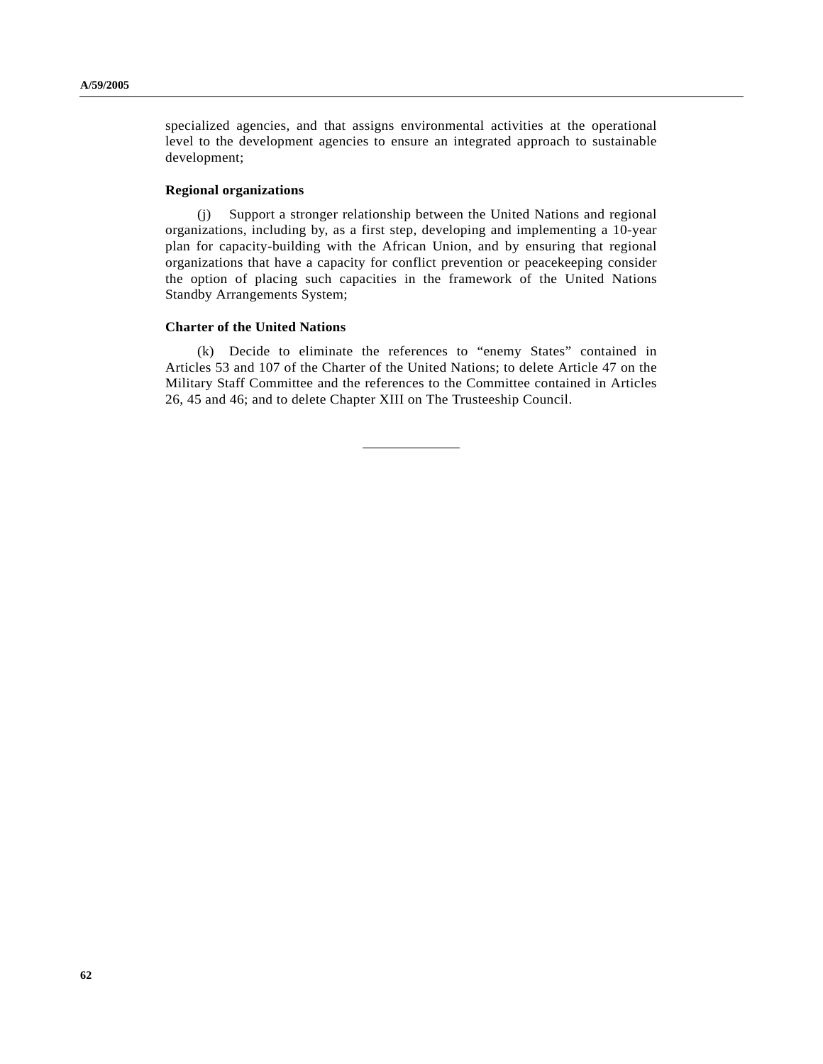specialized agencies, and that assigns environmental activities at the operational level to the development agencies to ensure an integrated approach to sustainable development;

**Regional organizations**

(j) Support a stronger relationship between the United Nations and regional organizations, including by, as a first step, developing and implementing a 10-year plan for capacity-building with the African Union, and by ensuring that regional organizations that have a capacity for conflict prevention or peacekeeping consider the option of placing such capacities in the framework of the United Nations Standby Arrangements System;

**Charter of the United Nations**

(k) Decide to eliminate the references to "enemy States" contained in Articles 53 and 107 of the Charter of the United Nations; to delete Article 47 on the Military Staff Committee and the references to the Committee contained in Articles 26, 45 and 46; and to delete Chapter XIII on The Trusteeship Council.